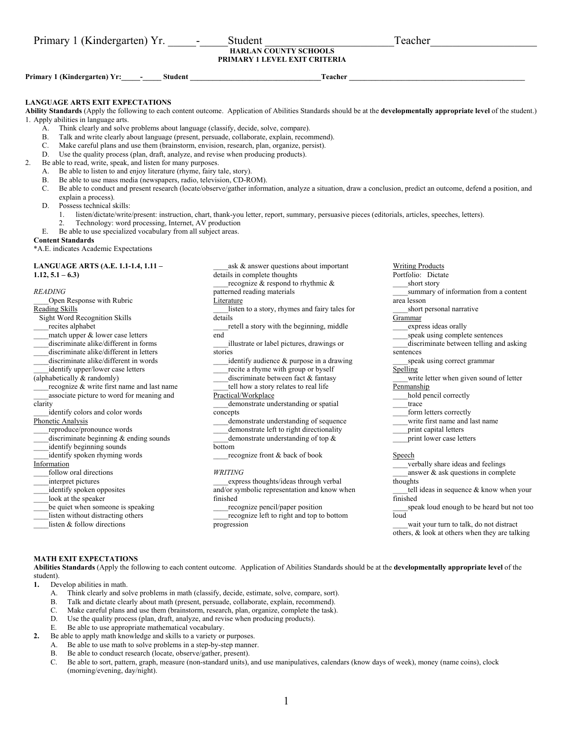Primary 1 (Kindergarten) Yr. _____-_____Student _______________________Teacher___________________

**HARLAN COUNTY SCHOOLS**
**PRIMARY 1 LEVEL EXIT CRITERIA**

**Primary 1 (Kindergarten) Yr:_____-_____ Student __________________________________Teacher ______________________________________________**

**LANGUAGE ARTS EXIT EXPECTATIONS**

**Ability Standards** (Apply the following to each content outcome. Application of Abilities Standards should be at the **developmentally appropriate level** of the student.)

1. Apply abilities in language arts.
   A. Think clearly and solve problems about language (classify, decide, solve, compare).
   B. Talk and write clearly about language (present, persuade, collaborate, explain, recommend).
   C. Make careful plans and use them (brainstorm, envision, research, plan, organize, persist).
   D. Use the quality process (plan, draft, analyze, and revise when producing products).
2. Be able to read, write, speak, and listen for many purposes.
   A. Be able to listen to and enjoy literature (rhyme, fairy tale, story).
   B. Be able to use mass media (newspapers, radio, television, CD-ROM).
   C. Be able to conduct and present research (locate/observe/gather information, analyze a situation, draw a conclusion, predict an outcome, defend a position, and explain a process).
   D. Possess technical skills:
      1. listen/dictate/write/present: instruction, chart, thank-you letter, report, summary, persuasive pieces (editorials, articles, speeches, letters).
      2. Technology: word processing, Internet, AV production
   E. Be able to use specialized vocabulary from all subject areas.

**Content Standards**
*A.E. indicates Academic Expectations

**LANGUAGE ARTS (A.E. 1.1-1.4, 1.11 – 1.12, 5.1 – 6.3)**

*READING*

____Open Response with Rubric

Reading Skills

Sight Word Recognition Skills

____recites alphabet
____match upper & lower case letters
____discriminate alike/different in forms
____discriminate alike/different in letters
____discriminate alike/different in words
____identify upper/lower case letters (alphabetically & randomly)
____recognize & write first name and last name
____associate picture to word for meaning and clarity
____identify colors and color words

Phonetic Analysis

____reproduce/pronounce words
____discriminate beginning & ending sounds
____identify beginning sounds
____identify spoken rhyming words

Information

____follow oral directions
____interpret pictures
____identify spoken opposites
____look at the speaker
____be quiet when someone is speaking
____listen without distracting others
____listen & follow directions
____ask & answer questions about important details in complete thoughts
____recognize & respond to rhythmic & patterned reading materials

Literature

____listen to a story, rhymes and fairy tales for details
____retell a story with the beginning, middle end
____illustrate or label pictures, drawings or stories
____identify audience & purpose in a drawing
____recite a rhyme with group or byself
____discriminate between fact & fantasy
____tell how a story relates to real life

Practical/Workplace

____demonstrate understanding or spatial concepts
____demonstrate understanding of sequence
____demonstrate left to right directionality
____demonstrate understanding of top & bottom
____recognize front & back of book

*WRITING*

____express thoughts/ideas through verbal and/or symbolic representation and know when finished
____recognize pencil/paper position
____recognize left to right and top to bottom progression

Writing Products

Portfolio: Dictate

____short story
____summary of information from a content area lesson
____short personal narrative

Grammar

____express ideas orally
____speak using complete sentences
____discriminate between telling and asking sentences
____speak using correct grammar

Spelling

____write letter when given sound of letter

Penmanship

____hold pencil correctly
____trace
____form letters correctly
____write first name and last name
____print capital letters
____print lower case letters

Speech

____verbally share ideas and feelings
____answer & ask questions in complete thoughts
____tell ideas in sequence & know when your finished
____speak loud enough to be heard but not too loud
____wait your turn to talk, do not distract others, & look at others when they are talking

**MATH EXIT EXPECTATIONS**

**Abilities Standards** (Apply the following to each content outcome. Application of Abilities Standards should be at the **developmentally appropriate level** of the student).

**1.** Develop abilities in math.
   A. Think clearly and solve problems in math (classify, decide, estimate, solve, compare, sort).
   B. Talk and dictate clearly about math (present, persuade, collaborate, explain, recommend).
   C. Make careful plans and use them (brainstorm, research, plan, organize, complete the task).
   D. Use the quality process (plan, draft, analyze, and revise when producing products).
   E. Be able to use appropriate mathematical vocabulary.

**2.** Be able to apply math knowledge and skills to a variety or purposes.
   A. Be able to use math to solve problems in a step-by-step manner.
   B. Be able to conduct research (locate, observe/gather, present).
   C. Be able to sort, pattern, graph, measure (non-standard units), and use manipulatives, calendars (know days of week), money (name coins), clock (morning/evening, day/night).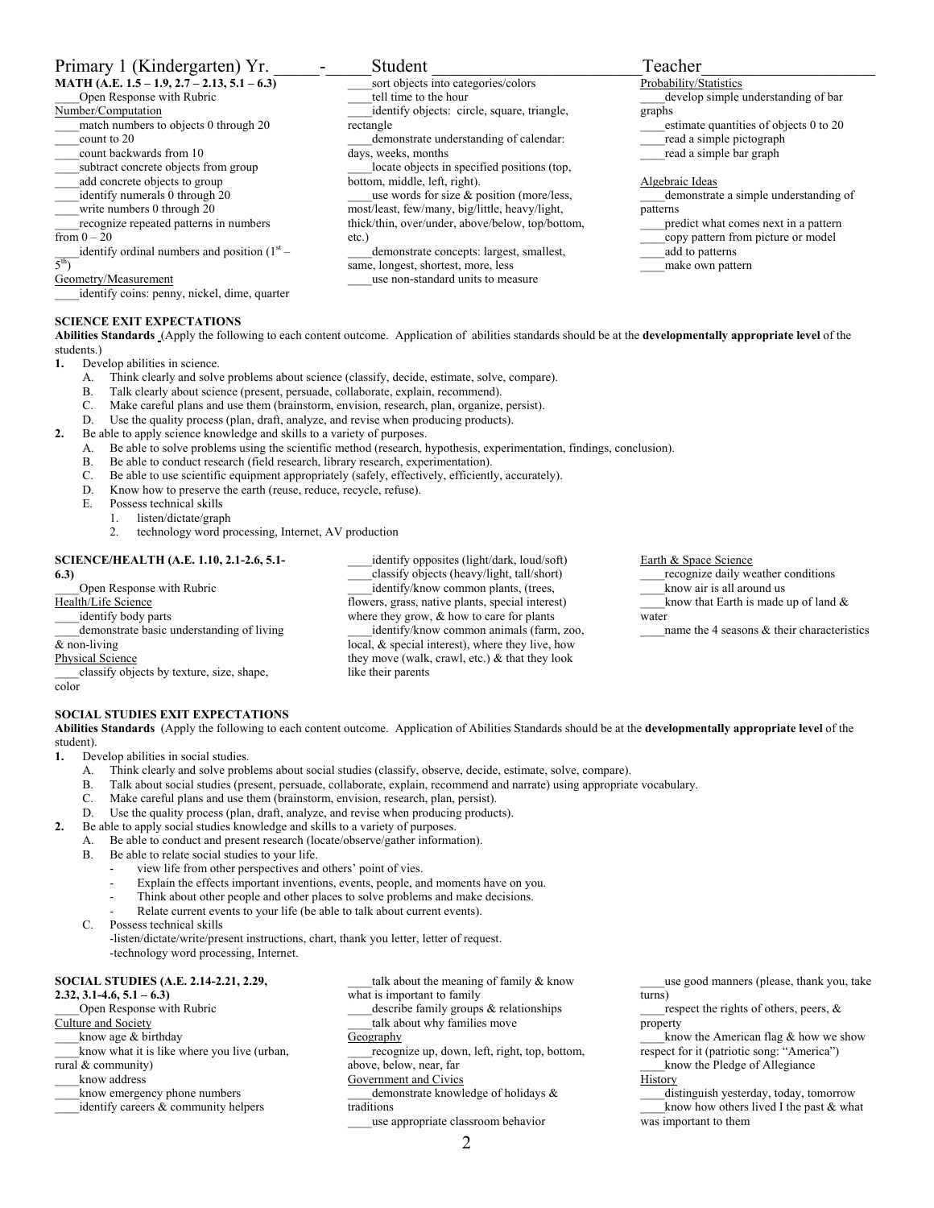# Primary 1 (Kindergarten) Yr. _____-_____Student ______________________Teacher__________________

**MATH (A.E. 1.5 – 1.9, 2.7 – 2.13, 5.1 – 6.3)**

____Open Response with Rubric

Number/Computation

____match numbers to objects 0 through 20
____count to 20
____count backwards from 10
____subtract concrete objects from group
____add concrete objects to group
____identify numerals 0 through 20
____write numbers 0 through 20
____recognize repeated patterns in numbers from 0 – 20
____identify ordinal numbers and position (1st – 5th)

Geometry/Measurement

____identify coins: penny, nickel, dime, quarter
____sort objects into categories/colors
____tell time to the hour
____identify objects: circle, square, triangle, rectangle
____demonstrate understanding of calendar: days, weeks, months
____locate objects in specified positions (top, bottom, middle, left, right).
____use words for size & position (more/less, most/least, few/many, big/little, heavy/light, thick/thin, over/under, above/below, top/bottom, etc.)
____demonstrate concepts: largest, smallest, same, longest, shortest, more, less
____use non-standard units to measure

Probability/Statistics

____develop simple understanding of bar graphs
____estimate quantities of objects 0 to 20
____read a simple pictograph
____read a simple bar graph

Algebraic Ideas

____demonstrate a simple understanding of patterns
____predict what comes next in a pattern
____copy pattern from picture or model
____add to patterns
____make own pattern

**SCIENCE EXIT EXPECTATIONS**

**Abilities Standards** (Apply the following to each content outcome. Application of abilities standards should be at the **developmentally appropriate level** of the students.)

1. Develop abilities in science.
   A. Think clearly and solve problems about science (classify, decide, estimate, solve, compare).
   B. Talk clearly about science (present, persuade, collaborate, explain, recommend).
   C. Make careful plans and use them (brainstorm, envision, research, plan, organize, persist).
   D. Use the quality process (plan, draft, analyze, and revise when producing products).
2. Be able to apply science knowledge and skills to a variety of purposes.
   A. Be able to solve problems using the scientific method (research, hypothesis, experimentation, findings, conclusion).
   B. Be able to conduct research (field research, library research, experimentation).
   C. Be able to use scientific equipment appropriately (safely, effectively, efficiently, accurately).
   D. Know how to preserve the earth (reuse, reduce, recycle, refuse).
   E. Possess technical skills
      1. listen/dictate/graph
      2. technology word processing, Internet, AV production

**SCIENCE/HEALTH (A.E. 1.10, 2.1-2.6, 5.1-6.3)**

____Open Response with Rubric

Health/Life Science

____identify body parts
____demonstrate basic understanding of living & non-living

Physical Science

____classify objects by texture, size, shape, color
____identify opposites (light/dark, loud/soft)
____classify objects (heavy/light, tall/short)
____identify/know common plants, (trees, flowers, grass, native plants, special interest) where they grow, & how to care for plants
____identify/know common animals (farm, zoo, local, & special interest), where they live, how they move (walk, crawl, etc.) & that they look like their parents

Earth & Space Science

____recognize daily weather conditions
____know air is all around us
____know that Earth is made up of land & water
____name the 4 seasons & their characteristics

**SOCIAL STUDIES EXIT EXPECTATIONS**

**Abilities Standards** (Apply the following to each content outcome. Application of Abilities Standards should be at the **developmentally appropriate level** of the student).

1. Develop abilities in social studies.
   A. Think clearly and solve problems about social studies (classify, observe, decide, estimate, solve, compare).
   B. Talk about social studies (present, persuade, collaborate, explain, recommend and narrate) using appropriate vocabulary.
   C. Make careful plans and use them (brainstorm, envision, research, plan, persist).
   D. Use the quality process (plan, draft, analyze, and revise when producing products).
2. Be able to apply social studies knowledge and skills to a variety of purposes.
   A. Be able to conduct and present research (locate/observe/gather information).
   B. Be able to relate social studies to your life.
      - view life from other perspectives and others' point of vies.
      - Explain the effects important inventions, events, people, and moments have on you.
      - Think about other people and other places to solve problems and make decisions.
      - Relate current events to your life (be able to talk about current events).
   C. Possess technical skills
      -listen/dictate/write/present instructions, chart, thank you letter, letter of request.
      -technology word processing, Internet.

**SOCIAL STUDIES (A.E. 2.14-2.21, 2.29, 2.32, 3.1-4.6, 5.1 – 6.3)**

____Open Response with Rubric

Culture and Society

____know age & birthday
____know what it is like where you live (urban, rural & community)
____know address
____know emergency phone numbers
____identify careers & community helpers
____talk about the meaning of family & know what is important to family
____describe family groups & relationships
____talk about why families move

Geography

____recognize up, down, left, right, top, bottom, above, below, near, far

Government and Civics

____demonstrate knowledge of holidays & traditions
____use appropriate classroom behavior
____use good manners (please, thank you, take turns)
____respect the rights of others, peers, & property
____know the American flag & how we show respect for it (patriotic song: "America")
____know the Pledge of Allegiance

History

____distinguish yesterday, today, tomorrow
____know how others lived I the past & what was important to them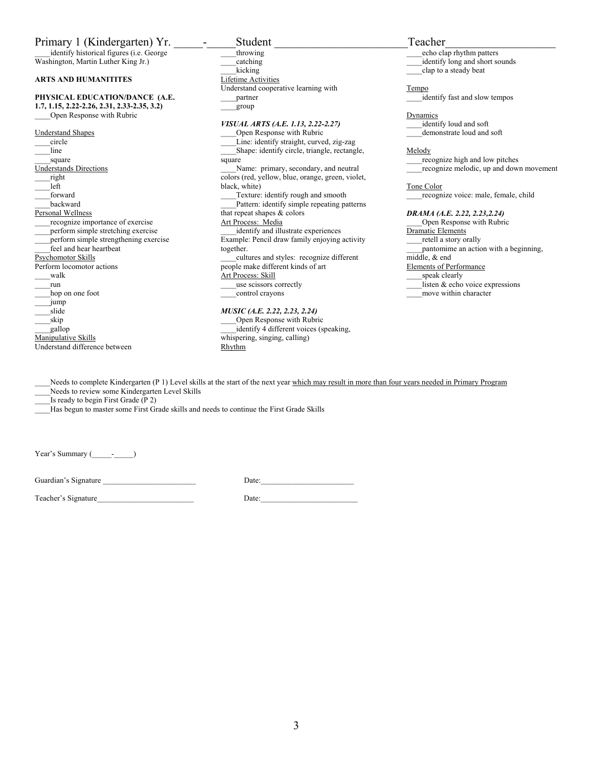Primary 1 (Kindergarten) Yr. _____-_____Student _______________________Teacher__________________

____identify historical figures (i.e. George Washington, Martin Luther King Jr.)

**ARTS AND HUMANITITES**

**PHYSICAL EDUCATION/DANCE (A.E. 1.7, 1.15, 2.22-2.26, 2.31, 2.33-2.35, 3.2)**

____Open Response with Rubric

Understand Shapes

____circle
____line
____square

Understands Directions

____right
____left
____forward
____backward

Personal Wellness

____recognize importance of exercise
____perform simple stretching exercise
____perform simple strengthening exercise
____feel and hear heartbeat

Psychomotor Skills

Perform locomotor actions

____walk
____run
____hop on one foot
____jump
____slide
____skip
____gallop

Manipulative Skills

Understand difference between

____throwing
____catching
____kicking

Lifetime Activities

Understand cooperative learning with

____partner
____group

***VISUAL ARTS (A.E. 1.13, 2.22-2.27)***

____Open Response with Rubric
____Line: identify straight, curved, zig-zag
____Shape: identify circle, triangle, rectangle, square
____Name: primary, secondary, and neutral colors (red, yellow, blue, orange, green, violet, black, white)
____Texture: identify rough and smooth
____Pattern: identify simple repeating patterns that repeat shapes & colors

Art Process: Media

____identify and illustrate experiences
Example: Pencil draw family enjoying activity together.
____cultures and styles: recognize different people make different kinds of art

Art Process: Skill

____use scissors correctly
____control crayons

***MUSIC (A.E. 2.22, 2.23, 2.24)***

____Open Response with Rubric
____identify 4 different voices (speaking, whispering, singing, calling)

Rhythm

____echo clap rhythm patters
____identify long and short sounds
____clap to a steady beat

Tempo

____identify fast and slow tempos

Dynamics

____identify loud and soft
____demonstrate loud and soft

Melody

____recognize high and low pitches
____recognize melodic, up and down movement

Tone Color

____recognize voice: male, female, child

***DRAMA (A.E. 2.22, 2.23,2.24)***

____Open Response with Rubric

Dramatic Elements

____retell a story orally
____pantomime an action with a beginning, middle, & end

Elements of Performance

____speak clearly
____listen & echo voice expressions
____move within character

____Needs to complete Kindergarten (P 1) Level skills at the start of the next year which may result in more than four years needed in Primary Program
____Needs to review some Kindergarten Level Skills
____Is ready to begin First Grade (P 2)
____Has begun to master some First Grade skills and needs to continue the First Grade Skills

Year's Summary (_____-_____)

Guardian's Signature ________________________ Date:________________________

Teacher's Signature_________________________ Date:_________________________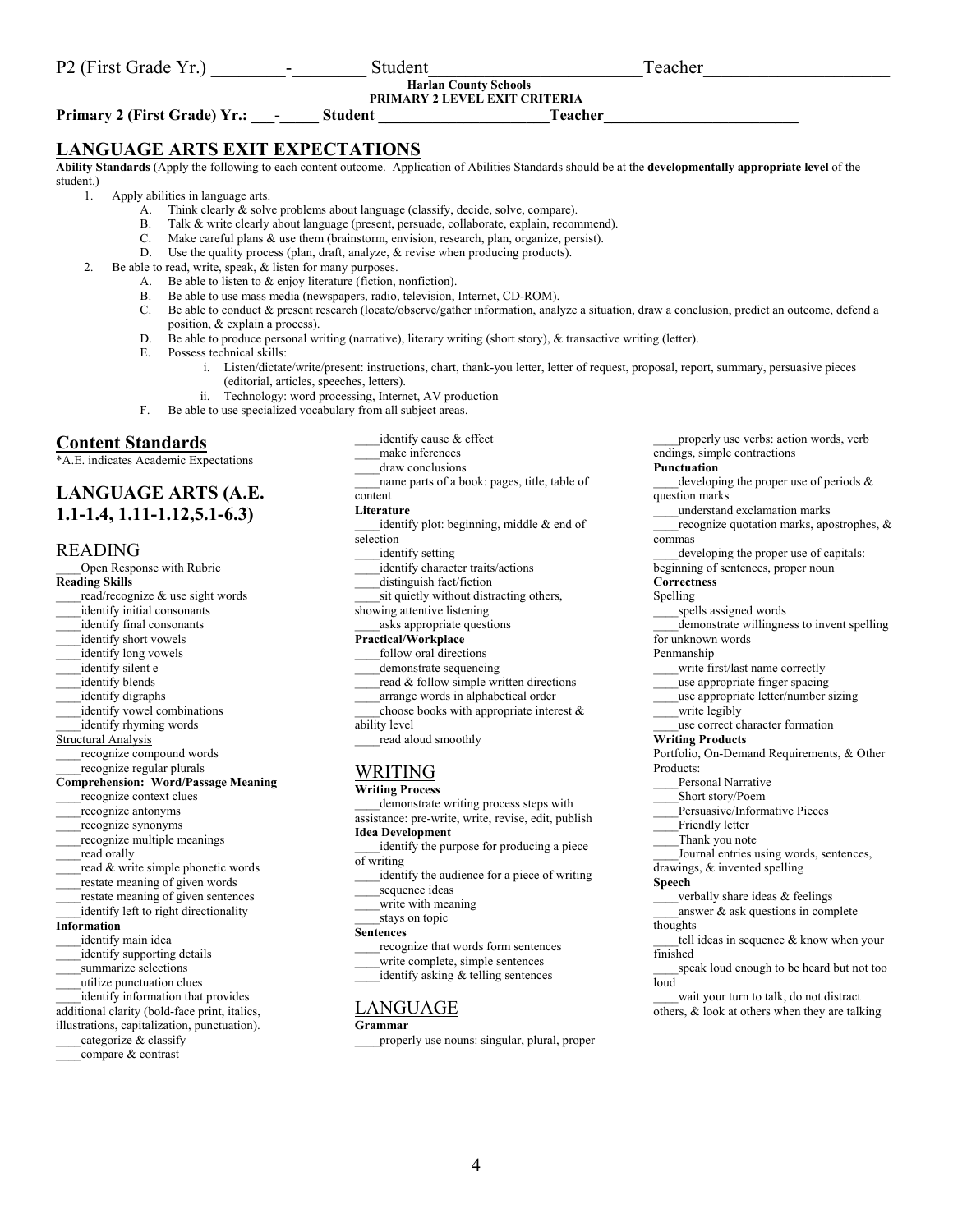P2 (First Grade Yr.) ________-________ Student______________________Teacher____________________

**Harlan County Schools**
**PRIMARY 2 LEVEL EXIT CRITERIA**

**Primary 2 (First Grade) Yr.: ___-_____ Student _____________________Teacher________________________**

## LANGUAGE ARTS EXIT EXPECTATIONS

**Ability Standards** (Apply the following to each content outcome. Application of Abilities Standards should be at the **developmentally appropriate level** of the student.)

1. Apply abilities in language arts.
   - A. Think clearly & solve problems about language (classify, decide, solve, compare).
   - B. Talk & write clearly about language (present, persuade, collaborate, explain, recommend).
   - C. Make careful plans & use them (brainstorm, envision, research, plan, organize, persist).
   - D. Use the quality process (plan, draft, analyze, & revise when producing products).
2. Be able to read, write, speak, & listen for many purposes.
   - A. Be able to listen to & enjoy literature (fiction, nonfiction).
   - B. Be able to use mass media (newspapers, radio, television, Internet, CD-ROM).
   - C. Be able to conduct & present research (locate/observe/gather information, analyze a situation, draw a conclusion, predict an outcome, defend a position, & explain a process).
   - D. Be able to produce personal writing (narrative), literary writing (short story), & transactive writing (letter).
   - E. Possess technical skills:
     - i. Listen/dictate/write/present: instructions, chart, thank-you letter, letter of request, proposal, report, summary, persuasive pieces (editorial, articles, speeches, letters).
     - ii. Technology: word processing, Internet, AV production
   - F. Be able to use specialized vocabulary from all subject areas.

## Content Standards

*A.E. indicates Academic Expectations

## LANGUAGE ARTS (A.E. 1.1-1.4, 1.11-1.12,5.1-6.3)

### READING

____Open Response with Rubric

**Reading Skills**

____read/recognize & use sight words
____identify initial consonants
____identify final consonants
____identify short vowels
____identify long vowels
____identify silent e
____identify blends
____identify digraphs
____identify vowel combinations
____identify rhyming words

Structural Analysis

____recognize compound words
____recognize regular plurals

**Comprehension: Word/Passage Meaning**

____recognize context clues
____recognize antonyms
____recognize synonyms
____recognize multiple meanings
____read orally
____read & write simple phonetic words
____restate meaning of given words
____restate meaning of given sentences
____identify left to right directionality

**Information**

____identify main idea
____identify supporting details
____summarize selections
____utilize punctuation clues
____identify information that provides additional clarity (bold-face print, italics, illustrations, capitalization, punctuation).
____categorize & classify
____compare & contrast
____identify cause & effect
____make inferences
____draw conclusions
____name parts of a book: pages, title, table of content

**Literature**

____identify plot: beginning, middle & end of selection
____identify setting
____identify character traits/actions
____distinguish fact/fiction
____sit quietly without distracting others, showing attentive listening
____asks appropriate questions

**Practical/Workplace**

____follow oral directions
____demonstrate sequencing
____read & follow simple written directions
____arrange words in alphabetical order
____choose books with appropriate interest & ability level
____read aloud smoothly

### WRITING

**Writing Process**

____demonstrate writing process steps with assistance: pre-write, write, revise, edit, publish

**Idea Development**

____identify the purpose for producing a piece of writing
____identify the audience for a piece of writing
____sequence ideas
____write with meaning
____stays on topic

**Sentences**

____recognize that words form sentences
____write complete, simple sentences
____identify asking & telling sentences

### LANGUAGE

**Grammar**

____properly use nouns: singular, plural, proper
____properly use verbs: action words, verb endings, simple contractions

**Punctuation**

____developing the proper use of periods & question marks
____understand exclamation marks
____recognize quotation marks, apostrophes, & commas
____developing the proper use of capitals: beginning of sentences, proper noun

**Correctness**

Spelling

____spells assigned words
____demonstrate willingness to invent spelling for unknown words

Penmanship

____write first/last name correctly
____use appropriate finger spacing
____use appropriate letter/number sizing
____write legibly
____use correct character formation

**Writing Products**

Portfolio, On-Demand Requirements, & Other Products:

____Personal Narrative
____Short story/Poem
____Persuasive/Informative Pieces
____Friendly letter
____Thank you note
____Journal entries using words, sentences, drawings, & invented spelling

**Speech**

____verbally share ideas & feelings
____answer & ask questions in complete thoughts
____tell ideas in sequence & know when your finished
____speak loud enough to be heard but not too loud
____wait your turn to talk, do not distract others, & look at others when they are talking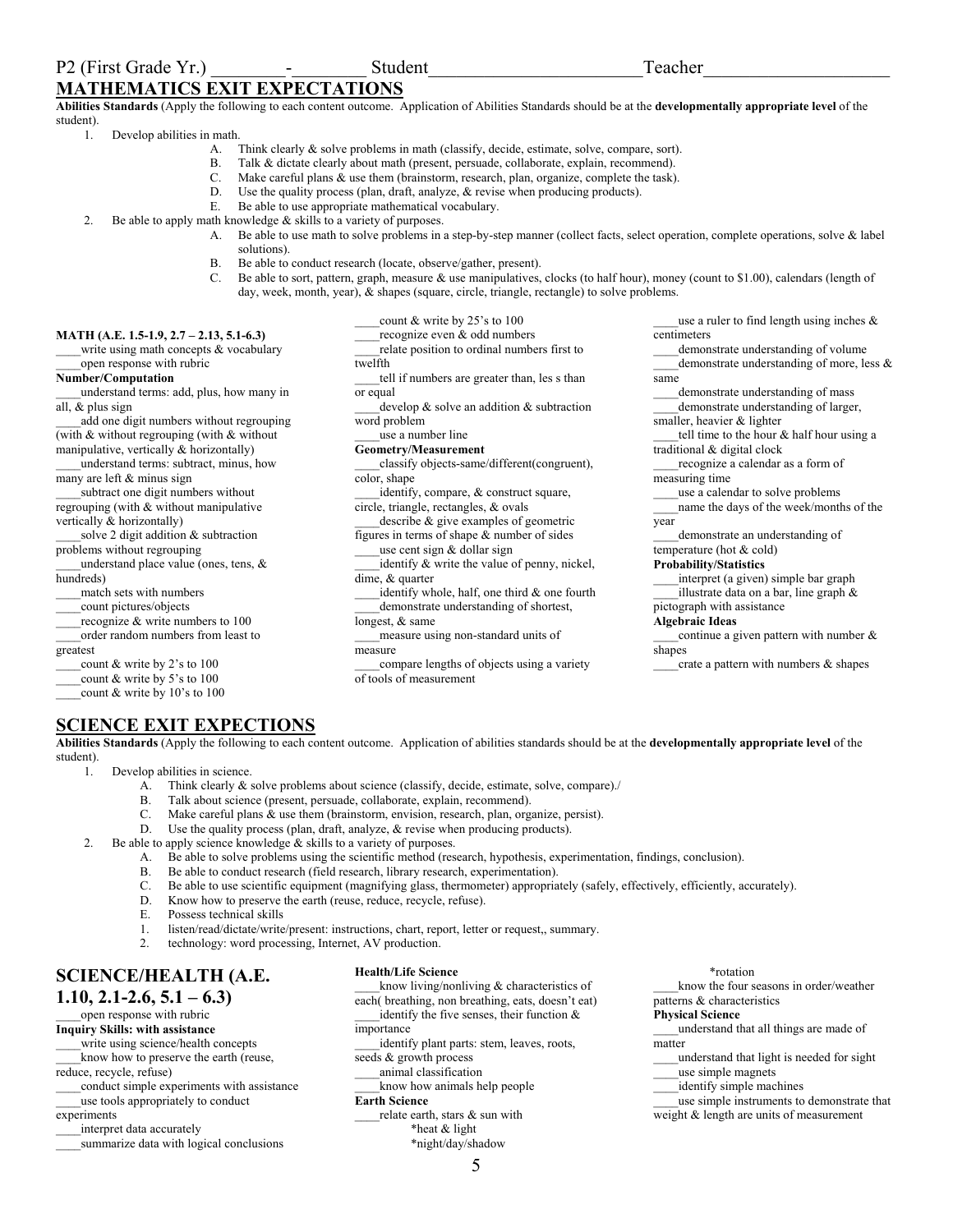P2 (First Grade Yr.) ________-________ Student_______________________Teacher___________________

# MATHEMATICS EXIT EXPECTATIONS

**Abilities Standards** (Apply the following to each content outcome. Application of Abilities Standards should be at the **developmentally appropriate level** of the student).

1. Develop abilities in math.
   - A. Think clearly & solve problems in math (classify, decide, estimate, solve, compare, sort).
   - B. Talk & dictate clearly about math (present, persuade, collaborate, explain, recommend).
   - C. Make careful plans & use them (brainstorm, research, plan, organize, complete the task).
   - D. Use the quality process (plan, draft, analyze, & revise when producing products).
   - E. Be able to use appropriate mathematical vocabulary.
2. Be able to apply math knowledge & skills to a variety of purposes.
   - A. Be able to use math to solve problems in a step-by-step manner (collect facts, select operation, complete operations, solve & label solutions).
   - B. Be able to conduct research (locate, observe/gather, present).
   - C. Be able to sort, pattern, graph, measure & use manipulatives, clocks (to half hour), money (count to $1.00), calendars (length of day, week, month, year), & shapes (square, circle, triangle, rectangle) to solve problems.

**MATH (A.E. 1.5-1.9, 2.7 – 2.13, 5.1-6.3)**

____write using math concepts & vocabulary
____open response with rubric

**Number/Computation**

____understand terms: add, plus, how many in all, & plus sign
____add one digit numbers without regrouping (with & without regrouping (with & without manipulative, vertically & horizontally)
____understand terms: subtract, minus, how many are left & minus sign
____subtract one digit numbers without regrouping (with & without manipulative vertically & horizontally)
____solve 2 digit addition & subtraction problems without regrouping
____understand place value (ones, tens, & hundreds)
____match sets with numbers
____count pictures/objects
____recognize & write numbers to 100
____order random numbers from least to greatest
____count & write by 2's to 100
____count & write by 5's to 100
____count & write by 10's to 100
____count & write by 25's to 100
____recognize even & odd numbers
____relate position to ordinal numbers first to twelfth
____tell if numbers are greater than, les s than or equal
____develop & solve an addition & subtraction word problem
____use a number line

**Geometry/Measurement**

____classify objects-same/different(congruent), color, shape
____identify, compare, & construct square, circle, triangle, rectangles, & ovals
____describe & give examples of geometric figures in terms of shape & number of sides
____use cent sign & dollar sign
____identify & write the value of penny, nickel, dime, & quarter
____identify whole, half, one third & one fourth
____demonstrate understanding of shortest, longest, & same
____measure using non-standard units of measure
____compare lengths of objects using a variety of tools of measurement
____use a ruler to find length using inches & centimeters
____demonstrate understanding of volume
____demonstrate understanding of more, less & same
____demonstrate understanding of mass
____demonstrate understanding of larger, smaller, heavier & lighter
____tell time to the hour & half hour using a traditional & digital clock
____recognize a calendar as a form of measuring time
____use a calendar to solve problems
____name the days of the week/months of the year
____demonstrate an understanding of temperature (hot & cold)

**Probability/Statistics**

____interpret (a given) simple bar graph
____illustrate data on a bar, line graph & pictograph with assistance

**Algebraic Ideas**

____continue a given pattern with number & shapes
____crate a pattern with numbers & shapes

# SCIENCE EXIT EXPECTIONS

**Abilities Standards** (Apply the following to each content outcome. Application of abilities standards should be at the **developmentally appropriate level** of the student).

1. Develop abilities in science.
   - A. Think clearly & solve problems about science (classify, decide, estimate, solve, compare)./
   - B. Talk about science (present, persuade, collaborate, explain, recommend).
   - C. Make careful plans & use them (brainstorm, envision, research, plan, organize, persist).
   - D. Use the quality process (plan, draft, analyze, & revise when producing products).
2. Be able to apply science knowledge & skills to a variety of purposes.
   - A. Be able to solve problems using the scientific method (research, hypothesis, experimentation, findings, conclusion).
   - B. Be able to conduct research (field research, library research, experimentation).
   - C. Be able to use scientific equipment (magnifying glass, thermometer) appropriately (safely, effectively, efficiently, accurately).
   - D. Know how to preserve the earth (reuse, reduce, recycle, refuse).
   - E. Possess technical skills
   1. listen/read/dictate/write/present: instructions, chart, report, letter or request,, summary.
   2. technology: word processing, Internet, AV production.

## SCIENCE/HEALTH (A.E. 1.10, 2.1-2.6, 5.1 – 6.3)

____open response with rubric

**Inquiry Skills: with assistance**

____write using science/health concepts
____know how to preserve the earth (reuse, reduce, recycle, refuse)
____conduct simple experiments with assistance
____use tools appropriately to conduct experiments
____interpret data accurately
____summarize data with logical conclusions

**Health/Life Science**

____know living/nonliving & characteristics of each( breathing, non breathing, eats, doesn't eat)
____identify the five senses, their function & importance
____identify plant parts: stem, leaves, roots, seeds & growth process
____animal classification
____know how animals help people

**Earth Science**

____relate earth, stars & sun with
*heat & light
*night/day/shadow
*rotation
____know the four seasons in order/weather patterns & characteristics

**Physical Science**

____understand that all things are made of matter
____understand that light is needed for sight
____use simple magnets
____identify simple machines
____use simple instruments to demonstrate that weight & length are units of measurement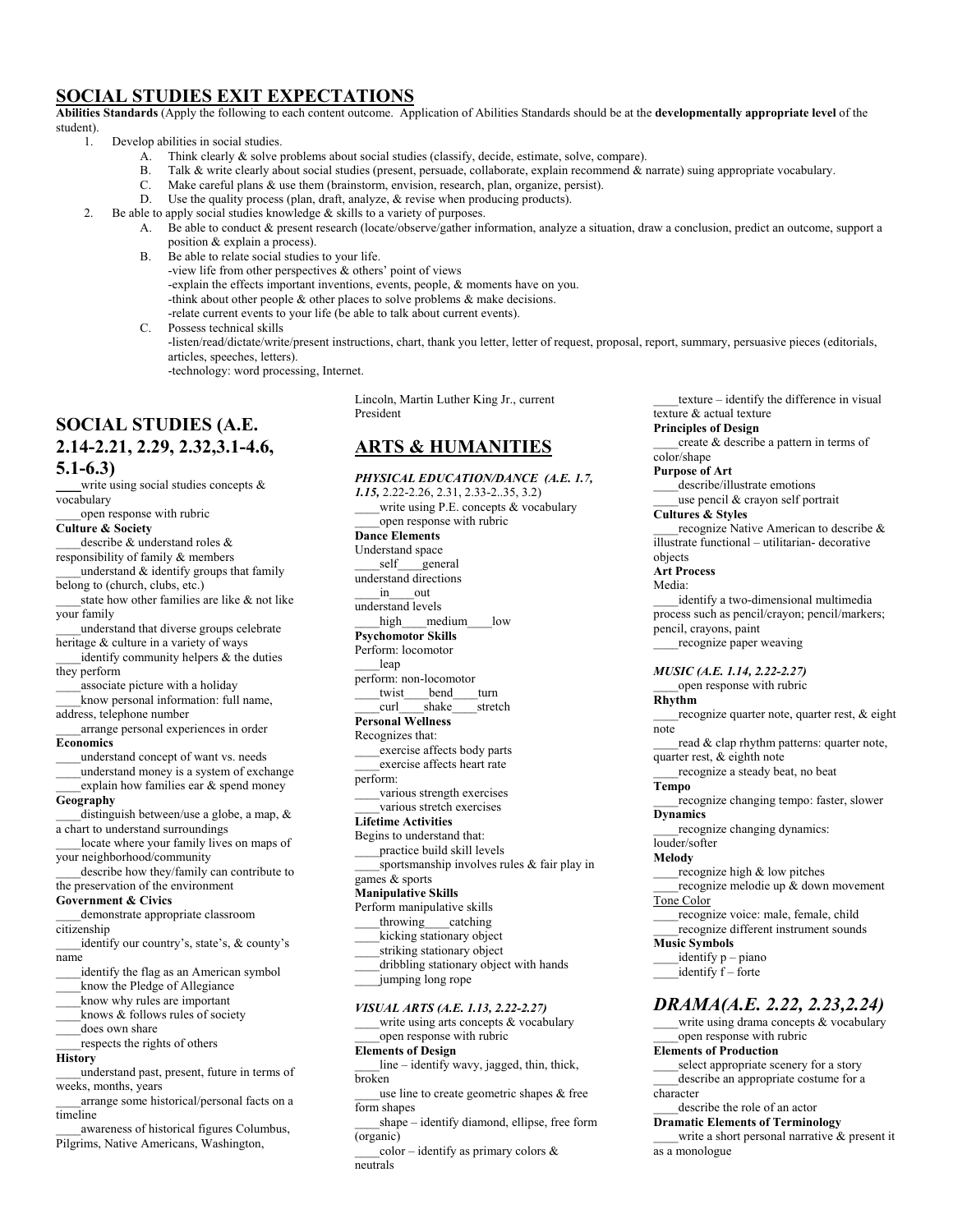# SOCIAL STUDIES EXIT EXPECTATIONS

**Abilities Standards** (Apply the following to each content outcome. Application of Abilities Standards should be at the **developmentally appropriate level** of the student).

1. Develop abilities in social studies.
   - A. Think clearly & solve problems about social studies (classify, decide, estimate, solve, compare).
   - B. Talk & write clearly about social studies (present, persuade, collaborate, explain recommend & narrate) suing appropriate vocabulary.
   - C. Make careful plans & use them (brainstorm, envision, research, plan, organize, persist).
   - D. Use the quality process (plan, draft, analyze, & revise when producing products).
2. Be able to apply social studies knowledge & skills to a variety of purposes.
   - A. Be able to conduct & present research (locate/observe/gather information, analyze a situation, draw a conclusion, predict an outcome, support a position & explain a process).
   - B. Be able to relate social studies to your life.
     - -view life from other perspectives & others' point of views
     - -explain the effects important inventions, events, people, & moments have on you.
     - -think about other people & other places to solve problems & make decisions.
     - -relate current events to your life (be able to talk about current events).
   - C. Possess technical skills
     - -listen/read/dictate/write/present instructions, chart, thank you letter, letter of request, proposal, report, summary, persuasive pieces (editorials, articles, speeches, letters).
     - -technology: word processing, Internet.

## SOCIAL STUDIES (A.E. 2.14-2.21, 2.29, 2.32,3.1-4.6, 5.1-6.3)

____write using social studies concepts & vocabulary
____open response with rubric

**Culture & Society**
____describe & understand roles & responsibility of family & members
____understand & identify groups that family belong to (church, clubs, etc.)
____state how other families are like & not like your family
____understand that diverse groups celebrate heritage & culture in a variety of ways
____identify community helpers & the duties they perform
____associate picture with a holiday
____know personal information: full name, address, telephone number
____arrange personal experiences in order

**Economics**
____understand concept of want vs. needs
____understand money is a system of exchange
____explain how families ear & spend money

**Geography**
____distinguish between/use a globe, a map, & a chart to understand surroundings
____locate where your family lives on maps of your neighborhood/community
____describe how they/family can contribute to the preservation of the environment

**Government & Civics**
____demonstrate appropriate classroom citizenship
____identify our country's, state's, & county's name
____identify the flag as an American symbol
____know the Pledge of Allegiance
____know why rules are important
____knows & follows rules of society
____does own share
____respects the rights of others

**History**
____understand past, present, future in terms of weeks, months, years
____arrange some historical/personal facts on a timeline
____awareness of historical figures Columbus, Pilgrims, Native Americans, Washington, Lincoln, Martin Luther King Jr., current President

## ARTS & HUMANITIES

### *PHYSICAL EDUCATION/DANCE (A.E. 1.7, 1.15,* 2.22-2.26, 2.31, 2.33-2..35, 3.2)

____write using P.E. concepts & vocabulary
____open response with rubric

**Dance Elements**
Understand space
____self____general
understand directions
____in____out
understand levels
____high____medium____low

**Psychomotor Skills**
Perform: locomotor
____leap
perform: non-locomotor
____twist____bend____turn
____curl____shake____stretch

**Personal Wellness**
Recognizes that:
____exercise affects body parts
____exercise affects heart rate
perform:
____various strength exercises
____various stretch exercises

**Lifetime Activities**
Begins to understand that:
____practice build skill levels
____sportsmanship involves rules & fair play in games & sports

**Manipulative Skills**
Perform manipulative skills
____throwing____catching
____kicking stationary object
____striking stationary object
____dribbling stationary object with hands
____jumping long rope

### *VISUAL ARTS (A.E. 1.13, 2.22-2.27)*

____write using arts concepts & vocabulary
____open response with rubric

**Elements of Design**
____line – identify wavy, jagged, thin, thick, broken
____use line to create geometric shapes & free form shapes
____shape – identify diamond, ellipse, free form (organic)
____color – identify as primary colors & neutrals
____texture – identify the difference in visual texture & actual texture

**Principles of Design**
____create & describe a pattern in terms of color/shape

**Purpose of Art**
____describe/illustrate emotions
____use pencil & crayon self portrait

**Cultures & Styles**
____recognize Native American to describe & illustrate functional – utilitarian- decorative objects

**Art Process**
Media:
____identify a two-dimensional multimedia process such as pencil/crayon; pencil/markers; pencil, crayons, paint
____recognize paper weaving

### *MUSIC (A.E. 1.14, 2.22-2.27)*

____open response with rubric

**Rhythm**
____recognize quarter note, quarter rest, & eight note
____read & clap rhythm patterns: quarter note, quarter rest, & eighth note
____recognize a steady beat, no beat

**Tempo**
____recognize changing tempo: faster, slower

**Dynamics**
____recognize changing dynamics: louder/softer

**Melody**
____recognize high & low pitches
____recognize melodie up & down movement

Tone Color
____recognize voice: male, female, child
____recognize different instrument sounds

**Music Symbols**
____identify p – piano
____identify f – forte

## *DRAMA(A.E. 2.22, 2.23,2.24)*

____write using drama concepts & vocabulary
____open response with rubric

**Elements of Production**
____select appropriate scenery for a story
____describe an appropriate costume for a character
____describe the role of an actor

**Dramatic Elements of Terminology**
____write a short personal narrative & present it as a monologue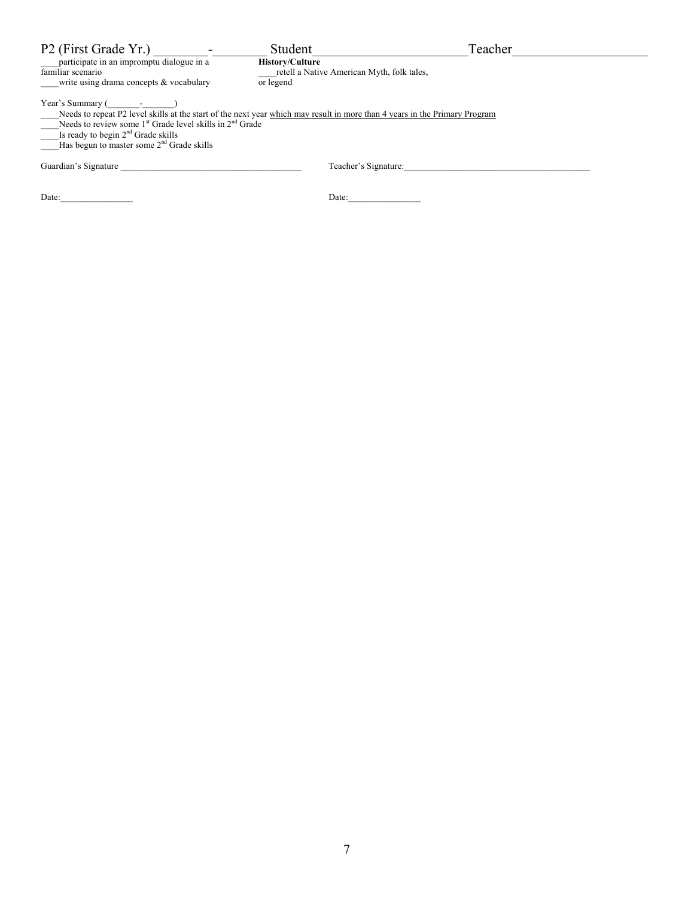P2 (First Grade Yr.) ________-________ Student_______________________Teacher___________________

____participate in an impromptu dialogue in a familiar scenario

____write using drama concepts & vocabulary

**History/Culture**

____retell a Native American Myth, folk tales, or legend

Year's Summary (_______-_______)

____Needs to repeat P2 level skills at the start of the next year <u>which may result in more than 4 years in the Primary Program</u>

____Needs to review some 1st Grade level skills in 2nd Grade

____Is ready to begin 2nd Grade skills

____Has begun to master some 2nd Grade skills

Guardian's Signature _______________________________________ Teacher's Signature:_______________________________________

Date:_______________ Date:_______________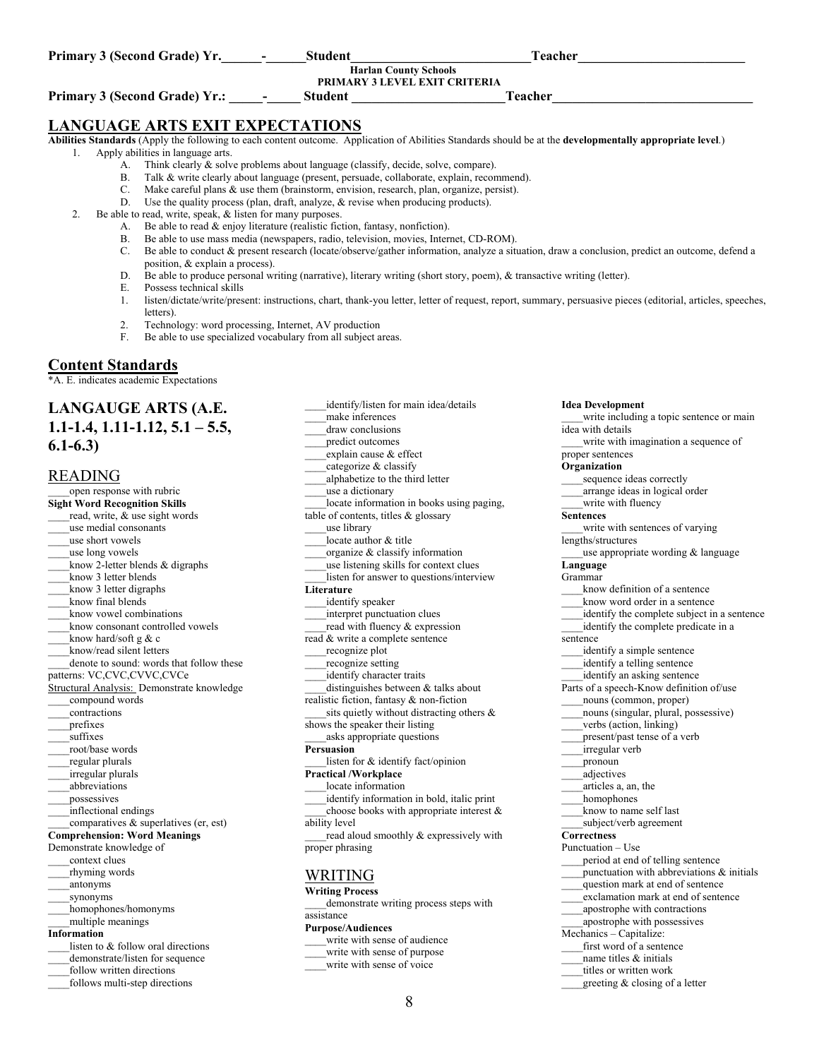Primary 3 (Second Grade) Yr.______-______Student__________________________Teacher_________________________

**Harlan County Schools**
**PRIMARY 3 LEVEL EXIT CRITERIA**

**Primary 3 (Second Grade) Yr.: _____-_____ Student _______________________Teacher______________________________**

## LANGUAGE ARTS EXIT EXPECTATIONS

**Abilities Standards** (Apply the following to each content outcome. Application of Abilities Standards should be at the **developmentally appropriate level**.)

1. Apply abilities in language arts.
   - A. Think clearly & solve problems about language (classify, decide, solve, compare).
   - B. Talk & write clearly about language (present, persuade, collaborate, explain, recommend).
   - C. Make careful plans & use them (brainstorm, envision, research, plan, organize, persist).
   - D. Use the quality process (plan, draft, analyze, & revise when producing products).
2. Be able to read, write, speak, & listen for many purposes.
   - A. Be able to read & enjoy literature (realistic fiction, fantasy, nonfiction).
   - B. Be able to use mass media (newspapers, radio, television, movies, Internet, CD-ROM).
   - C. Be able to conduct & present research (locate/observe/gather information, analyze a situation, draw a conclusion, predict an outcome, defend a position, & explain a process).
   - D. Be able to produce personal writing (narrative), literary writing (short story, poem), & transactive writing (letter).
   - E. Possess technical skills
     1. listen/dictate/write/present: instructions, chart, thank-you letter, letter of request, report, summary, persuasive pieces (editorial, articles, speeches, letters).
     2. Technology: word processing, Internet, AV production
   - F. Be able to use specialized vocabulary from all subject areas.

## Content Standards

*A. E. indicates academic Expectations

## LANGAUGE ARTS (A.E. 1.1-1.4, 1.11-1.12, 5.1 – 5.5, 6.1-6.3)

### READING

____open response with rubric

**Sight Word Recognition Skills**

____read, write, & use sight words
____use medial consonants
____use short vowels
____use long vowels
____know 2-letter blends & digraphs
____know 3 letter blends
____know 3 letter digraphs
____know final blends
____know vowel combinations
____know consonant controlled vowels
____know hard/soft g & c
____know/read silent letters
____denote to sound: words that follow these patterns: VC,CVC,CVVC,CVCe

Structural Analysis: Demonstrate knowledge

____compound words
____contractions
____prefixes
____suffixes
____root/base words
____regular plurals
____irregular plurals
____abbreviations
____possessives
____inflectional endings
____comparatives & superlatives (er, est)

**Comprehension: Word Meanings**

Demonstrate knowledge of

____context clues
____rhyming words
____antonyms
____synonyms
____homophones/homonyms
____multiple meanings

**Information**

____listen to & follow oral directions
____demonstrate/listen for sequence
____follow written directions
____follows multi-step directions
____identify/listen for main idea/details
____make inferences
____draw conclusions
____predict outcomes
____explain cause & effect
____categorize & classify
____alphabetize to the third letter
____use a dictionary
____locate information in books using paging, table of contents, titles & glossary
____use library
____locate author & title
____organize & classify information
____use listening skills for context clues
____listen for answer to questions/interview

**Literature**

____identify speaker
____interpret punctuation clues
____read with fluency & expression
read & write a complete sentence
____recognize plot
____recognize setting
____identify character traits
____distinguishes between & talks about realistic fiction, fantasy & non-fiction
____sits quietly without distracting others & shows the speaker their listing
____asks appropriate questions

**Persuasion**

____listen for & identify fact/opinion

**Practical /Workplace**

____locate information
____identify information in bold, italic print
____choose books with appropriate interest & ability level
____read aloud smoothly & expressively with proper phrasing

### WRITING

**Writing Process**

____demonstrate writing process steps with assistance

**Purpose/Audiences**

____write with sense of audience
____write with sense of purpose
____write with sense of voice

**Idea Development**

____write including a topic sentence or main idea with details
____write with imagination a sequence of proper sentences

**Organization**

____sequence ideas correctly
____arrange ideas in logical order
____write with fluency

**Sentences**

____write with sentences of varying lengths/structures
____use appropriate wording & language

**Language**

Grammar

____know definition of a sentence
____know word order in a sentence
____identify the complete subject in a sentence
____identify the complete predicate in a sentence
____identify a simple sentence
____identify a telling sentence
____identify an asking sentence

Parts of a speech-Know definition of/use

____nouns (common, proper)
____nouns (singular, plural, possessive)
____verbs (action, linking)
____present/past tense of a verb
____irregular verb
____pronoun
____adjectives
____articles a, an, the
____homophones
____know to name self last
____subject/verb agreement

**Correctness**

Punctuation – Use

____period at end of telling sentence
____punctuation with abbreviations & initials
____question mark at end of sentence
____exclamation mark at end of sentence
____apostrophe with contractions
____apostrophe with possessives

Mechanics – Capitalize:

____first word of a sentence
____name titles & initials
____titles or written work
____greeting & closing of a letter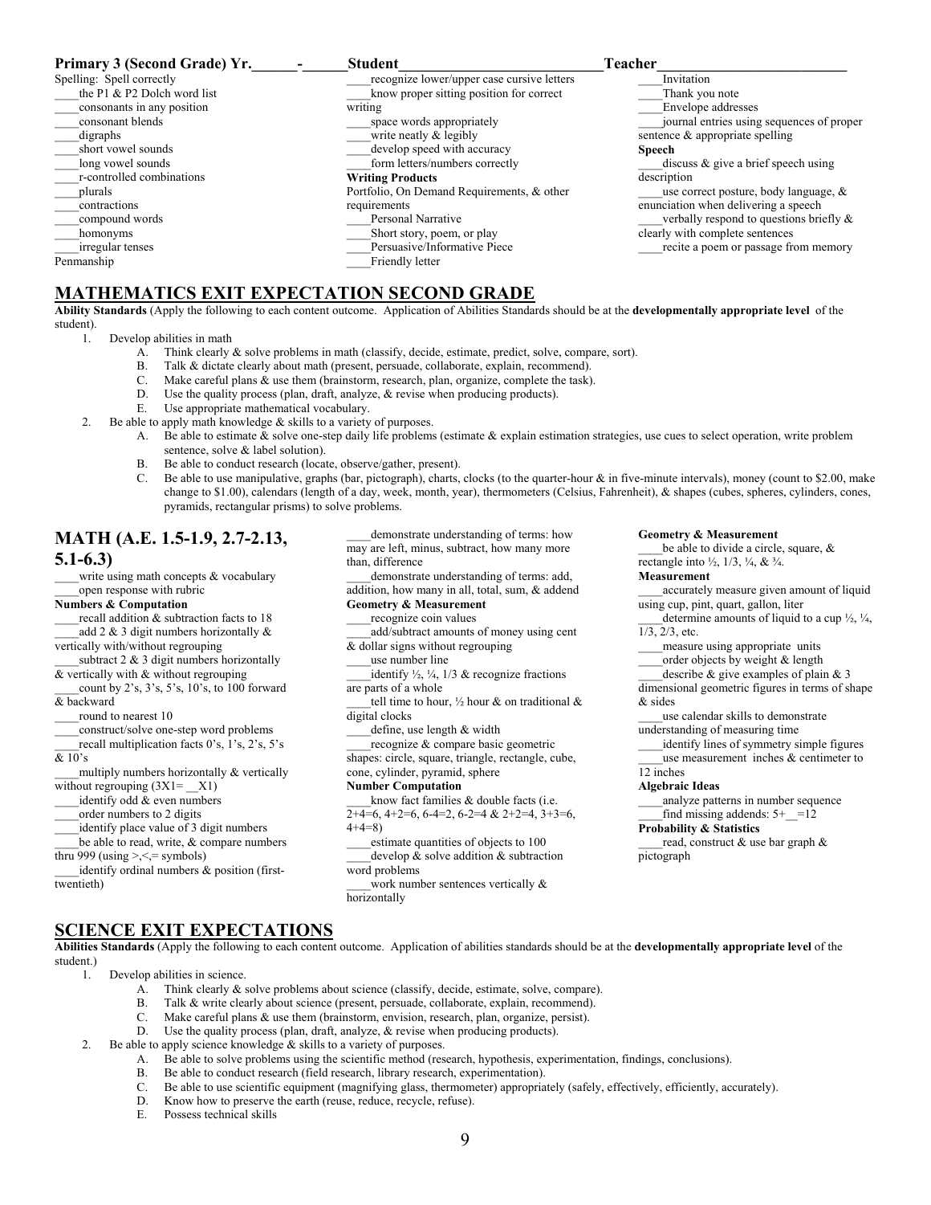**Primary 3 (Second Grade) Yr.______-______Student___________________________Teacher_________________________**

Spelling: Spell correctly

- ____the P1 & P2 Dolch word list
- ____consonants in any position
- ____consonant blends
- ____digraphs
- ____short vowel sounds
- ____long vowel sounds
- ____r-controlled combinations
- ____plurals
- ____contractions
- ____compound words
- ____homonyms
- ____irregular tenses

Penmanship

- ____recognize lower/upper case cursive letters
- ____know proper sitting position for correct writing
- ____space words appropriately
- ____write neatly & legibly
- ____develop speed with accuracy
- ____form letters/numbers correctly

**Writing Products**

Portfolio, On Demand Requirements, & other requirements

- ____Personal Narrative
- ____Short story, poem, or play
- ____Persuasive/Informative Piece
- ____Friendly letter
- ____Invitation
- ____Thank you note
- ____Envelope addresses
- ____journal entries using sequences of proper sentence & appropriate spelling

**Speech**

- ____discuss & give a brief speech using description
- ____use correct posture, body language, & enunciation when delivering a speech
- ____verbally respond to questions briefly & clearly with complete sentences
- ____recite a poem or passage from memory

## MATHEMATICS EXIT EXPECTATION SECOND GRADE

**Ability Standards** (Apply the following to each content outcome. Application of Abilities Standards should be at the **developmentally appropriate level** of the student).

1. Develop abilities in math
   - A. Think clearly & solve problems in math (classify, decide, estimate, predict, solve, compare, sort).
   - B. Talk & dictate clearly about math (present, persuade, collaborate, explain, recommend).
   - C. Make careful plans & use them (brainstorm, research, plan, organize, complete the task).
   - D. Use the quality process (plan, draft, analyze, & revise when producing products).
   - E. Use appropriate mathematical vocabulary.
2. Be able to apply math knowledge & skills to a variety of purposes.
   - A. Be able to estimate & solve one-step daily life problems (estimate & explain estimation strategies, use cues to select operation, write problem sentence, solve & label solution).
   - B. Be able to conduct research (locate, observe/gather, present).
   - C. Be able to use manipulative, graphs (bar, pictograph), charts, clocks (to the quarter-hour & in five-minute intervals), money (count to $2.00, make change to $1.00), calendars (length of a day, week, month, year), thermometers (Celsius, Fahrenheit), & shapes (cubes, spheres, cylinders, cones, pyramids, rectangular prisms) to solve problems.

## MATH (A.E. 1.5-1.9, 2.7-2.13, 5.1-6.3)

- ____write using math concepts & vocabulary
- ____open response with rubric

**Numbers & Computation**

- ____recall addition & subtraction facts to 18
- ____add 2 & 3 digit numbers horizontally & vertically with/without regrouping
- ____subtract 2 & 3 digit numbers horizontally & vertically with & without regrouping
- ____count by 2's, 3's, 5's, 10's, to 100 forward & backward
- ____round to nearest 10
- ____construct/solve one-step word problems
- ____recall multiplication facts 0's, 1's, 2's, 5's & 10's
- ____multiply numbers horizontally & vertically without regrouping (3X1= __X1)
- ____identify odd & even numbers
- ____order numbers to 2 digits
- ____identify place value of 3 digit numbers
- ____be able to read, write, & compare numbers thru 999 (using >,<,= symbols)
- ____identify ordinal numbers & position (first-twentieth)
- ____demonstrate understanding of terms: how may are left, minus, subtract, how many more than, difference
- ____demonstrate understanding of terms: add, addition, how many in all, total, sum, & addend

**Geometry & Measurement**

- ____recognize coin values
- ____add/subtract amounts of money using cent & dollar signs without regrouping
- ____use number line
- ____identify ½, ¼, 1/3 & recognize fractions are parts of a whole
- ____tell time to hour, ½ hour & on traditional & digital clocks
- ____define, use length & width
- ____recognize & compare basic geometric shapes: circle, square, triangle, rectangle, cube, cone, cylinder, pyramid, sphere

**Number Computation**

- ____know fact families & double facts (i.e. 2+4=6, 4+2=6, 6-4=2, 6-2=4 & 2+2=4, 3+3=6, 4+4=8)
- ____estimate quantities of objects to 100
- ____develop & solve addition & subtraction word problems
- ____work number sentences vertically & horizontally

**Geometry & Measurement**

- ____be able to divide a circle, square, & rectangle into ½, 1/3, ¼, & ¾.

**Measurement**

- ____accurately measure given amount of liquid using cup, pint, quart, gallon, liter
- ____determine amounts of liquid to a cup ½, ¼, 1/3, 2/3, etc.
- ____measure using appropriate units
- ____order objects by weight & length
- ____describe & give examples of plain & 3 dimensional geometric figures in terms of shape & sides
- ____use calendar skills to demonstrate understanding of measuring time
- ____identify lines of symmetry simple figures
- ____use measurement inches & centimeter to 12 inches

**Algebraic Ideas**

- ____analyze patterns in number sequence
- ____find missing addends: 5+__=12

**Probability & Statistics**

- ____read, construct & use bar graph & pictograph

## SCIENCE EXIT EXPECTATIONS

**Abilities Standards** (Apply the following to each content outcome. Application of abilities standards should be at the **developmentally appropriate level** of the student.)

1. Develop abilities in science.
   - A. Think clearly & solve problems about science (classify, decide, estimate, solve, compare).
   - B. Talk & write clearly about science (present, persuade, collaborate, explain, recommend).
   - C. Make careful plans & use them (brainstorm, envision, research, plan, organize, persist).
   - D. Use the quality process (plan, draft, analyze, & revise when producing products).
2. Be able to apply science knowledge & skills to a variety of purposes.
   - A. Be able to solve problems using the scientific method (research, hypothesis, experimentation, findings, conclusions).
   - B. Be able to conduct research (field research, library research, experimentation).
   - C. Be able to use scientific equipment (magnifying glass, thermometer) appropriately (safely, effectively, efficiently, accurately).
   - D. Know how to preserve the earth (reuse, reduce, recycle, refuse).
   - E. Possess technical skills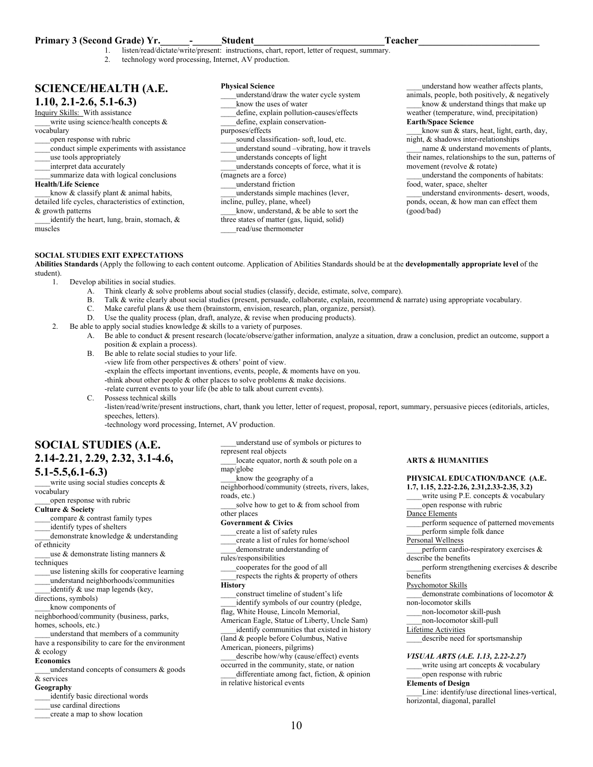**Primary 3 (Second Grade) Yr.\_\_\_\_\_\_-\_\_\_\_\_\_Student\_\_\_\_\_\_\_\_\_\_\_\_\_\_\_\_\_\_\_\_\_\_\_\_\_\_\_Teacher\_\_\_\_\_\_\_\_\_\_\_\_\_\_\_\_\_\_\_\_\_\_\_\_\_\_**

1. listen/read/dictate/write/present: instructions, chart, report, letter of request, summary.
2. technology word processing, Internet, AV production.

## SCIENCE/HEALTH (A.E. 1.10, 2.1-2.6, 5.1-6.3)

Inquiry Skills: With assistance

\_\_\_\_write using science/health concepts & vocabulary
\_\_\_\_open response with rubric
\_\_\_\_conduct simple experiments with assistance
\_\_\_\_use tools appropriately
\_\_\_\_interpret data accurately
\_\_\_\_summarize data with logical conclusions

**Health/Life Science**

\_\_\_\_know & classify plant & animal habits, detailed life cycles, characteristics of extinction, & growth patterns
\_\_\_\_identify the heart, lung, brain, stomach, & muscles

**Physical Science**

\_\_\_\_understand/draw the water cycle system
\_\_\_\_know the uses of water
\_\_\_\_define, explain pollution-causes/effects
\_\_\_\_define, explain conservation-purposes/effects
\_\_\_\_sound classification- soft, loud, etc.
\_\_\_\_understand sound –vibrating, how it travels
\_\_\_\_understands concepts of light
\_\_\_\_understands concepts of force, what it is (magnets are a force)
\_\_\_\_understand friction
\_\_\_\_understands simple machines (lever, incline, pulley, plane, wheel)
\_\_\_\_know, understand, & be able to sort the three states of matter (gas, liquid, solid)
\_\_\_\_read/use thermometer
\_\_\_\_understand how weather affects plants, animals, people, both positively, & negatively
\_\_\_\_know & understand things that make up weather (temperature, wind, precipitation)

**Earth/Space Science**

\_\_\_\_know sun & stars, heat, light, earth, day, night, & shadows inter-relationships
\_\_\_\_name & understand movements of plants, their names, relationships to the sun, patterns of movement (revolve & rotate)
\_\_\_\_understand the components of habitats: food, water, space, shelter
\_\_\_\_understand environments- desert, woods, ponds, ocean, & how man can effect them (good/bad)

**SOCIAL STUDIES EXIT EXPECTATIONS**

**Abilities Standards** (Apply the following to each content outcome. Application of Abilities Standards should be at the **developmentally appropriate level** of the student).

1. Develop abilities in social studies.
   A. Think clearly & solve problems about social studies (classify, decide, estimate, solve, compare).
   B. Talk & write clearly about social studies (present, persuade, collaborate, explain, recommend & narrate) using appropriate vocabulary.
   C. Make careful plans & use them (brainstorm, envision, research, plan, organize, persist).
   D. Use the quality process (plan, draft, analyze, & revise when producing products).
2. Be able to apply social studies knowledge & skills to a variety of purposes.
   A. Be able to conduct & present research (locate/observe/gather information, analyze a situation, draw a conclusion, predict an outcome, support a position & explain a process).
   B. Be able to relate social studies to your life.
      -view life from other perspectives & others' point of view.
      -explain the effects important inventions, events, people, & moments have on you.
      -think about other people & other places to solve problems & make decisions.
      -relate current events to your life (be able to talk about current events).
   C. Possess technical skills
      -listen/read/write/present instructions, chart, thank you letter, letter of request, proposal, report, summary, persuasive pieces (editorials, articles, speeches, letters).
      -technology word processing, Internet, AV production.

## SOCIAL STUDIES (A.E. 2.14-2.21, 2.29, 2.32, 3.1-4.6, 5.1-5.5,6.1-6.3)

\_\_\_\_write using social studies concepts & vocabulary
\_\_\_\_open response with rubric

**Culture & Society**

\_\_\_\_compare & contrast family types
\_\_\_\_identify types of shelters
\_\_\_\_demonstrate knowledge & understanding of ethnicity
\_\_\_\_use & demonstrate listing manners & techniques
\_\_\_\_use listening skills for cooperative learning
\_\_\_\_understand neighborhoods/communities
\_\_\_\_identify & use map legends (key, directions, symbols)
\_\_\_\_know components of neighborhood/community (business, parks, homes, schools, etc.)
\_\_\_\_understand that members of a community have a responsibility to care for the environment & ecology

**Economics**

\_\_\_\_understand concepts of consumers & goods & services

**Geography**

\_\_\_\_identify basic directional words
\_\_\_\_use cardinal directions
\_\_\_\_create a map to show location
\_\_\_\_understand use of symbols or pictures to represent real objects
\_\_\_\_locate equator, north & south pole on a map/globe
\_\_\_\_know the geography of a neighborhood/community (streets, rivers, lakes, roads, etc.)
\_\_\_\_solve how to get to & from school from other places

**Government & Civics**

\_\_\_\_create a list of safety rules
\_\_\_\_create a list of rules for home/school
\_\_\_\_demonstrate understanding of rules/responsibilities
\_\_\_\_cooperates for the good of all
\_\_\_\_respects the rights & property of others

**History**

\_\_\_\_construct timeline of student's life
\_\_\_\_identify symbols of our country (pledge, flag, White House, Lincoln Memorial, American Eagle, Statue of Liberty, Uncle Sam)
\_\_\_\_identify communities that existed in history (land & people before Columbus, Native American, pioneers, pilgrims)
\_\_\_\_describe how/why (cause/effect) events occurred in the community, state, or nation
\_\_\_\_differentiate among fact, fiction, & opinion in relative historical events

**ARTS & HUMANITIES**

**PHYSICAL EDUCATION/DANCE (A.E. 1.7, 1.15, 2.22-2.26, 2.31,2.33-2.35, 3.2)**

\_\_\_\_write using P.E. concepts & vocabulary
\_\_\_\_open response with rubric

Dance Elements

\_\_\_\_perform sequence of patterned movements
\_\_\_\_perform simple folk dance

Personal Wellness

\_\_\_\_perform cardio-respiratory exercises & describe the benefits
\_\_\_\_perform strengthening exercises & describe benefits

Psychomotor Skills

\_\_\_\_demonstrate combinations of locomotor & non-locomotor skills
\_\_\_\_non-locomotor skill-push
\_\_\_\_non-locomotor skill-pull

Lifetime Activities

\_\_\_\_describe need for sportsmanship

***VISUAL ARTS (A.E. 1.13, 2.22-2.27)***

\_\_\_\_write using art concepts & vocabulary
\_\_\_\_open response with rubric

**Elements of Design**

\_\_\_\_Line: identify/use directional lines-vertical, horizontal, diagonal, parallel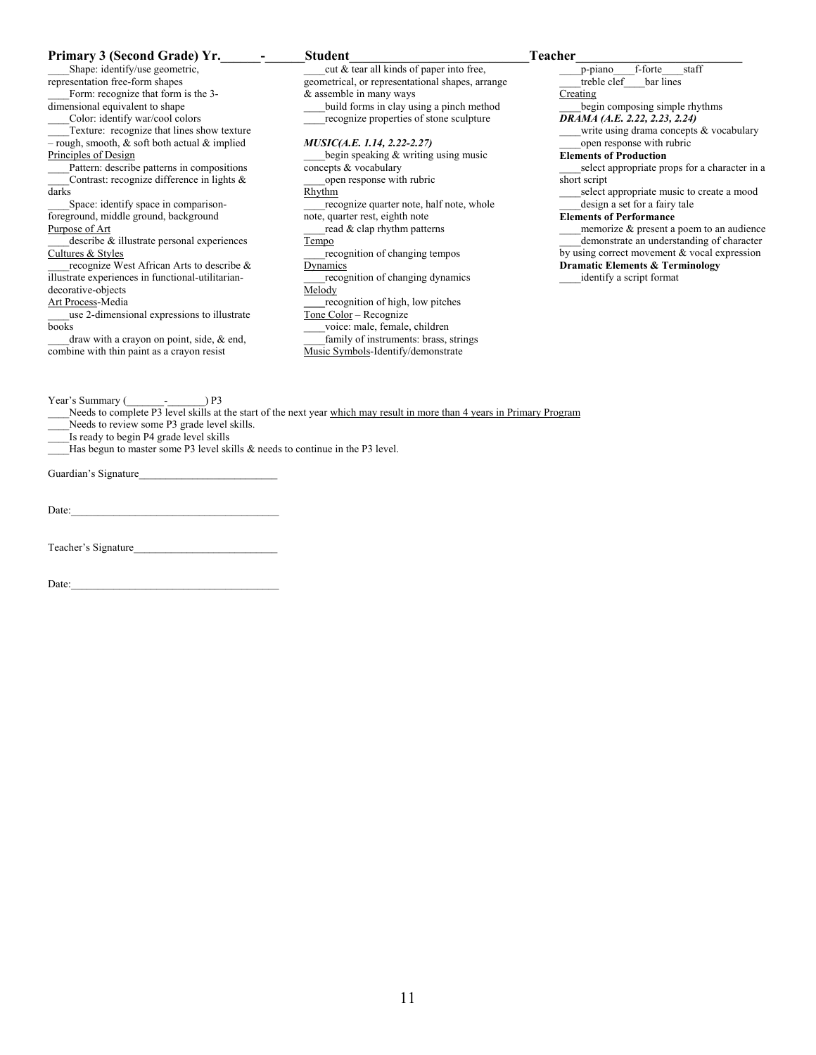**Primary 3 (Second Grade) Yr.\_\_\_\_\_\_-\_\_\_\_\_\_Student\_\_\_\_\_\_\_\_\_\_\_\_\_\_\_\_\_\_\_\_\_\_\_\_\_\_\_\_Teacher\_\_\_\_\_\_\_\_\_\_\_\_\_\_\_\_\_\_\_\_\_\_\_\_\_\_**

\_\_\_\_Shape: identify/use geometric, representation free-form shapes
\_\_\_\_Form: recognize that form is the 3-dimensional equivalent to shape
\_\_\_\_Color: identify war/cool colors
\_\_\_\_Texture: recognize that lines show texture – rough, smooth, & soft both actual & implied

<u>Principles of Design</u>
\_\_\_\_Pattern: describe patterns in compositions
\_\_\_\_Contrast: recognize difference in lights & darks
\_\_\_\_Space: identify space in comparison-foreground, middle ground, background

<u>Purpose of Art</u>
\_\_\_\_describe & illustrate personal experiences

<u>Cultures & Styles</u>
\_\_\_\_recognize West African Arts to describe & illustrate experiences in functional-utilitarian-decorative-objects

<u>Art Process</u>-Media
\_\_\_\_use 2-dimensional expressions to illustrate books
\_\_\_\_draw with a crayon on point, side, & end, combine with thin paint as a crayon resist
\_\_\_\_cut & tear all kinds of paper into free, geometrical, or representational shapes, arrange & assemble in many ways
\_\_\_\_build forms in clay using a pinch method
\_\_\_\_recognize properties of stone sculpture

***MUSIC(A.E. 1.14, 2.22-2.27)***
\_\_\_\_begin speaking & writing using music concepts & vocabulary
\_\_\_\_open response with rubric

<u>Rhythm</u>
\_\_\_\_recognize quarter note, half note, whole note, quarter rest, eighth note
\_\_\_\_read & clap rhythm patterns

<u>Tempo</u>
\_\_\_\_recognition of changing tempos

<u>Dynamics</u>
\_\_\_\_recognition of changing dynamics

<u>Melody</u>
\_\_\_\_recognition of high, low pitches

<u>Tone Color</u> – Recognize
\_\_\_\_voice: male, female, children
\_\_\_\_family of instruments: brass, strings

<u>Music Symbols</u>-Identify/demonstrate
\_\_\_\_p-piano\_\_\_\_f-forte\_\_\_\_staff
\_\_\_\_treble clef\_\_\_\_bar lines

<u>Creating</u>
\_\_\_\_begin composing simple rhythms

***DRAMA (A.E. 2.22, 2.23, 2.24)***
\_\_\_\_write using drama concepts & vocabulary
\_\_\_\_open response with rubric

**Elements of Production**
\_\_\_\_select appropriate props for a character in a short script
\_\_\_\_select appropriate music to create a mood
\_\_\_\_design a set for a fairy tale

**Elements of Performance**
\_\_\_\_memorize & present a poem to an audience
\_\_\_\_demonstrate an understanding of character by using correct movement & vocal expression

**Dramatic Elements & Terminology**
\_\_\_\_identify a script format

Year's Summary (\_\_\_\_\_\_\_-\_\_\_\_\_\_\_) P3
\_\_\_\_Needs to complete P3 level skills at the start of the next year <u>which may result in more than 4 years in Primary Program</u>
\_\_\_\_Needs to review some P3 grade level skills.
\_\_\_\_Is ready to begin P4 grade level skills
\_\_\_\_Has begun to master some P3 level skills & needs to continue in the P3 level.

Guardian's Signature\_\_\_\_\_\_\_\_\_\_\_\_\_\_\_\_\_\_\_\_\_\_\_\_\_\_

Date:\_\_\_\_\_\_\_\_\_\_\_\_\_\_\_\_\_\_\_\_\_\_\_\_\_\_\_\_\_\_\_\_\_\_\_\_\_\_\_

Teacher's Signature\_\_\_\_\_\_\_\_\_\_\_\_\_\_\_\_\_\_\_\_\_\_\_\_\_\_\_

Date:\_\_\_\_\_\_\_\_\_\_\_\_\_\_\_\_\_\_\_\_\_\_\_\_\_\_\_\_\_\_\_\_\_\_\_\_\_\_\_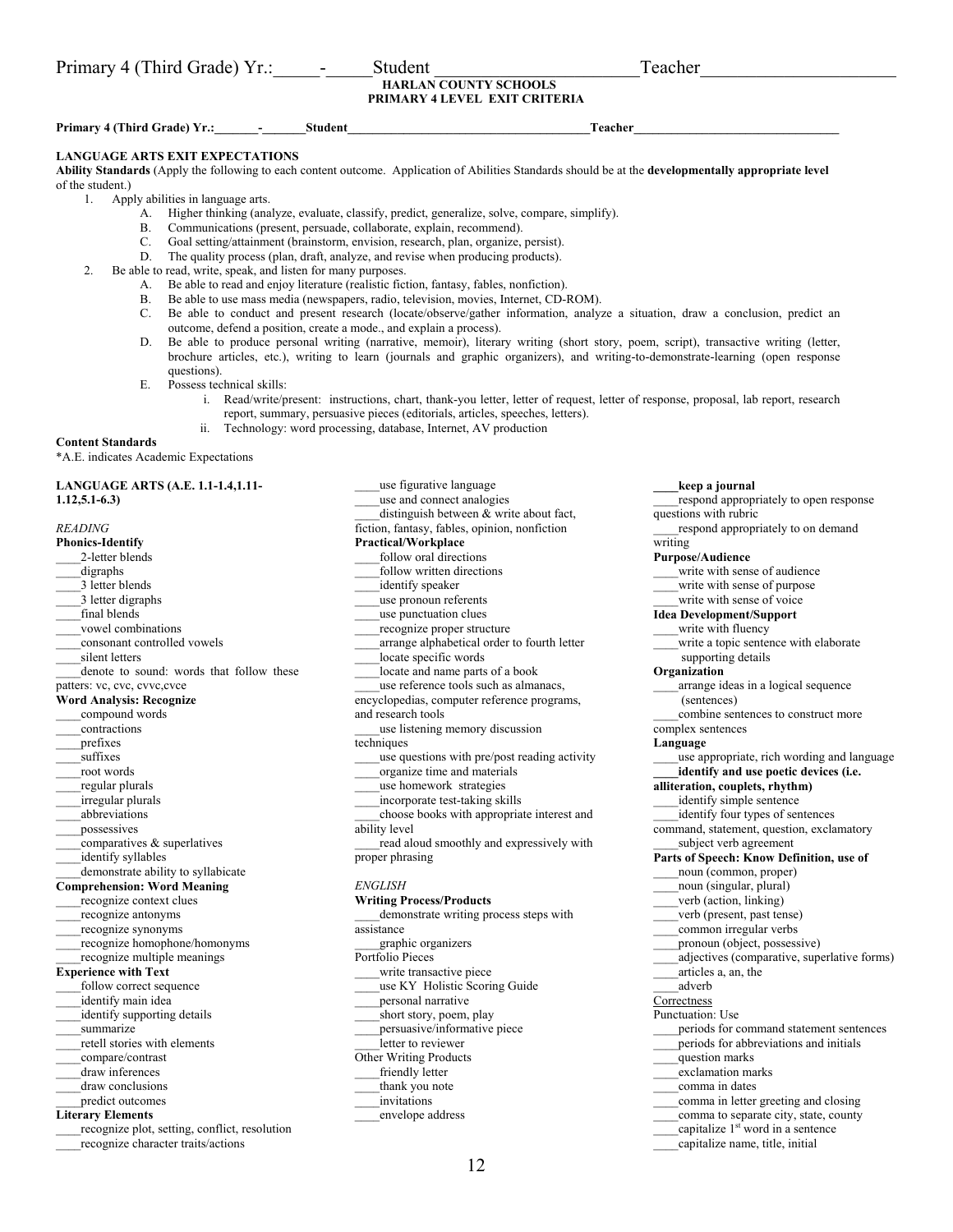Primary 4 (Third Grade) Yr.:_____-_____Student ______________________Teacher_____________________

**HARLAN COUNTY SCHOOLS**
**PRIMARY 4 LEVEL EXIT CRITERIA**

**Primary 4 (Third Grade) Yr.:_______-_______Student_______________________________________Teacher_________________________________**

**LANGUAGE ARTS EXIT EXPECTATIONS**

**Ability Standards** (Apply the following to each content outcome. Application of Abilities Standards should be at the **developmentally appropriate level** of the student.)

1. Apply abilities in language arts.
   - A. Higher thinking (analyze, evaluate, classify, predict, generalize, solve, compare, simplify).
   - B. Communications (present, persuade, collaborate, explain, recommend).
   - C. Goal setting/attainment (brainstorm, envision, research, plan, organize, persist).
   - D. The quality process (plan, draft, analyze, and revise when producing products).
2. Be able to read, write, speak, and listen for many purposes.
   - A. Be able to read and enjoy literature (realistic fiction, fantasy, fables, nonfiction).
   - B. Be able to use mass media (newspapers, radio, television, movies, Internet, CD-ROM).
   - C. Be able to conduct and present research (locate/observe/gather information, analyze a situation, draw a conclusion, predict an outcome, defend a position, create a mode., and explain a process).
   - D. Be able to produce personal writing (narrative, memoir), literary writing (short story, poem, script), transactive writing (letter, brochure articles, etc.), writing to learn (journals and graphic organizers), and writing-to-demonstrate-learning (open response questions).
   - E. Possess technical skills:
     - i. Read/write/present: instructions, chart, thank-you letter, letter of request, letter of response, proposal, lab report, research report, summary, persuasive pieces (editorials, articles, speeches, letters).
     - ii. Technology: word processing, database, Internet, AV production

**Content Standards**
*A.E. indicates Academic Expectations

**LANGUAGE ARTS (A.E. 1.1-1.4,1.11-1.12,5.1-6.3)**

*READING*

**Phonics-Identify**
____2-letter blends
____digraphs
____3 letter blends
____3 letter digraphs
____final blends
____vowel combinations
____consonant controlled vowels
____silent letters
____denote to sound: words that follow these patterns: vc, cvc, cvvc,cvce

**Word Analysis: Recognize**
____compound words
____contractions
____prefixes
____suffixes
____root words
____regular plurals
____irregular plurals
____abbreviations
____possessives
____comparatives & superlatives
____identify syllables
____demonstrate ability to syllabicate

**Comprehension: Word Meaning**
____recognize context clues
____recognize antonyms
____recognize synonyms
____recognize homophone/homonyms
____recognize multiple meanings

**Experience with Text**
____follow correct sequence
____identify main idea
____identify supporting details
____summarize
____retell stories with elements
____compare/contrast
____draw inferences
____draw conclusions
____predict outcomes

**Literary Elements**
____recognize plot, setting, conflict, resolution
____recognize character traits/actions
____use figurative language
____use and connect analogies
____distinguish between & write about fact, fiction, fantasy, fables, opinion, nonfiction

**Practical/Workplace**
____follow oral directions
____follow written directions
____identify speaker
____use pronoun referents
____use punctuation clues
____recognize proper structure
____arrange alphabetical order to fourth letter
____locate specific words
____locate and name parts of a book
____use reference tools such as almanacs, encyclopedias, computer reference programs, and research tools
____use listening memory discussion techniques
____use questions with pre/post reading activity
____organize time and materials
____use homework strategies
____incorporate test-taking skills
____choose books with appropriate interest and ability level
____read aloud smoothly and expressively with proper phrasing

*ENGLISH*

**Writing Process/Products**
____demonstrate writing process steps with assistance
____graphic organizers

Portfolio Pieces
____write transactive piece
____use KY Holistic Scoring Guide
____personal narrative
____short story, poem, play
____persuasive/informative piece
____letter to reviewer

Other Writing Products
____friendly letter
____thank you note
____invitations
____envelope address

**____keep a journal**
____respond appropriately to open response questions with rubric
____respond appropriately to on demand writing

**Purpose/Audience**
____write with sense of audience
____write with sense of purpose
____write with sense of voice

**Idea Development/Support**
____write with fluency
____write a topic sentence with elaborate supporting details

**Organization**
____arrange ideas in a logical sequence (sentences)
____combine sentences to construct more complex sentences

**Language**
____use appropriate, rich wording and language
**____identify and use poetic devices (i.e. alliteration, couplets, rhythm)**
____identify simple sentence
____identify four types of sentences command, statement, question, exclamatory
____subject verb agreement

**Parts of Speech: Know Definition, use of**
____noun (common, proper)
____noun (singular, plural)
____verb (action, linking)
____verb (present, past tense)
____common irregular verbs
____pronoun (object, possessive)
____adjectives (comparative, superlative forms)
____articles a, an, the
____adverb

Correctness

Punctuation: Use
____periods for command statement sentences
____periods for abbreviations and initials
____question marks
____exclamation marks
____comma in dates
____comma in letter greeting and closing
____comma to separate city, state, county
____capitalize 1st word in a sentence
____capitalize name, title, initial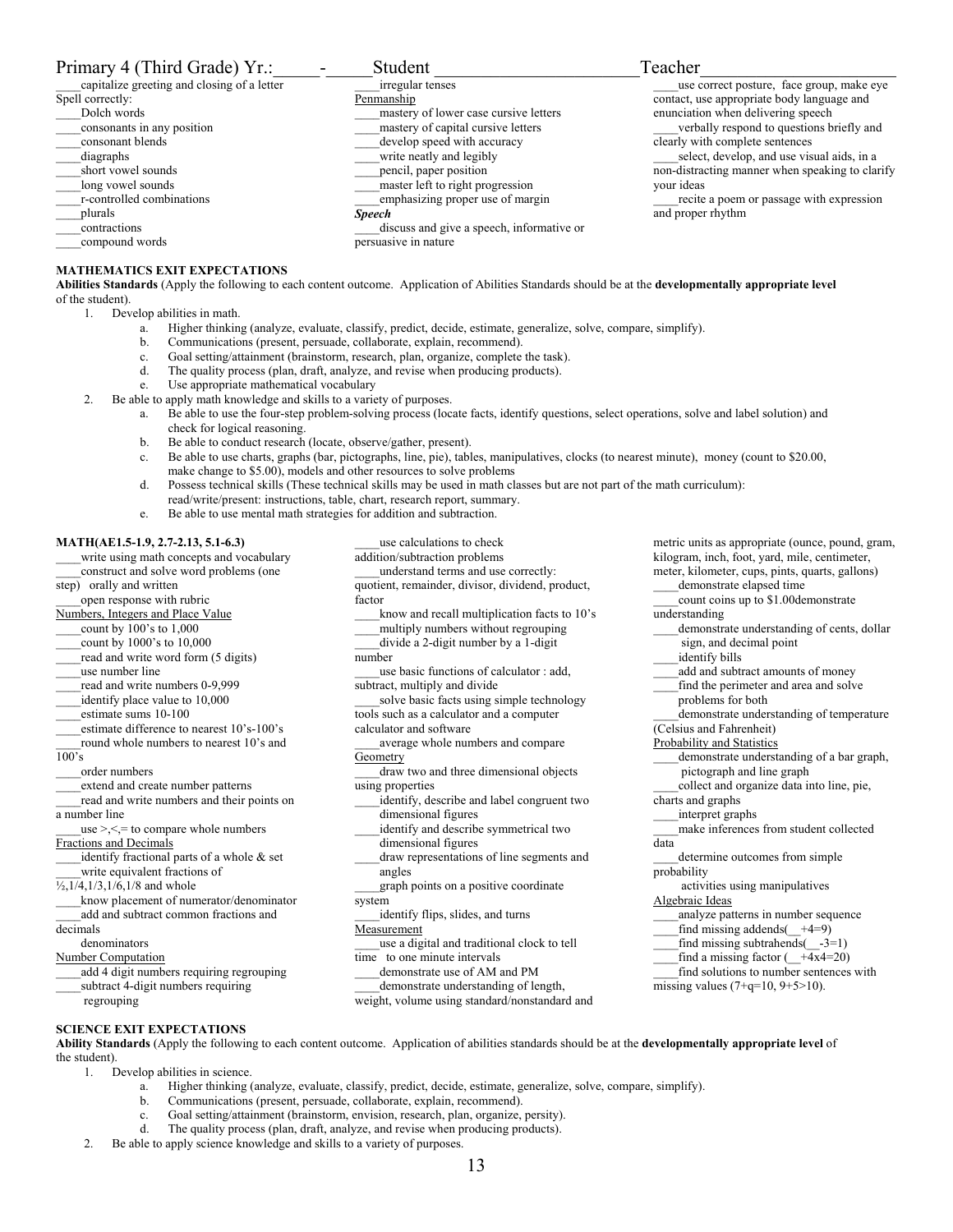# Primary 4 (Third Grade) Yr.:_____-_____Student _______________________Teacher_____________________

____capitalize greeting and closing of a letter

Spell correctly:

____Dolch words

____consonants in any position

____consonant blends

____diagraphs

____short vowel sounds

____long vowel sounds

____r-controlled combinations

____plurals

____contractions

____compound words

____irregular tenses

Penmanship

____mastery of lower case cursive letters

____mastery of capital cursive letters

____develop speed with accuracy

____write neatly and legibly

____pencil, paper position

____master left to right progression

____emphasizing proper use of margin

***Speech***

____discuss and give a speech, informative or persuasive in nature

____use correct posture, face group, make eye contact, use appropriate body language and enunciation when delivering speech

____verbally respond to questions briefly and clearly with complete sentences

____select, develop, and use visual aids, in a non-distracting manner when speaking to clarify your ideas

____recite a poem or passage with expression and proper rhythm

**MATHEMATICS EXIT EXPECTATIONS**

**Abilities Standards** (Apply the following to each content outcome. Application of Abilities Standards should be at the **developmentally appropriate level** of the student).

1. Develop abilities in math.
   a. Higher thinking (analyze, evaluate, classify, predict, decide, estimate, generalize, solve, compare, simplify).
   b. Communications (present, persuade, collaborate, explain, recommend).
   c. Goal setting/attainment (brainstorm, research, plan, organize, complete the task).
   d. The quality process (plan, draft, analyze, and revise when producing products).
   e. Use appropriate mathematical vocabulary
2. Be able to apply math knowledge and skills to a variety of purposes.
   a. Be able to use the four-step problem-solving process (locate facts, identify questions, select operations, solve and label solution) and check for logical reasoning.
   b. Be able to conduct research (locate, observe/gather, present).
   c. Be able to use charts, graphs (bar, pictographs, line, pie), tables, manipulatives, clocks (to nearest minute), money (count to $20.00, make change to $5.00), models and other resources to solve problems
   d. Possess technical skills (These technical skills may be used in math classes but are not part of the math curriculum): read/write/present: instructions, table, chart, research report, summary.
   e. Be able to use mental math strategies for addition and subtraction.

**MATH(AE1.5-1.9, 2.7-2.13, 5.1-6.3)**

____write using math concepts and vocabulary

____construct and solve word problems (one step) orally and written

____open response with rubric

Numbers, Integers and Place Value

____count by 100's to 1,000

____count by 1000's to 10,000

____read and write word form (5 digits)

____use number line

____read and write numbers 0-9,999

____identify place value to 10,000

____estimate sums 10-100

____estimate difference to nearest 10's-100's

____round whole numbers to nearest 10's and 100's

____order numbers

____extend and create number patterns

____read and write numbers and their points on a number line

____use >,<,= to compare whole numbers

Fractions and Decimals

____identify fractional parts of a whole & set

____write equivalent fractions of ½,1/4,1/3,1/6,1/8 and whole

____know placement of numerator/denominator

____add and subtract common fractions and decimals denominators

Number Computation

____add 4 digit numbers requiring regrouping

____subtract 4-digit numbers requiring regrouping

____use calculations to check addition/subtraction problems

____understand terms and use correctly: quotient, remainder, divisor, dividend, product, factor

____know and recall multiplication facts to 10's

____multiply numbers without regrouping

____divide a 2-digit number by a 1-digit number

____use basic functions of calculator : add, subtract, multiply and divide

____solve basic facts using simple technology tools such as a calculator and a computer calculator and software

____average whole numbers and compare

Geometry

____draw two and three dimensional objects using properties

____identify, describe and label congruent two dimensional figures

____identify and describe symmetrical two dimensional figures

____draw representations of line segments and angles

____graph points on a positive coordinate system

____identify flips, slides, and turns

Measurement

____use a digital and traditional clock to tell time to one minute intervals

____demonstrate use of AM and PM

____demonstrate understanding of length, weight, volume using standard/nonstandard and metric units as appropriate (ounce, pound, gram, kilogram, inch, foot, yard, mile, centimeter, meter, kilometer, cups, pints, quarts, gallons)

____demonstrate elapsed time

____count coins up to $1.00demonstrate understanding

____demonstrate understanding of cents, dollar sign, and decimal point

____identify bills

____add and subtract amounts of money

____find the perimeter and area and solve problems for both

____demonstrate understanding of temperature (Celsius and Fahrenheit)

Probability and Statistics

____demonstrate understanding of a bar graph, pictograph and line graph

____collect and organize data into line, pie, charts and graphs

____interpret graphs

____make inferences from student collected data

____determine outcomes from simple probability activities using manipulatives

Algebraic Ideas

____analyze patterns in number sequence

____find missing addends(__+4=9)

____find missing subtrahends(__-3=1)

____find a missing factor (__+4x4=20)

____find solutions to number sentences with missing values (7+q=10, 9+5>10).

**SCIENCE EXIT EXPECTATIONS**

**Ability Standards** (Apply the following to each content outcome. Application of abilities standards should be at the **developmentally appropriate level** of the student).

1. Develop abilities in science.
   a. Higher thinking (analyze, evaluate, classify, predict, decide, estimate, generalize, solve, compare, simplify).
   b. Communications (present, persuade, collaborate, explain, recommend).
   c. Goal setting/attainment (brainstorm, envision, research, plan, organize, persity).
   d. The quality process (plan, draft, analyze, and revise when producing products).
2. Be able to apply science knowledge and skills to a variety of purposes.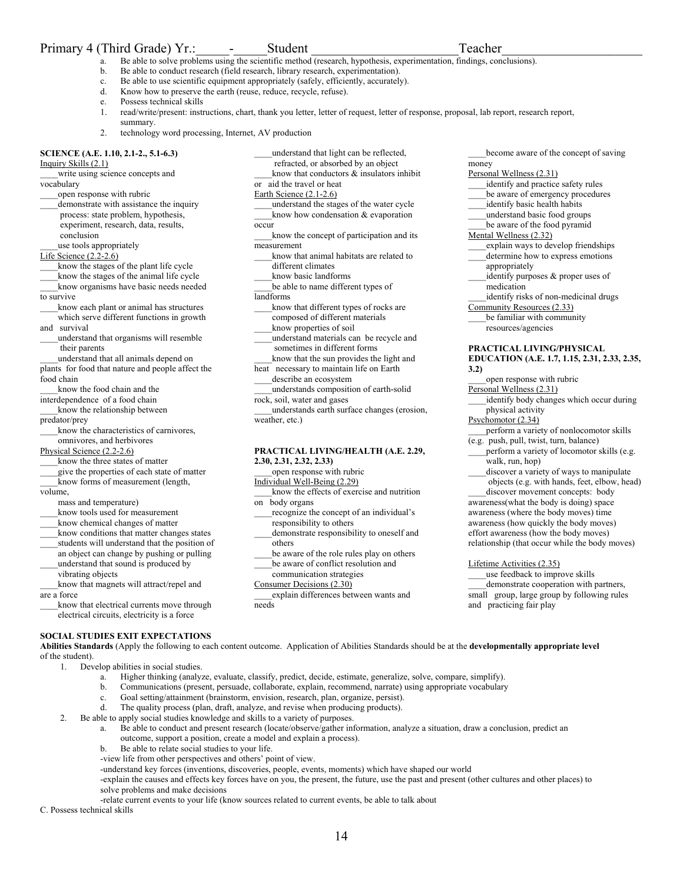Primary 4 (Third Grade) Yr.:_____-_____Student ______________________Teacher____________________

a. Be able to solve problems using the scientific method (research, hypothesis, experimentation, findings, conclusions).
b. Be able to conduct research (field research, library research, experimentation).
c. Be able to use scientific equipment appropriately (safely, efficiently, accurately).
d. Know how to preserve the earth (reuse, reduce, recycle, refuse).
e. Possess technical skills
1. read/write/present: instructions, chart, thank you letter, letter of request, letter of response, proposal, lab report, research report, summary.
2. technology word processing, Internet, AV production

**SCIENCE (A.E. 1.10, 2.1-2., 5.1-6.3)**

Inquiry Skills (2.1)

____write using science concepts and vocabulary
____open response with rubric
____demonstrate with assistance the inquiry process: state problem, hypothesis, experiment, research, data, results, conclusion
____use tools appropriately

Life Science (2.2-2.6)

____know the stages of the plant life cycle
____know the stages of the animal life cycle
____know organisms have basic needs needed to survive
____know each plant or animal has structures which serve different functions in growth and survival
____understand that organisms will resemble their parents
____understand that all animals depend on plants for food that nature and people affect the food chain
____know the food chain and the interdependence of a food chain
____know the relationship between predator/prey
____know the characteristics of carnivores, omnivores, and herbivores

Physical Science (2.2-2.6)

____know the three states of matter
____give the properties of each state of matter
____know forms of measurement (length, volume, mass and temperature)
____know tools used for measurement
____know chemical changes of matter
____know conditions that matter changes states
____students will understand that the position of an object can change by pushing or pulling
____understand that sound is produced by vibrating objects
____know that magnets will attract/repel and are a force
____know that electrical currents move through electrical circuits, electricity is a force
____understand that light can be reflected, refracted, or absorbed by an object
____know that conductors & insulators inhibit or aid the travel or heat

Earth Science (2.1-2.6)

____understand the stages of the water cycle
____know how condensation & evaporation occur
____know the concept of participation and its measurement
____know that animal habitats are related to different climates
____know basic landforms
____be able to name different types of landforms
____know that different types of rocks are composed of different materials
____know properties of soil
____understand materials can be recycle and sometimes in different forms
____know that the sun provides the light and heat necessary to maintain life on Earth
____describe an ecosystem
____understands composition of earth-solid rock, soil, water and gases
____understands earth surface changes (erosion, weather, etc.)

**PRACTICAL LIVING/HEALTH (A.E. 2.29, 2.30, 2.31, 2.32, 2.33)**

____open response with rubric

Individual Well-Being (2.29)

____know the effects of exercise and nutrition on body organs
____recognize the concept of an individual's responsibility to others
____demonstrate responsibility to oneself and others
____be aware of the role rules play on others
____be aware of conflict resolution and communication strategies

Consumer Decisions (2.30)

____explain differences between wants and needs
____become aware of the concept of saving money

Personal Wellness (2.31)

____identify and practice safety rules
____be aware of emergency procedures
____identify basic health habits
____understand basic food groups
____be aware of the food pyramid

Mental Wellness (2.32)

____explain ways to develop friendships
____determine how to express emotions appropriately
____identify purposes & proper uses of medication
____identify risks of non-medicinal drugs

Community Resources (2.33)

____be familiar with community resources/agencies

**PRACTICAL LIVING/PHYSICAL EDUCATION (A.E. 1.7, 1.15, 2.31, 2.33, 2.35, 3.2)**

____open response with rubric

Personal Wellness (2.31)

____identify body changes which occur during physical activity

Psychomotor (2.34)

____perform a variety of nonlocomotor skills (e.g. push, pull, twist, turn, balance)
____perform a variety of locomotor skills (e.g. walk, run, hop)
____discover a variety of ways to manipulate objects (e.g. with hands, feet, elbow, head)
____discover movement concepts: body awareness(what the body is doing) space awareness (where the body moves) time awareness (how quickly the body moves) effort awareness (how the body moves) relationship (that occur while the body moves)

Lifetime Activities (2.35)

____use feedback to improve skills
____demonstrate cooperation with partners, small group, large group by following rules and practicing fair play

**SOCIAL STUDIES EXIT EXPECTATIONS**

**Abilities Standards** (Apply the following to each content outcome. Application of Abilities Standards should be at the **developmentally appropriate level** of the student).

1. Develop abilities in social studies.
   a. Higher thinking (analyze, evaluate, classify, predict, decide, estimate, generalize, solve, compare, simplify).
   b. Communications (present, persuade, collaborate, explain, recommend, narrate) using appropriate vocabulary
   c. Goal setting/attainment (brainstorm, envision, research, plan, organize, persist).
   d. The quality process (plan, draft, analyze, and revise when producing products).
2. Be able to apply social studies knowledge and skills to a variety of purposes.
   a. Be able to conduct and present research (locate/observe/gather information, analyze a situation, draw a conclusion, predict an outcome, support a position, create a model and explain a process).
   b. Be able to relate social studies to your life.
   -view life from other perspectives and others' point of view.
   -understand key forces (inventions, discoveries, people, events, moments) which have shaped our world
   -explain the causes and effects key forces have on you, the present, the future, use the past and present (other cultures and other places) to solve problems and make decisions
   -relate current events to your life (know sources related to current events, be able to talk about

C. Possess technical skills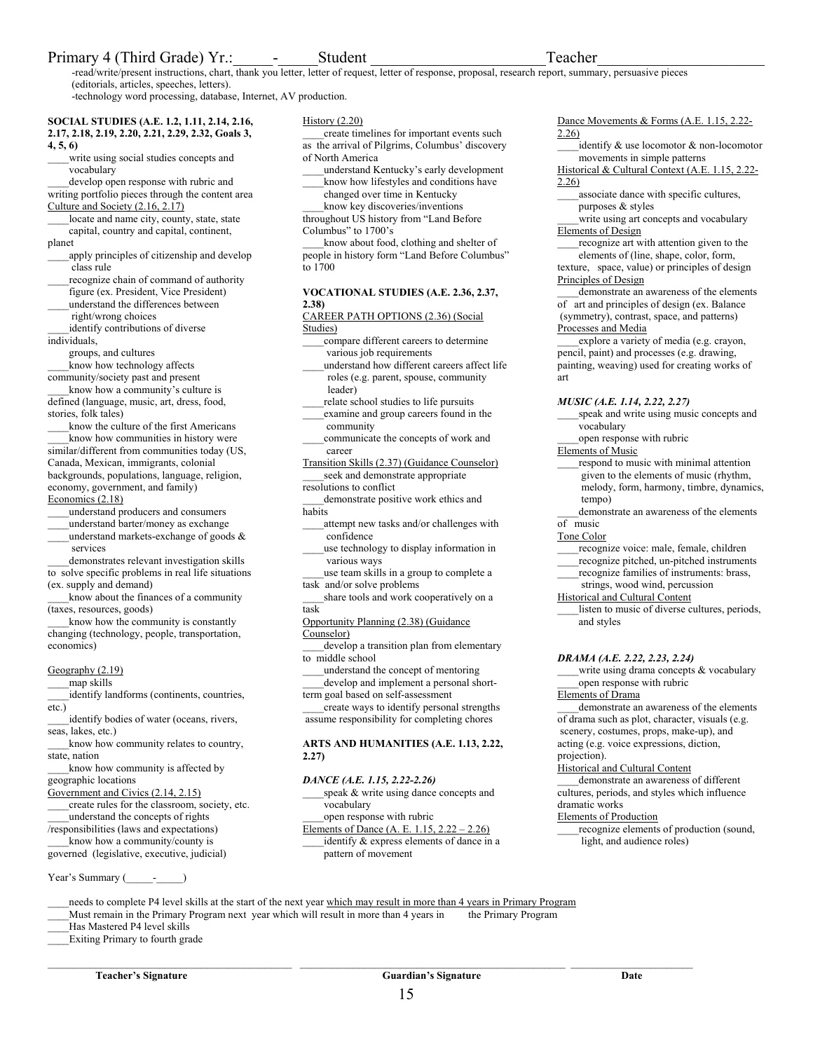# Primary 4 (Third Grade) Yr.:\_\_\_\_\_-\_\_\_\_\_Student \_\_\_\_\_\_\_\_\_\_\_\_\_\_\_\_\_\_\_\_\_\_\_Teacher\_\_\_\_\_\_\_\_\_\_\_\_\_\_\_\_\_\_\_\_\_

-read/write/present instructions, chart, thank you letter, letter of request, letter of response, proposal, research report, summary, persuasive pieces (editorials, articles, speeches, letters).

-technology word processing, database, Internet, AV production.

**SOCIAL STUDIES (A.E. 1.2, 1.11, 2.14, 2.16, 2.17, 2.18, 2.19, 2.20, 2.21, 2.29, 2.32, Goals 3, 4, 5, 6)**

\_\_\_\_write using social studies concepts and vocabulary

\_\_\_\_develop open response with rubric and writing portfolio pieces through the content area

Culture and Society (2.16, 2.17)

\_\_\_\_locate and name city, county, state, state capital, country and capital, continent, planet

\_\_\_\_apply principles of citizenship and develop class rule

\_\_\_\_recognize chain of command of authority figure (ex. President, Vice President)

\_\_\_\_understand the differences between right/wrong choices

\_\_\_\_identify contributions of diverse individuals, groups, and cultures

\_\_\_\_know how technology affects community/society past and present

\_\_\_\_know how a community's culture is defined (language, music, art, dress, food, stories, folk tales)

\_\_\_\_know the culture of the first Americans

\_\_\_\_know how communities in history were similar/different from communities today (US, Canada, Mexican, immigrants, colonial backgrounds, populations, language, religion, economy, government, and family)

Economics (2.18)

\_\_\_\_understand producers and consumers

\_\_\_\_understand barter/money as exchange

\_\_\_\_understand markets-exchange of goods & services

\_\_\_\_demonstrates relevant investigation skills to solve specific problems in real life situations (ex. supply and demand)

\_\_\_\_know about the finances of a community (taxes, resources, goods)

\_\_\_\_know how the community is constantly changing (technology, people, transportation, economics)

Geography (2.19)

\_\_\_\_map skills

\_\_\_\_identify landforms (continents, countries, etc.)

\_\_\_\_identify bodies of water (oceans, rivers, seas, lakes, etc.)

\_\_\_\_know how community relates to country, state, nation

\_\_\_\_know how community is affected by geographic locations

Government and Civics (2.14, 2.15)

\_\_\_\_create rules for the classroom, society, etc.

\_\_\_\_understand the concepts of rights /responsibilities (laws and expectations)

\_\_\_\_know how a community/county is governed (legislative, executive, judicial)

History (2.20)

\_\_\_\_create timelines for important events such as the arrival of Pilgrims, Columbus' discovery of North America

\_\_\_\_understand Kentucky's early development

\_\_\_\_know how lifestyles and conditions have changed over time in Kentucky

\_\_\_\_know key discoveries/inventions throughout US history from "Land Before Columbus" to 1700's

\_\_\_\_know about food, clothing and shelter of people in history form "Land Before Columbus" to 1700

**VOCATIONAL STUDIES (A.E. 2.36, 2.37, 2.38)**

CAREER PATH OPTIONS (2.36) (Social Studies)

\_\_\_\_compare different careers to determine various job requirements

\_\_\_\_understand how different careers affect life roles (e.g. parent, spouse, community leader)

\_\_\_\_relate school studies to life pursuits

\_\_\_\_examine and group careers found in the community

\_\_\_\_communicate the concepts of work and career

Transition Skills (2.37) (Guidance Counselor)

\_\_\_\_seek and demonstrate appropriate resolutions to conflict

\_\_\_\_demonstrate positive work ethics and habits

\_\_\_\_attempt new tasks and/or challenges with confidence

\_\_\_\_use technology to display information in various ways

\_\_\_\_use team skills in a group to complete a task and/or solve problems

\_\_\_\_share tools and work cooperatively on a task

Opportunity Planning (2.38) (Guidance Counselor)

\_\_\_\_develop a transition plan from elementary to middle school

\_\_\_\_understand the concept of mentoring

\_\_\_\_develop and implement a personal short-term goal based on self-assessment

\_\_\_\_create ways to identify personal strengths assume responsibility for completing chores

**ARTS AND HUMANITIES (A.E. 1.13, 2.22, 2.27)**

***DANCE (A.E. 1.15, 2.22-2.26)***

\_\_\_\_speak & write using dance concepts and vocabulary

\_\_\_\_open response with rubric

Elements of Dance (A. E. 1.15, 2.22 – 2.26)

\_\_\_\_identify & express elements of dance in a pattern of movement

Dance Movements & Forms (A.E. 1.15, 2.22-2.26)

\_\_\_\_identify & use locomotor & non-locomotor movements in simple patterns

Historical & Cultural Context (A.E. 1.15, 2.22-2.26)

\_\_\_\_associate dance with specific cultures, purposes & styles

\_\_\_\_write using art concepts and vocabulary

Elements of Design

\_\_\_\_recognize art with attention given to the elements of (line, shape, color, form, texture, space, value) or principles of design

Principles of Design

\_\_\_\_demonstrate an awareness of the elements of art and principles of design (ex. Balance (symmetry), contrast, space, and patterns)

Processes and Media

\_\_\_\_explore a variety of media (e.g. crayon, pencil, paint) and processes (e.g. drawing, painting, weaving) used for creating works of art

***MUSIC (A.E. 1.14, 2.22, 2.27)***

\_\_\_\_speak and write using music concepts and vocabulary

\_\_\_\_open response with rubric

Elements of Music

\_\_\_\_respond to music with minimal attention given to the elements of music (rhythm, melody, form, harmony, timbre, dynamics, tempo)

\_\_\_\_demonstrate an awareness of the elements of music

Tone Color

\_\_\_\_recognize voice: male, female, children

\_\_\_\_recognize pitched, un-pitched instruments

\_\_\_\_recognize families of instruments: brass, strings, wood wind, percussion

Historical and Cultural Content

\_\_\_\_listen to music of diverse cultures, periods, and styles

***DRAMA (A.E. 2.22, 2.23, 2.24)***

\_\_\_\_write using drama concepts & vocabulary

\_\_\_\_open response with rubric

Elements of Drama

\_\_\_\_demonstrate an awareness of the elements of drama such as plot, character, visuals (e.g. scenery, costumes, props, make-up), and acting (e.g. voice expressions, diction, projection).

Historical and Cultural Content

\_\_\_\_demonstrate an awareness of different cultures, periods, and styles which influence dramatic works

Elements of Production

\_\_\_\_recognize elements of production (sound, light, and audience roles)

Year's Summary (\_\_\_\_\_-\_\_\_\_\_)

\_\_\_\_needs to complete P4 level skills at the start of the next year which may result in more than 4 years in Primary Program

\_\_\_\_Must remain in the Primary Program next year which will result in more than 4 years in the Primary Program

\_\_\_\_Has Mastered P4 level skills

\_\_\_\_Exiting Primary to fourth grade

| \_\_\_\_\_\_\_\_\_\_\_\_\_\_\_\_\_\_\_\_\_\_\_\_\_\_ | \_\_\_\_\_\_\_\_\_\_\_\_\_\_\_\_\_\_\_\_\_\_\_\_\_\_ | \_\_\_\_\_\_\_\_\_\_\_\_\_\_ |
|---|---|---|
| **Teacher's Signature** | **Guardian's Signature** | **Date** |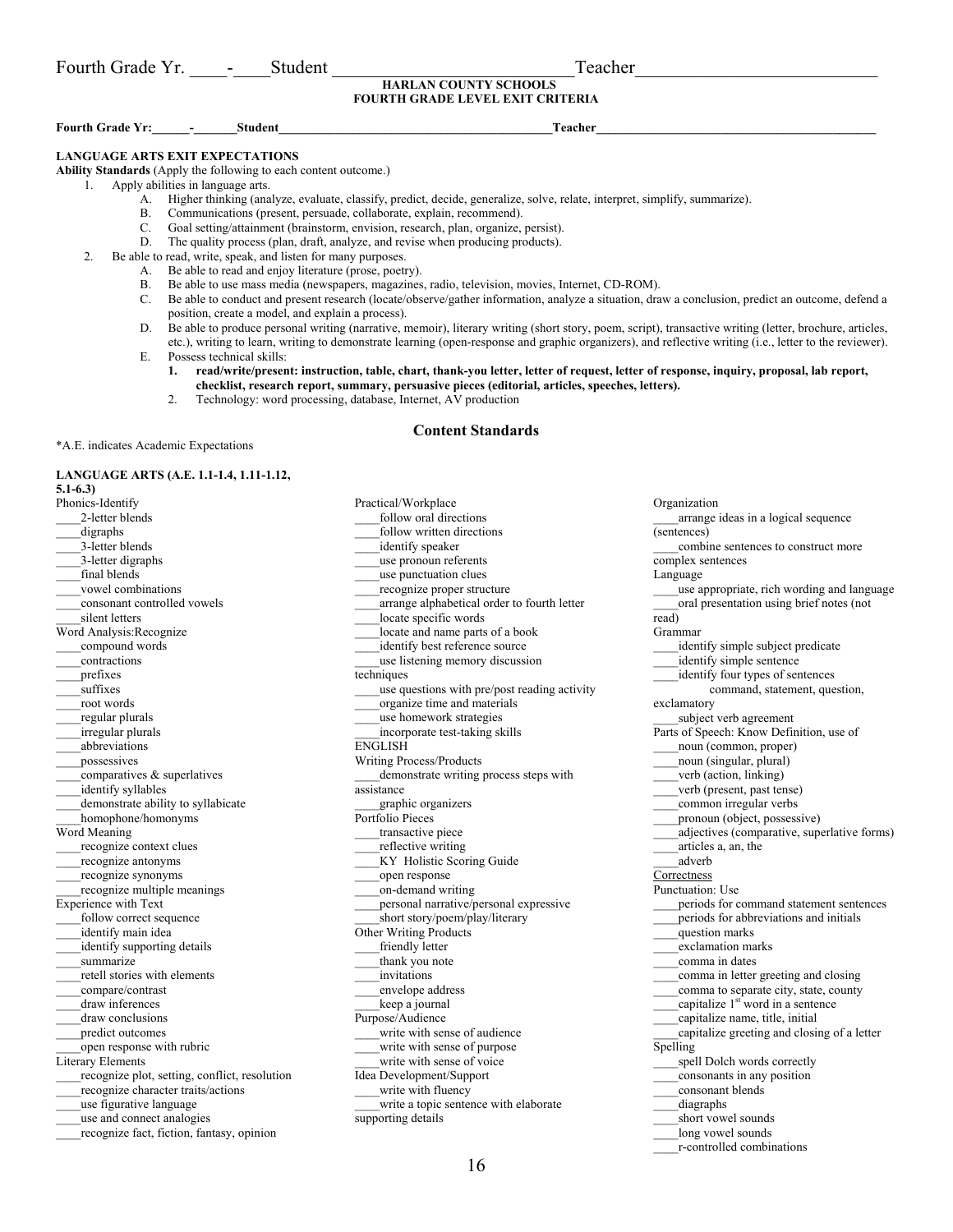Fourth Grade Yr. ____-____Student __________________________Teacher__________________________

**HARLAN COUNTY SCHOOLS**
**FOURTH GRADE LEVEL EXIT CRITERIA**

**Fourth Grade Yr:______-_______Student____________________________________________Teacher____________________________________________**

**LANGUAGE ARTS EXIT EXPECTATIONS**

**Ability Standards** (Apply the following to each content outcome.)

1. Apply abilities in language arts.
   - A. Higher thinking (analyze, evaluate, classify, predict, decide, generalize, solve, relate, interpret, simplify, summarize).
   - B. Communications (present, persuade, collaborate, explain, recommend).
   - C. Goal setting/attainment (brainstorm, envision, research, plan, organize, persist).
   - D. The quality process (plan, draft, analyze, and revise when producing products).
2. Be able to read, write, speak, and listen for many purposes.
   - A. Be able to read and enjoy literature (prose, poetry).
   - B. Be able to use mass media (newspapers, magazines, radio, television, movies, Internet, CD-ROM).
   - C. Be able to conduct and present research (locate/observe/gather information, analyze a situation, draw a conclusion, predict an outcome, defend a position, create a model, and explain a process).
   - D. Be able to produce personal writing (narrative, memoir), literary writing (short story, poem, script), transactive writing (letter, brochure, articles, etc.), writing to learn, writing to demonstrate learning (open-response and graphic organizers), and reflective writing (i.e., letter to the reviewer).
   - E. Possess technical skills:
     1. **read/write/present: instruction, table, chart, thank-you letter, letter of request, letter of response, inquiry, proposal, lab report, checklist, research report, summary, persuasive pieces (editorial, articles, speeches, letters).**
     2. Technology: word processing, database, Internet, AV production

## Content Standards

*A.E. indicates Academic Expectations

**LANGUAGE ARTS (A.E. 1.1-1.4, 1.11-1.12, 5.1-6.3)**

Phonics-Identify
____2-letter blends
____digraphs
____3-letter blends
____3-letter digraphs
____final blends
____vowel combinations
____consonant controlled vowels
____silent letters

Word Analysis:Recognize
____compound words
____contractions
____prefixes
____suffixes
____root words
____regular plurals
____irregular plurals
____abbreviations
____possessives
____comparatives & superlatives
____identify syllables
____demonstrate ability to syllabicate
____homophone/homonyms

Word Meaning
____recognize context clues
____recognize antonyms
____recognize synonyms
____recognize multiple meanings

Experience with Text
____follow correct sequence
____identify main idea
____identify supporting details
____summarize
____retell stories with elements
____compare/contrast
____draw inferences
____draw conclusions
____predict outcomes
____open response with rubric

Literary Elements
____recognize plot, setting, conflict, resolution
____recognize character traits/actions
____use figurative language
____use and connect analogies
____recognize fact, fiction, fantasy, opinion

Practical/Workplace
____follow oral directions
____follow written directions
____identify speaker
____use pronoun referents
____use punctuation clues
____recognize proper structure
____arrange alphabetical order to fourth letter
____locate specific words
____locate and name parts of a book
____identify best reference source
____use listening memory discussion techniques
____use questions with pre/post reading activity
____organize time and materials
____use homework strategies
____incorporate test-taking skills

ENGLISH

Writing Process/Products
____demonstrate writing process steps with assistance
____graphic organizers

Portfolio Pieces
____transactive piece
____reflective writing
____KY Holistic Scoring Guide
____open response
____on-demand writing
____personal narrative/personal expressive
____short story/poem/play/literary

Other Writing Products
____friendly letter
____thank you note
____invitations
____envelope address
____keep a journal

Purpose/Audience
____write with sense of audience
____write with sense of purpose
____write with sense of voice

Idea Development/Support
____write with fluency
____write a topic sentence with elaborate supporting details

Organization
____arrange ideas in a logical sequence (sentences)
____combine sentences to construct more complex sentences

Language
____use appropriate, rich wording and language
____oral presentation using brief notes (not read)

Grammar
____identify simple subject predicate
____identify simple sentence
____identify four types of sentences command, statement, question, exclamatory
____subject verb agreement

Parts of Speech: Know Definition, use of
____noun (common, proper)
____noun (singular, plural)
____verb (action, linking)
____verb (present, past tense)
____common irregular verbs
____pronoun (object, possessive)
____adjectives (comparative, superlative forms)
____articles a, an, the
____adverb

Correctness

Punctuation: Use
____periods for command statement sentences
____periods for abbreviations and initials
____question marks
____exclamation marks
____comma in dates
____comma in letter greeting and closing
____comma to separate city, state, county
____capitalize 1st word in a sentence
____capitalize name, title, initial
____capitalize greeting and closing of a letter

Spelling
____spell Dolch words correctly
____consonants in any position
____consonant blends
____diagraphs
____short vowel sounds
____long vowel sounds
____r-controlled combinations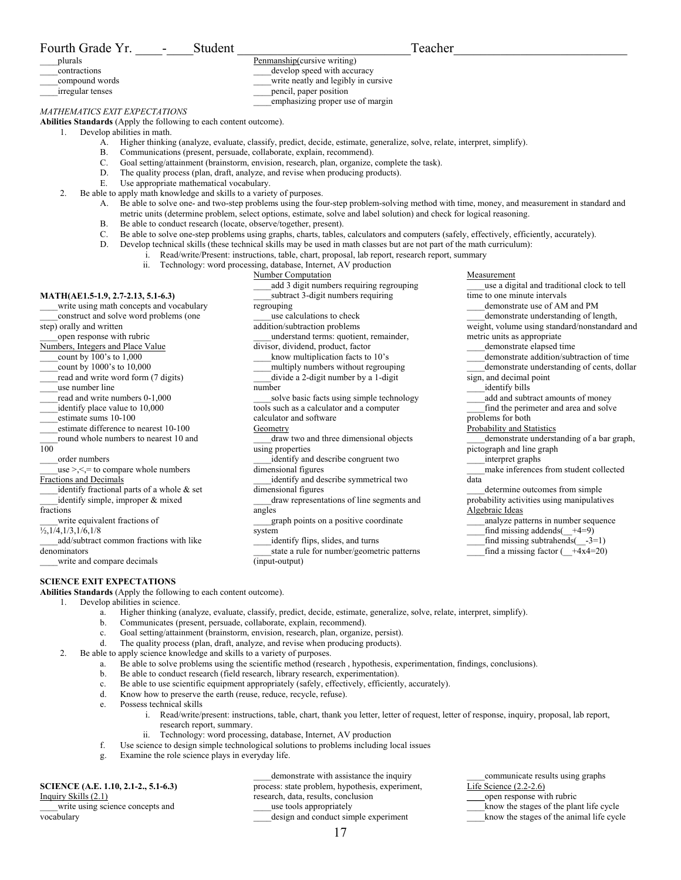Fourth Grade Yr. ____-____Student ___________________________Teacher___________________________

____plurals
____contractions
____compound words
____irregular tenses

Penmanship(cursive writing)
____develop speed with accuracy
____write neatly and legibly in cursive
____pencil, paper position
____emphasizing proper use of margin

*MATHEMATICS EXIT EXPECTATIONS*

**Abilities Standards** (Apply the following to each content outcome).

1. Develop abilities in math.
   A. Higher thinking (analyze, evaluate, classify, predict, decide, estimate, generalize, solve, relate, interpret, simplify).
   B. Communications (present, persuade, collaborate, explain, recommend).
   C. Goal setting/attainment (brainstorm, envision, research, plan, organize, complete the task).
   D. The quality process (plan, draft, analyze, and revise when producing products).
   E. Use appropriate mathematical vocabulary.
2. Be able to apply math knowledge and skills to a variety of purposes.
   A. Be able to solve one- and two-step problems using the four-step problem-solving method with time, money, and measurement in standard and metric units (determine problem, select options, estimate, solve and label solution) and check for logical reasoning.
   B. Be able to conduct research (locate, observe/together, present).
   C. Be able to solve one-step problems using graphs, charts, tables, calculators and computers (safely, effectively, efficiently, accurately).
   D. Develop technical skills (these technical skills may be used in math classes but are not part of the math curriculum):
      i. Read/write/Present: instructions, table, chart, proposal, lab report, research report, summary
      ii. Technology: word processing, database, Internet, AV production

**MATH(AE1.5-1.9, 2.7-2.13, 5.1-6.3)**
____write using math concepts and vocabulary
____construct and solve word problems (one step) orally and written
____open response with rubric

Numbers, Integers and Place Value
____count by 100's to 1,000
____count by 1000's to 10,000
____read and write word form (7 digits)
____use number line
____read and write numbers 0-1,000
____identify place value to 10,000
____estimate sums 10-100
____estimate difference to nearest 10-100
____round whole numbers to nearest 10 and 100
____order numbers
____use >,<,= to compare whole numbers

Fractions and Decimals
____identify fractional parts of a whole & set
____identify simple, improper & mixed fractions
____write equivalent fractions of ½,1/4,1/3,1/6,1/8
____add/subtract common fractions with like denominators
____write and compare decimals

Number Computation
____add 3 digit numbers requiring regrouping
____subtract 3-digit numbers requiring regrouping
____use calculations to check addition/subtraction problems
____understand terms: quotient, remainder, divisor, dividend, product, factor
____know multiplication facts to 10's
____multiply numbers without regrouping
____divide a 2-digit number by a 1-digit number
____solve basic facts using simple technology tools such as a calculator and a computer calculator and software

Geometry
____draw two and three dimensional objects using properties
____identify and describe congruent two dimensional figures
____identify and describe symmetrical two dimensional figures
____draw representations of line segments and angles
____graph points on a positive coordinate system
____identify flips, slides, and turns
____state a rule for number/geometric patterns (input-output)

Measurement
____use a digital and traditional clock to tell time to one minute intervals
____demonstrate use of AM and PM
____demonstrate understanding of length, weight, volume using standard/nonstandard and metric units as appropriate
____demonstrate elapsed time
____demonstrate addition/subtraction of time
____demonstrate understanding of cents, dollar sign, and decimal point
____identify bills
____add and subtract amounts of money
____find the perimeter and area and solve problems for both

Probability and Statistics
____demonstrate understanding of a bar graph, pictograph and line graph
____interpret graphs
____make inferences from student collected data
____determine outcomes from simple probability activities using manipulatives

Algebraic Ideas
____analyze patterns in number sequence
____find missing addends(__+4=9)
____find missing subtrahends(__-3=1)
____find a missing factor (__+4x4=20)

**SCIENCE EXIT EXPECTATIONS**

**Abilities Standards** (Apply the following to each content outcome).

1. Develop abilities in science.
   a. Higher thinking (analyze, evaluate, classify, predict, decide, estimate, generalize, solve, relate, interpret, simplify).
   b. Communicates (present, persuade, collaborate, explain, recommend).
   c. Goal setting/attainment (brainstorm, envision, research, plan, organize, persist).
   d. The quality process (plan, draft, analyze, and revise when producing products).
2. Be able to apply science knowledge and skills to a variety of purposes.
   a. Be able to solve problems using the scientific method (research , hypothesis, experimentation, findings, conclusions).
   b. Be able to conduct research (field research, library research, experimentation).
   c. Be able to use scientific equipment appropriately (safely, effectively, efficiently, accurately).
   d. Know how to preserve the earth (reuse, reduce, recycle, refuse).
   e. Possess technical skills
      i. Read/write/present: instructions, table, chart, thank you letter, letter of request, letter of response, inquiry, proposal, lab report, research report, summary.
      ii. Technology: word processing, database, Internet, AV production
   f. Use science to design simple technological solutions to problems including local issues
   g. Examine the role science plays in everyday life.

**SCIENCE (A.E. 1.10, 2.1-2., 5.1-6.3)**

Inquiry Skills (2.1)
____write using science concepts and vocabulary
____demonstrate with assistance the inquiry process: state problem, hypothesis, experiment, research, data, results, conclusion
____use tools appropriately
____design and conduct simple experiment
____communicate results using graphs

Life Science (2.2-2.6)
____open response with rubric
____know the stages of the plant life cycle
____know the stages of the animal life cycle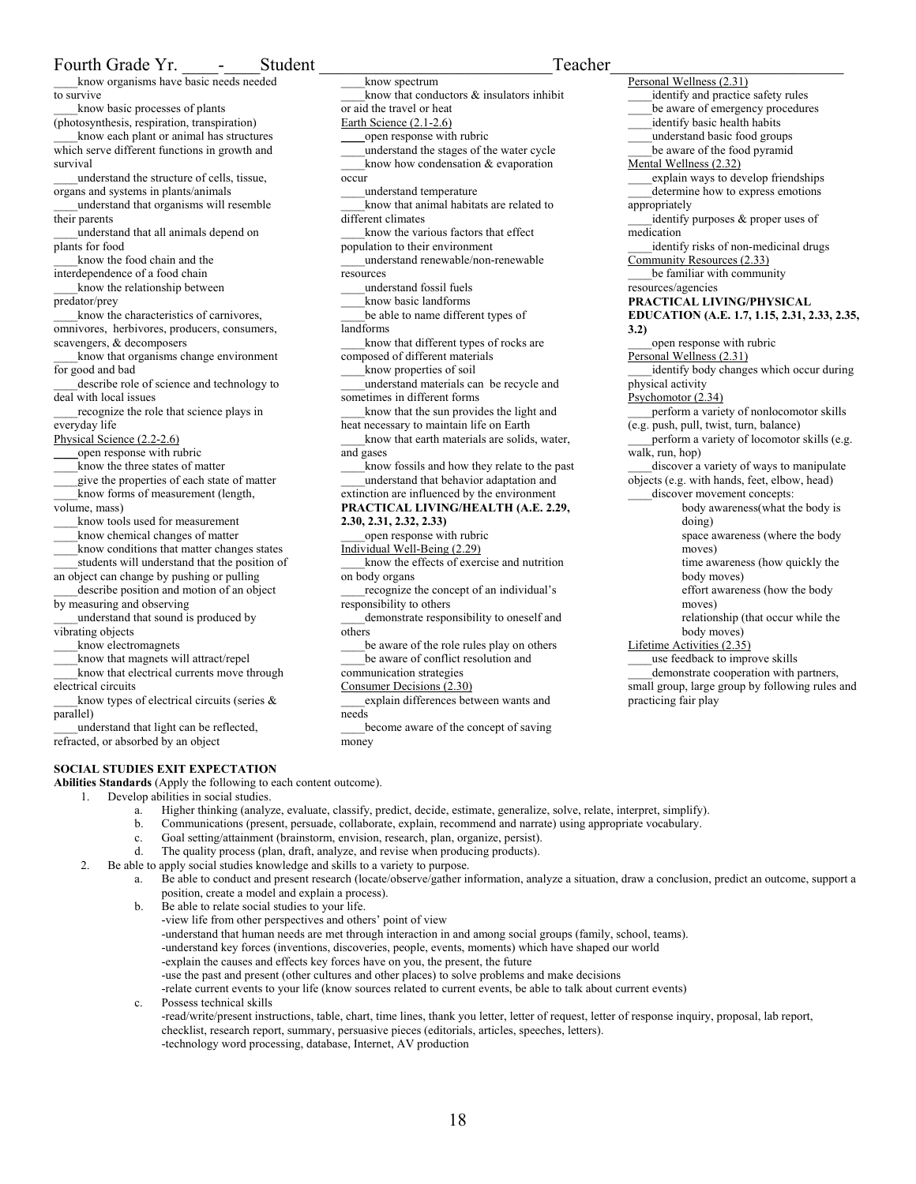Fourth Grade Yr. ____-____Student ____________________________Teacher__________________________

____know organisms have basic needs needed to survive
____know basic processes of plants (photosynthesis, respiration, transpiration)
____know each plant or animal has structures which serve different functions in growth and survival
____understand the structure of cells, tissue, organs and systems in plants/animals
____understand that organisms will resemble their parents
____understand that all animals depend on plants for food
____know the food chain and the interdependence of a food chain
____know the relationship between predator/prey
____know the characteristics of carnivores, omnivores, herbivores, producers, consumers, scavengers, & decomposers
____know that organisms change environment for good and bad
____describe role of science and technology to deal with local issues
____recognize the role that science plays in everyday life

Physical Science (2.2-2.6)
____open response with rubric
____know the three states of matter
____give the properties of each state of matter
____know forms of measurement (length, volume, mass)
____know tools used for measurement
____know chemical changes of matter
____know conditions that matter changes states
____students will understand that the position of an object can change by pushing or pulling
____describe position and motion of an object by measuring and observing
____understand that sound is produced by vibrating objects
____know electromagnets
____know that magnets will attract/repel
____know that electrical currents move through electrical circuits
____know types of electrical circuits (series & parallel)
____understand that light can be reflected, refracted, or absorbed by an object
____know spectrum
____know that conductors & insulators inhibit or aid the travel or heat

Earth Science (2.1-2.6)
____open response with rubric
____understand the stages of the water cycle
____know how condensation & evaporation occur
____understand temperature
____know that animal habitats are related to different climates
____know the various factors that effect population to their environment
____understand renewable/non-renewable resources
____understand fossil fuels
____know basic landforms
____be able to name different types of landforms
____know that different types of rocks are composed of different materials
____know properties of soil
____understand materials can be recycle and sometimes in different forms
____know that the sun provides the light and heat necessary to maintain life on Earth
____know that earth materials are solids, water, and gases
____know fossils and how they relate to the past
____understand that behavior adaptation and extinction are influenced by the environment

**PRACTICAL LIVING/HEALTH (A.E. 2.29, 2.30, 2.31, 2.32, 2.33)**
____open response with rubric

Individual Well-Being (2.29)
____know the effects of exercise and nutrition on body organs
____recognize the concept of an individual's responsibility to others
____demonstrate responsibility to oneself and others
____be aware of the role rules play on others
____be aware of conflict resolution and communication strategies

Consumer Decisions (2.30)
____explain differences between wants and needs
____become aware of the concept of saving money

Personal Wellness (2.31)
____identify and practice safety rules
____be aware of emergency procedures
____identify basic health habits
____understand basic food groups
____be aware of the food pyramid

Mental Wellness (2.32)
____explain ways to develop friendships
____determine how to express emotions appropriately
____identify purposes & proper uses of medication
____identify risks of non-medicinal drugs

Community Resources (2.33)
____be familiar with community resources/agencies

**PRACTICAL LIVING/PHYSICAL EDUCATION (A.E. 1.7, 1.15, 2.31, 2.33, 2.35, 3.2)**
____open response with rubric

Personal Wellness (2.31)
____identify body changes which occur during physical activity

Psychomotor (2.34)
____perform a variety of nonlocomotor skills (e.g. push, pull, twist, turn, balance)
____perform a variety of locomotor skills (e.g. walk, run, hop)
____discover a variety of ways to manipulate objects (e.g. with hands, feet, elbow, head)
____discover movement concepts:
- body awareness(what the body is doing)
- space awareness (where the body moves)
- time awareness (how quickly the body moves)
- effort awareness (how the body moves)
- relationship (that occur while the body moves)

Lifetime Activities (2.35)
____use feedback to improve skills
____demonstrate cooperation with partners, small group, large group by following rules and practicing fair play

**SOCIAL STUDIES EXIT EXPECTATION**

**Abilities Standards** (Apply the following to each content outcome).

1. Develop abilities in social studies.
   a. Higher thinking (analyze, evaluate, classify, predict, decide, estimate, generalize, solve, relate, interpret, simplify).
   b. Communications (present, persuade, collaborate, explain, recommend and narrate) using appropriate vocabulary.
   c. Goal setting/attainment (brainstorm, envision, research, plan, organize, persist).
   d. The quality process (plan, draft, analyze, and revise when producing products).
2. Be able to apply social studies knowledge and skills to a variety to purpose.
   a. Be able to conduct and present research (locate/observe/gather information, analyze a situation, draw a conclusion, predict an outcome, support a position, create a model and explain a process).
   b. Be able to relate social studies to your life.
      -view life from other perspectives and others' point of view
      -understand that human needs are met through interaction in and among social groups (family, school, teams).
      -understand key forces (inventions, discoveries, people, events, moments) which have shaped our world
      -explain the causes and effects key forces have on you, the present, the future
      -use the past and present (other cultures and other places) to solve problems and make decisions
      -relate current events to your life (know sources related to current events, be able to talk about current events)
   c. Possess technical skills
      -read/write/present instructions, table, chart, time lines, thank you letter, letter of request, letter of response inquiry, proposal, lab report, checklist, research report, summary, persuasive pieces (editorials, articles, speeches, letters).
      -technology word processing, database, Internet, AV production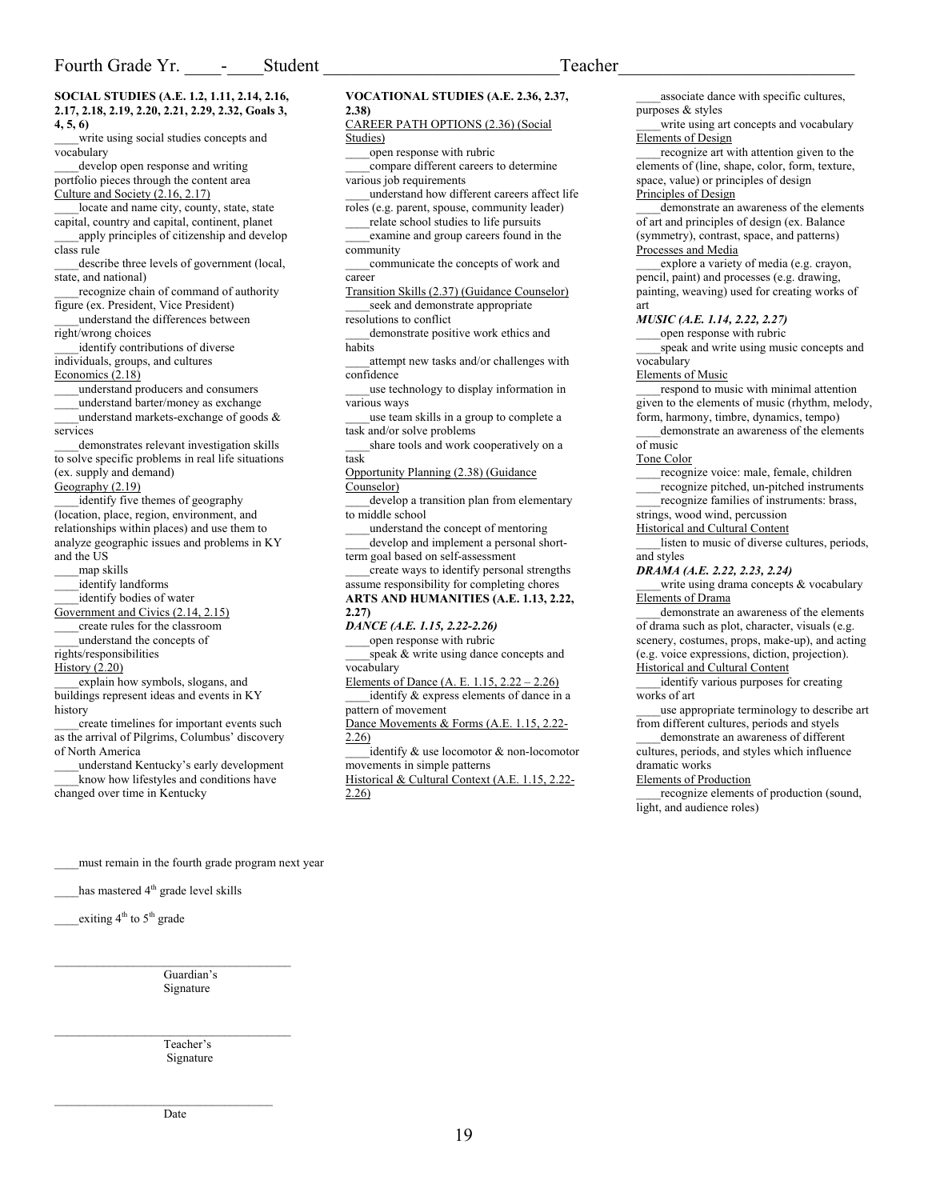Fourth Grade Yr. ____-____Student ___________________________Teacher__________________________

**SOCIAL STUDIES (A.E. 1.2, 1.11, 2.14, 2.16, 2.17, 2.18, 2.19, 2.20, 2.21, 2.29, 2.32, Goals 3, 4, 5, 6)**

____write using social studies concepts and vocabulary

____develop open response and writing portfolio pieces through the content area

Culture and Society (2.16, 2.17)

____locate and name city, county, state, state capital, country and capital, continent, planet

____apply principles of citizenship and develop class rule

____describe three levels of government (local, state, and national)

____recognize chain of command of authority figure (ex. President, Vice President)

____understand the differences between right/wrong choices

____identify contributions of diverse individuals, groups, and cultures

Economics (2.18)

____understand producers and consumers

____understand barter/money as exchange

____understand markets-exchange of goods & services

____demonstrates relevant investigation skills to solve specific problems in real life situations (ex. supply and demand)

Geography (2.19)

____identify five themes of geography (location, place, region, environment, and relationships within places) and use them to analyze geographic issues and problems in KY and the US

____map skills

____identify landforms

____identify bodies of water

Government and Civics (2.14, 2.15)

____create rules for the classroom

____understand the concepts of rights/responsibilities

History (2.20)

____explain how symbols, slogans, and buildings represent ideas and events in KY history

____create timelines for important events such as the arrival of Pilgrims, Columbus' discovery of North America

____understand Kentucky's early development

____know how lifestyles and conditions have changed over time in Kentucky

**VOCATIONAL STUDIES (A.E. 2.36, 2.37, 2.38)**

CAREER PATH OPTIONS (2.36) (Social Studies)

____open response with rubric

____compare different careers to determine various job requirements

____understand how different careers affect life roles (e.g. parent, spouse, community leader)

____relate school studies to life pursuits

____examine and group careers found in the community

____communicate the concepts of work and career

Transition Skills (2.37) (Guidance Counselor)

____seek and demonstrate appropriate resolutions to conflict

____demonstrate positive work ethics and habits

____attempt new tasks and/or challenges with confidence

____use technology to display information in various ways

____use team skills in a group to complete a task and/or solve problems

____share tools and work cooperatively on a task

Opportunity Planning (2.38) (Guidance Counselor)

____develop a transition plan from elementary to middle school

____understand the concept of mentoring

____develop and implement a personal short-term goal based on self-assessment

____create ways to identify personal strengths assume responsibility for completing chores

**ARTS AND HUMANITIES (A.E. 1.13, 2.22, 2.27)**

***DANCE (A.E. 1.15, 2.22-2.26)***

____open response with rubric

____speak & write using dance concepts and vocabulary

Elements of Dance (A. E. 1.15, 2.22 – 2.26)

____identify & express elements of dance in a pattern of movement

Dance Movements & Forms (A.E. 1.15, 2.22-2.26)

____identify & use locomotor & non-locomotor movements in simple patterns

Historical & Cultural Context (A.E. 1.15, 2.22-2.26)

____associate dance with specific cultures, purposes & styles

____write using art concepts and vocabulary

Elements of Design

____recognize art with attention given to the elements of (line, shape, color, form, texture, space, value) or principles of design

Principles of Design

____demonstrate an awareness of the elements of art and principles of design (ex. Balance (symmetry), contrast, space, and patterns)

Processes and Media

____explore a variety of media (e.g. crayon, pencil, paint) and processes (e.g. drawing, painting, weaving) used for creating works of art

***MUSIC (A.E. 1.14, 2.22, 2.27)***

____open response with rubric

____speak and write using music concepts and vocabulary

Elements of Music

____respond to music with minimal attention given to the elements of music (rhythm, melody, form, harmony, timbre, dynamics, tempo)

____demonstrate an awareness of the elements of music

Tone Color

____recognize voice: male, female, children

____recognize pitched, un-pitched instruments

____recognize families of instruments: brass, strings, wood wind, percussion

Historical and Cultural Content

____listen to music of diverse cultures, periods, and styles

***DRAMA (A.E. 2.22, 2.23, 2.24)***

____write using drama concepts & vocabulary

Elements of Drama

____demonstrate an awareness of the elements of drama such as plot, character, visuals (e.g. scenery, costumes, props, make-up), and acting (e.g. voice expressions, diction, projection).

Historical and Cultural Content

____identify various purposes for creating works of art

____use appropriate terminology to describe art from different cultures, periods and styels

____demonstrate an awareness of different cultures, periods, and styles which influence dramatic works

Elements of Production

____recognize elements of production (sound, light, and audience roles)

____must remain in the fourth grade program next year

____has mastered 4th grade level skills

____exiting 4th to 5th grade

________________________________________
Guardian's Signature

________________________________________
Teacher's Signature

_____________________________________
Date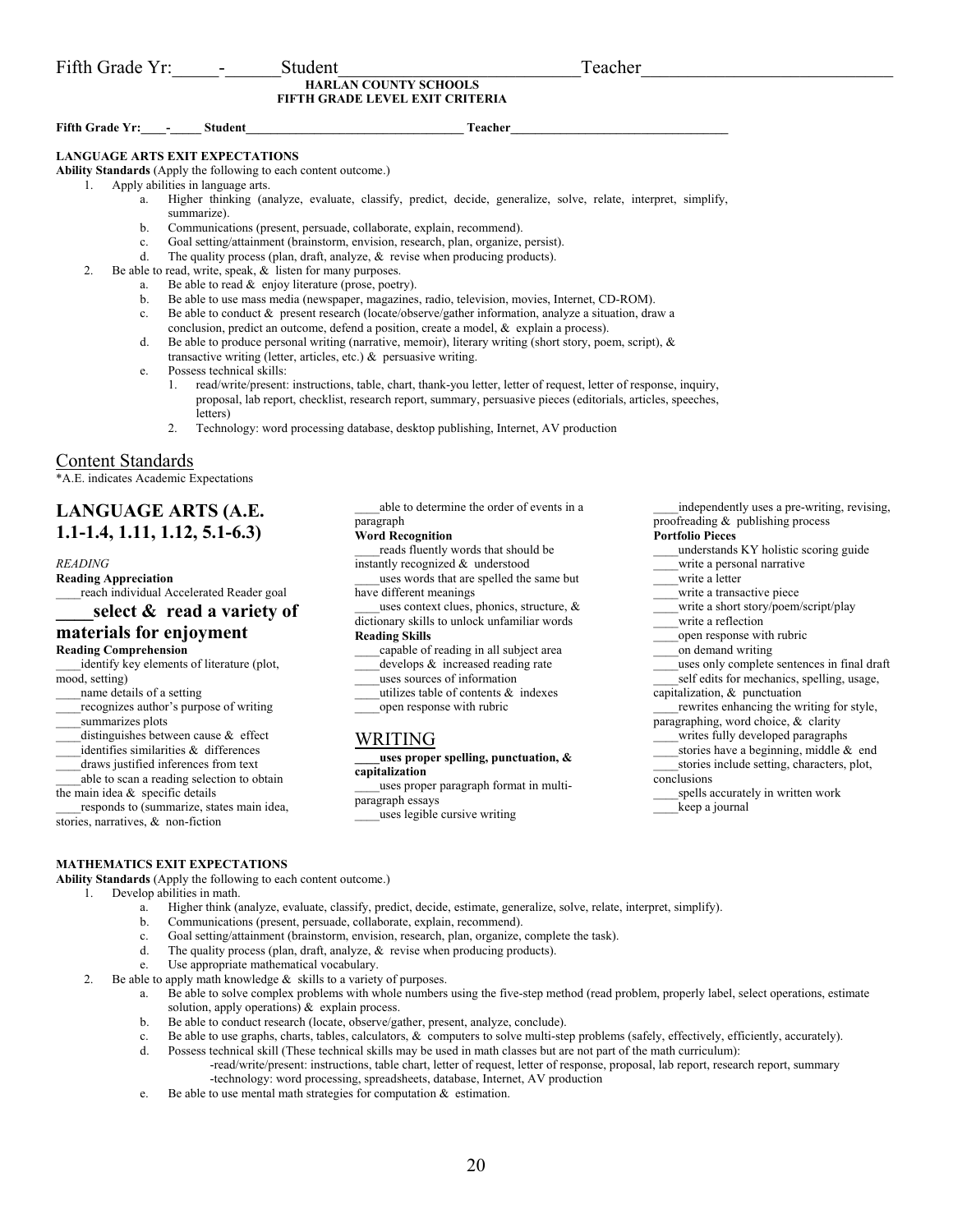Fifth Grade Yr:_____-______Student___________________________Teacher_____________________________

**HARLAN COUNTY SCHOOLS**
**FIFTH GRADE LEVEL EXIT CRITERIA**

**Fifth Grade Yr:____-_____ Student___________________________________ Teacher___________________________________**

**LANGUAGE ARTS EXIT EXPECTATIONS**
**Ability Standards** (Apply the following to each content outcome.)

1. Apply abilities in language arts.
   a. Higher thinking (analyze, evaluate, classify, predict, decide, generalize, solve, relate, interpret, simplify, summarize).
   b. Communications (present, persuade, collaborate, explain, recommend).
   c. Goal setting/attainment (brainstorm, envision, research, plan, organize, persist).
   d. The quality process (plan, draft, analyze, & revise when producing products).
2. Be able to read, write, speak, & listen for many purposes.
   a. Be able to read & enjoy literature (prose, poetry).
   b. Be able to use mass media (newspaper, magazines, radio, television, movies, Internet, CD-ROM).
   c. Be able to conduct & present research (locate/observe/gather information, analyze a situation, draw a conclusion, predict an outcome, defend a position, create a model, & explain a process).
   d. Be able to produce personal writing (narrative, memoir), literary writing (short story, poem, script), & transactive writing (letter, articles, etc.) & persuasive writing.
   e. Possess technical skills:
      1. read/write/present: instructions, table, chart, thank-you letter, letter of request, letter of response, inquiry, proposal, lab report, checklist, research report, summary, persuasive pieces (editorials, articles, speeches, letters)
      2. Technology: word processing database, desktop publishing, Internet, AV production

## Content Standards

*A.E. indicates Academic Expectations

## LANGUAGE ARTS (A.E. 1.1-1.4, 1.11, 1.12, 5.1-6.3)

*READING*

**Reading Appreciation**

____reach individual Accelerated Reader goal

## ____select & read a variety of materials for enjoyment

**Reading Comprehension**

____identify key elements of literature (plot, mood, setting)
____name details of a setting
____recognizes author's purpose of writing
____summarizes plots
____distinguishes between cause & effect
____identifies similarities & differences
____draws justified inferences from text
____able to scan a reading selection to obtain the main idea & specific details
____responds to (summarize, states main idea, stories, narratives, & non-fiction
____able to determine the order of events in a paragraph

**Word Recognition**

____reads fluently words that should be instantly recognized & understood
____uses words that are spelled the same but have different meanings
____uses context clues, phonics, structure, & dictionary skills to unlock unfamiliar words

**Reading Skills**

____capable of reading in all subject area
____develops & increased reading rate
____uses sources of information
____utilizes table of contents & indexes
____open response with rubric

## WRITING

**____uses proper spelling, punctuation, & capitalization**
____uses proper paragraph format in multi-paragraph essays
____uses legible cursive writing
____independently uses a pre-writing, revising, proofreading & publishing process

**Portfolio Pieces**

____understands KY holistic scoring guide
____write a personal narrative
____write a letter
____write a transactive piece
____write a short story/poem/script/play
____write a reflection
____open response with rubric
____on demand writing
____uses only complete sentences in final draft
____self edits for mechanics, spelling, usage, capitalization, & punctuation
____rewrites enhancing the writing for style, paragraphing, word choice, & clarity
____writes fully developed paragraphs
____stories have a beginning, middle & end
____stories include setting, characters, plot, conclusions
____spells accurately in written work
____keep a journal

**MATHEMATICS EXIT EXPECTATIONS**
**Ability Standards** (Apply the following to each content outcome.)

1. Develop abilities in math.
   a. Higher think (analyze, evaluate, classify, predict, decide, estimate, generalize, solve, relate, interpret, simplify).
   b. Communications (present, persuade, collaborate, explain, recommend).
   c. Goal setting/attainment (brainstorm, envision, research, plan, organize, complete the task).
   d. The quality process (plan, draft, analyze, & revise when producing products).
   e. Use appropriate mathematical vocabulary.
2. Be able to apply math knowledge & skills to a variety of purposes.
   a. Be able to solve complex problems with whole numbers using the five-step method (read problem, properly label, select operations, estimate solution, apply operations) & explain process.
   b. Be able to conduct research (locate, observe/gather, present, analyze, conclude).
   c. Be able to use graphs, charts, tables, calculators, & computers to solve multi-step problems (safely, effectively, efficiently, accurately).
   d. Possess technical skill (These technical skills may be used in math classes but are not part of the math curriculum):
      -read/write/present: instructions, table chart, letter of request, letter of response, proposal, lab report, research report, summary
      -technology: word processing, spreadsheets, database, Internet, AV production
   e. Be able to use mental math strategies for computation & estimation.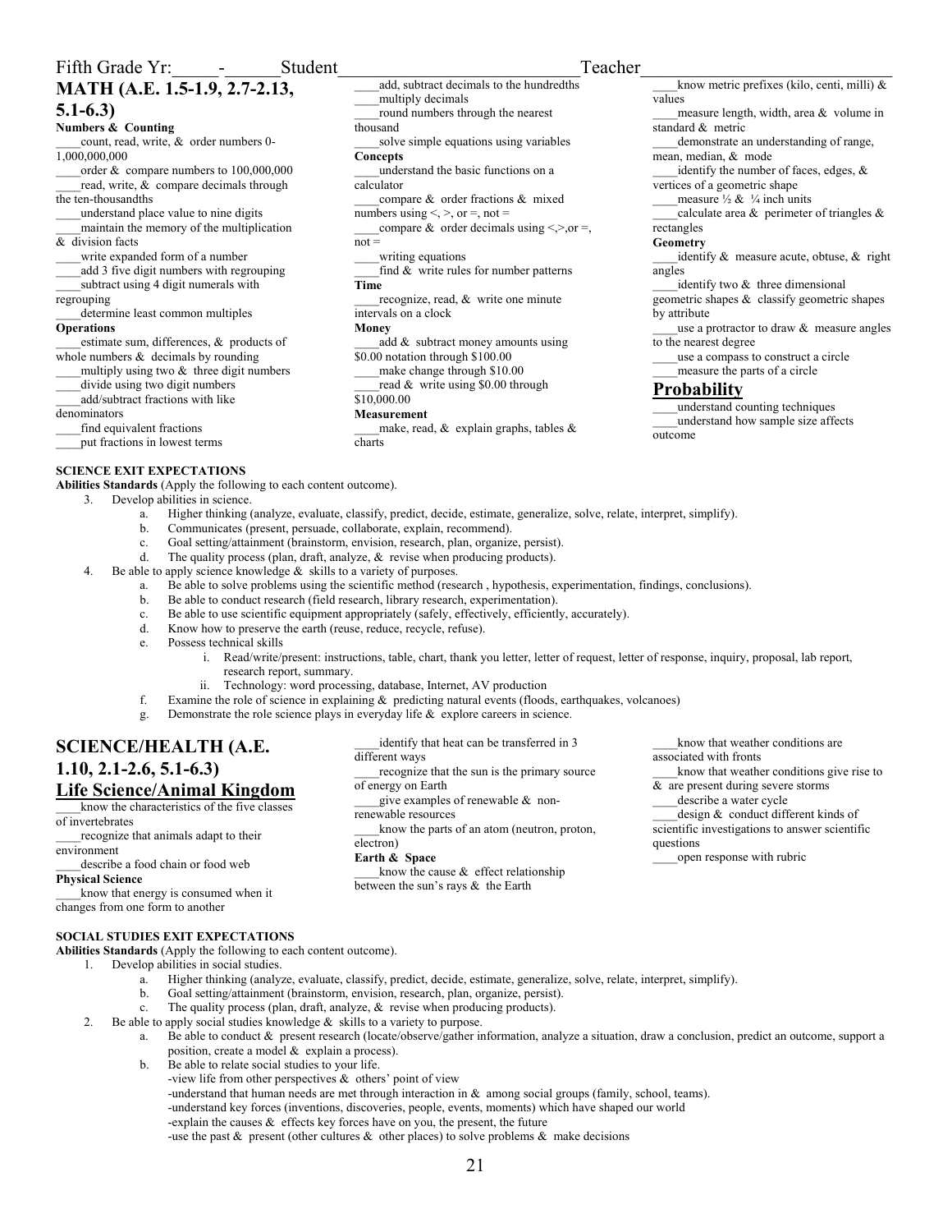Fifth Grade Yr:_____-______Student___________________________Teacher__________________________

## MATH (A.E. 1.5-1.9, 2.7-2.13, 5.1-6.3)

**Numbers & Counting**

____count, read, write, & order numbers 0-1,000,000,000
____order & compare numbers to 100,000,000
____read, write, & compare decimals through the ten-thousandths
____understand place value to nine digits
____maintain the memory of the multiplication & division facts
____write expanded form of a number
____add 3 five digit numbers with regrouping
____subtract using 4 digit numerals with regrouping
____determine least common multiples

**Operations**

____estimate sum, differences, & products of whole numbers & decimals by rounding
____multiply using two & three digit numbers
____divide using two digit numbers
____add/subtract fractions with like denominators
____find equivalent fractions
____put fractions in lowest terms
____add, subtract decimals to the hundredths
____multiply decimals
____round numbers through the nearest thousand
____solve simple equations using variables

**Concepts**

____understand the basic functions on a calculator
____compare & order fractions & mixed numbers using <, >, or =, not =
____compare & order decimals using <,>,or =, not =
____writing equations
____find & write rules for number patterns

**Time**

____recognize, read, & write one minute intervals on a clock

**Money**

____add & subtract money amounts using $0.00 notation through $100.00
____make change through $10.00
____read & write using $0.00 through $10,000.00

**Measurement**

____make, read, & explain graphs, tables & charts
____know metric prefixes (kilo, centi, milli) & values
____measure length, width, area & volume in standard & metric
____demonstrate an understanding of range, mean, median, & mode
____identify the number of faces, edges, & vertices of a geometric shape
____measure ½ & ¼ inch units
____calculate area & perimeter of triangles & rectangles

**Geometry**

____identify & measure acute, obtuse, & right angles
____identify two & three dimensional geometric shapes & classify geometric shapes by attribute
____use a protractor to draw & measure angles to the nearest degree
____use a compass to construct a circle
____measure the parts of a circle

### Probability

____understand counting techniques
____understand how sample size affects outcome

**SCIENCE EXIT EXPECTATIONS**

**Abilities Standards** (Apply the following to each content outcome).

3. Develop abilities in science.
    a. Higher thinking (analyze, evaluate, classify, predict, decide, estimate, generalize, solve, relate, interpret, simplify).
    b. Communicates (present, persuade, collaborate, explain, recommend).
    c. Goal setting/attainment (brainstorm, envision, research, plan, organize, persist).
    d. The quality process (plan, draft, analyze, & revise when producing products).
4. Be able to apply science knowledge & skills to a variety of purposes.
    a. Be able to solve problems using the scientific method (research , hypothesis, experimentation, findings, conclusions).
    b. Be able to conduct research (field research, library research, experimentation).
    c. Be able to use scientific equipment appropriately (safely, effectively, efficiently, accurately).
    d. Know how to preserve the earth (reuse, reduce, recycle, refuse).
    e. Possess technical skills
        i. Read/write/present: instructions, table, chart, thank you letter, letter of request, letter of response, inquiry, proposal, lab report, research report, summary.
        ii. Technology: word processing, database, Internet, AV production
    f. Examine the role of science in explaining & predicting natural events (floods, earthquakes, volcanoes)
    g. Demonstrate the role science plays in everyday life & explore careers in science.

## SCIENCE/HEALTH (A.E. 1.10, 2.1-2.6, 5.1-6.3)

### Life Science/Animal Kingdom

____know the characteristics of the five classes of invertebrates
____recognize that animals adapt to their environment
____describe a food chain or food web

**Physical Science**

____know that energy is consumed when it changes from one form to another
____identify that heat can be transferred in 3 different ways
____recognize that the sun is the primary source of energy on Earth
____give examples of renewable & non-renewable resources
____know the parts of an atom (neutron, proton, electron)

**Earth & Space**

____know the cause & effect relationship between the sun's rays & the Earth
____know that weather conditions are associated with fronts
____know that weather conditions give rise to & are present during severe storms
____describe a water cycle
____design & conduct different kinds of scientific investigations to answer scientific questions
____open response with rubric

**SOCIAL STUDIES EXIT EXPECTATIONS**

**Abilities Standards** (Apply the following to each content outcome).

1. Develop abilities in social studies.
    a. Higher thinking (analyze, evaluate, classify, predict, decide, estimate, generalize, solve, relate, interpret, simplify).
    b. Goal setting/attainment (brainstorm, envision, research, plan, organize, persist).
    c. The quality process (plan, draft, analyze, & revise when producing products).
2. Be able to apply social studies knowledge & skills to a variety to purpose.
    a. Be able to conduct & present research (locate/observe/gather information, analyze a situation, draw a conclusion, predict an outcome, support a position, create a model & explain a process).
    b. Be able to relate social studies to your life.
        -view life from other perspectives & others' point of view
        -understand that human needs are met through interaction in & among social groups (family, school, teams).
        -understand key forces (inventions, discoveries, people, events, moments) which have shaped our world
        -explain the causes & effects key forces have on you, the present, the future
        -use the past & present (other cultures & other places) to solve problems & make decisions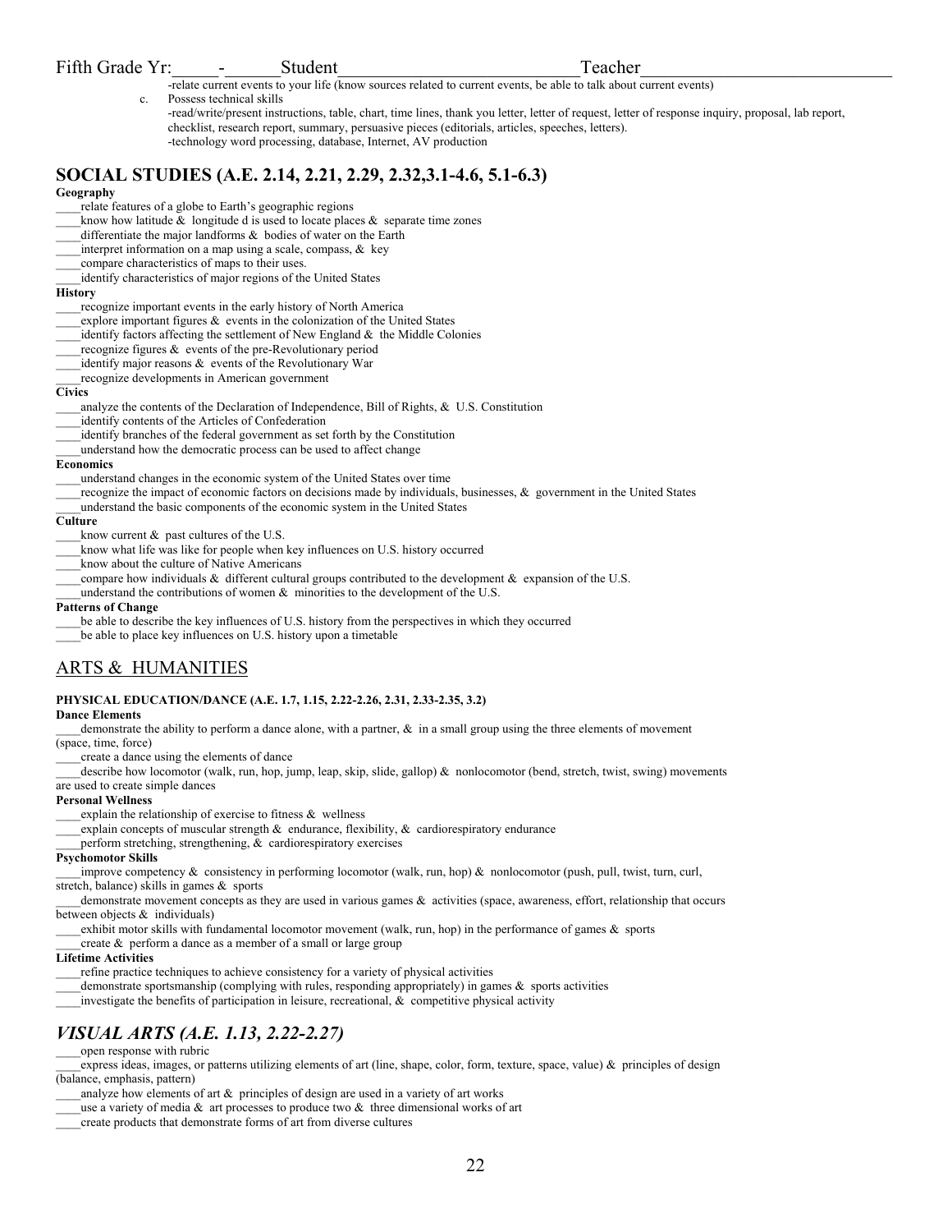Fifth Grade Yr:\_\_\_\_\_-\_\_\_\_\_\_Student\_\_\_\_\_\_\_\_\_\_\_\_\_\_\_\_\_\_\_\_\_\_\_\_\_\_\_Teacher\_\_\_\_\_\_\_\_\_\_\_\_\_\_\_\_\_\_\_\_\_\_\_\_\_\_\_\_\_

-relate current events to your life (know sources related to current events, be able to talk about current events)

c. Possess technical skills
-read/write/present instructions, table, chart, time lines, thank you letter, letter of request, letter of response inquiry, proposal, lab report, checklist, research report, summary, persuasive pieces (editorials, articles, speeches, letters).
-technology word processing, database, Internet, AV production

## SOCIAL STUDIES (A.E. 2.14, 2.21, 2.29, 2.32,3.1-4.6, 5.1-6.3)

**Geography**

____relate features of a globe to Earth's geographic regions
____know how latitude & longitude d is used to locate places & separate time zones
____differentiate the major landforms & bodies of water on the Earth
____interpret information on a map using a scale, compass, & key
____compare characteristics of maps to their uses.
____identify characteristics of major regions of the United States

**History**

____recognize important events in the early history of North America
____explore important figures & events in the colonization of the United States
____identify factors affecting the settlement of New England & the Middle Colonies
____recognize figures & events of the pre-Revolutionary period
____identify major reasons & events of the Revolutionary War
____recognize developments in American government

**Civics**

____analyze the contents of the Declaration of Independence, Bill of Rights, & U.S. Constitution
____identify contents of the Articles of Confederation
____identify branches of the federal government as set forth by the Constitution
____understand how the democratic process can be used to affect change

**Economics**

____understand changes in the economic system of the United States over time
____recognize the impact of economic factors on decisions made by individuals, businesses, & government in the United States
____understand the basic components of the economic system in the United States

**Culture**

____know current & past cultures of the U.S.
____know what life was like for people when key influences on U.S. history occurred
____know about the culture of Native Americans
____compare how individuals & different cultural groups contributed to the development & expansion of the U.S.
____understand the contributions of women & minorities to the development of the U.S.

**Patterns of Change**

____be able to describe the key influences of U.S. history from the perspectives in which they occurred
____be able to place key influences on U.S. history upon a timetable

## ARTS & HUMANITIES

**PHYSICAL EDUCATION/DANCE (A.E. 1.7, 1.15, 2.22-2.26, 2.31, 2.33-2.35, 3.2)**

**Dance Elements**

____demonstrate the ability to perform a dance alone, with a partner, & in a small group using the three elements of movement (space, time, force)
____create a dance using the elements of dance
____describe how locomotor (walk, run, hop, jump, leap, skip, slide, gallop) & nonlocomotor (bend, stretch, twist, swing) movements are used to create simple dances

**Personal Wellness**

____explain the relationship of exercise to fitness & wellness
____explain concepts of muscular strength & endurance, flexibility, & cardiorespiratory endurance
____perform stretching, strengthening, & cardiorespiratory exercises

**Psychomotor Skills**

____improve competency & consistency in performing locomotor (walk, run, hop) & nonlocomotor (push, pull, twist, turn, curl, stretch, balance) skills in games & sports
____demonstrate movement concepts as they are used in various games & activities (space, awareness, effort, relationship that occurs between objects & individuals)
____exhibit motor skills with fundamental locomotor movement (walk, run, hop) in the performance of games & sports
____create & perform a dance as a member of a small or large group

**Lifetime Activities**

____refine practice techniques to achieve consistency for a variety of physical activities
____demonstrate sportsmanship (complying with rules, responding appropriately) in games & sports activities
____investigate the benefits of participation in leisure, recreational, & competitive physical activity

## *VISUAL ARTS (A.E. 1.13, 2.22-2.27)*

____open response with rubric
____express ideas, images, or patterns utilizing elements of art (line, shape, color, form, texture, space, value) & principles of design (balance, emphasis, pattern)
____analyze how elements of art & principles of design are used in a variety of art works
____use a variety of media & art processes to produce two & three dimensional works of art
____create products that demonstrate forms of art from diverse cultures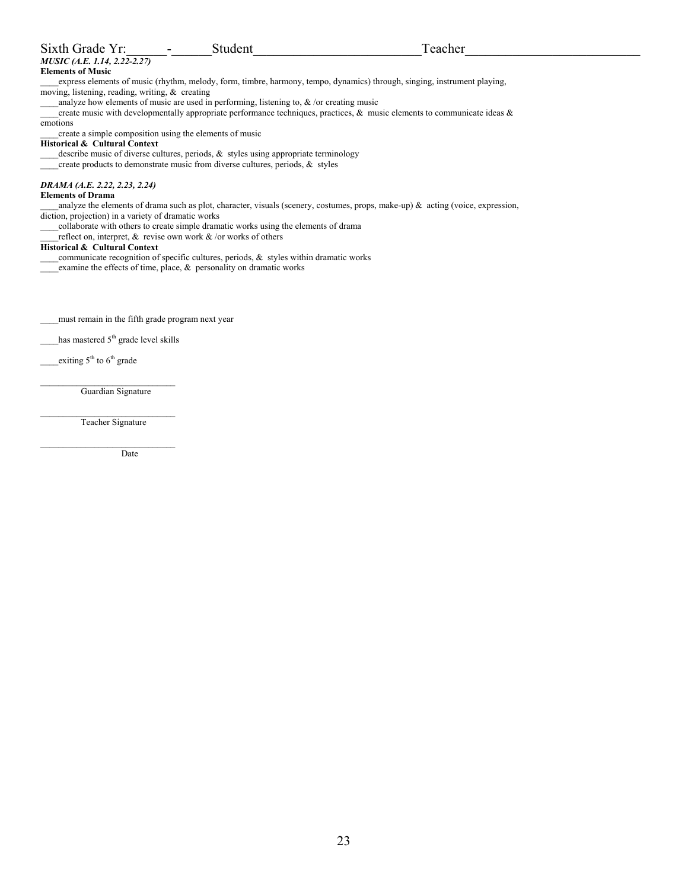Sixth Grade Yr:______-______Student__________________________Teacher___________________________

***MUSIC (A.E. 1.14, 2.22-2.27)***

**Elements of Music**

____express elements of music (rhythm, melody, form, timbre, harmony, tempo, dynamics) through, singing, instrument playing, moving, listening, reading, writing, & creating

____analyze how elements of music are used in performing, listening to, & /or creating music

____create music with developmentally appropriate performance techniques, practices, & music elements to communicate ideas & emotions

____create a simple composition using the elements of music

**Historical & Cultural Context**

____describe music of diverse cultures, periods, & styles using appropriate terminology

____create products to demonstrate music from diverse cultures, periods, & styles

***DRAMA (A.E. 2.22, 2.23, 2.24)***

**Elements of Drama**

____analyze the elements of drama such as plot, character, visuals (scenery, costumes, props, make-up) & acting (voice, expression, diction, projection) in a variety of dramatic works

____collaborate with others to create simple dramatic works using the elements of drama

____reflect on, interpret, & revise own work & /or works of others

**Historical & Cultural Context**

____communicate recognition of specific cultures, periods, & styles within dramatic works

____examine the effects of time, place, & personality on dramatic works

____must remain in the fifth grade program next year

____has mastered 5th grade level skills

____exiting 5th to 6th grade

______________________________
Guardian Signature

______________________________
Teacher Signature

______________________________
Date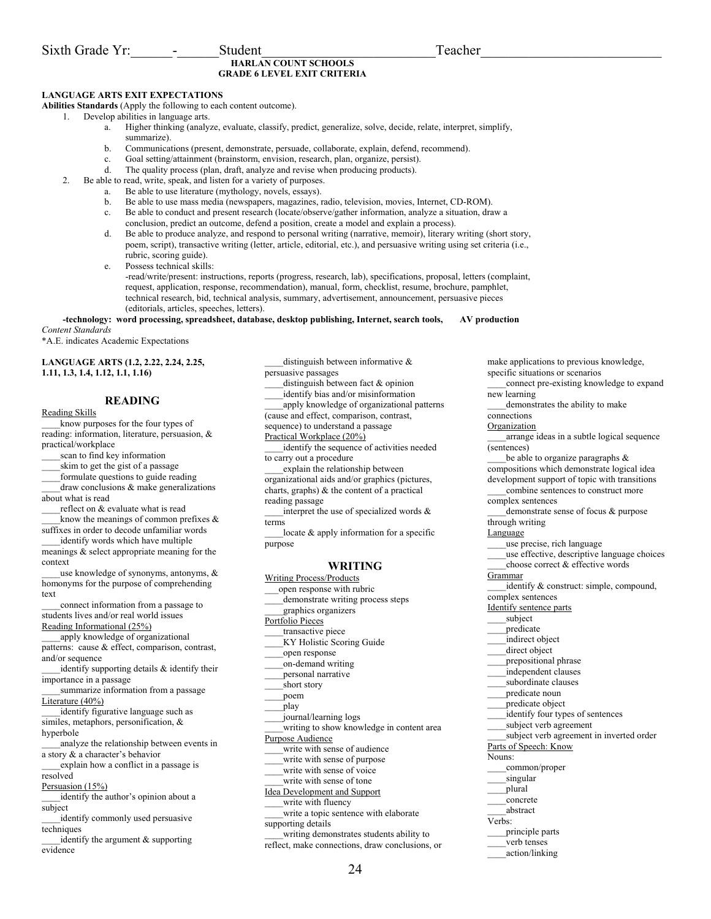Sixth Grade Yr:\_\_\_\_\_\_-\_\_\_\_\_\_Student\_\_\_\_\_\_\_\_\_\_\_\_\_\_\_\_\_\_\_\_\_\_\_\_\_\_Teacher\_\_\_\_\_\_\_\_\_\_\_\_\_\_\_\_\_\_\_\_\_\_\_\_\_\_\_

**HARLAN COUNT SCHOOLS**
**GRADE 6 LEVEL EXIT CRITERIA**

**LANGUAGE ARTS EXIT EXPECTATIONS**

**Abilities Standards** (Apply the following to each content outcome).

1. Develop abilities in language arts.
   a. Higher thinking (analyze, evaluate, classify, predict, generalize, solve, decide, relate, interpret, simplify, summarize).
   b. Communications (present, demonstrate, persuade, collaborate, explain, defend, recommend).
   c. Goal setting/attainment (brainstorm, envision, research, plan, organize, persist).
   d. The quality process (plan, draft, analyze and revise when producing products).
2. Be able to read, write, speak, and listen for a variety of purposes.
   a. Be able to use literature (mythology, novels, essays).
   b. Be able to use mass media (newspapers, magazines, radio, television, movies, Internet, CD-ROM).
   c. Be able to conduct and present research (locate/observe/gather information, analyze a situation, draw a conclusion, predict an outcome, defend a position, create a model and explain a process).
   d. Be able to produce analyze, and respond to personal writing (narrative, memoir), literary writing (short story, poem, script), transactive writing (letter, article, editorial, etc.), and persuasive writing using set criteria (i.e., rubric, scoring guide).
   e. Possess technical skills:
      -read/write/present: instructions, reports (progress, research, lab), specifications, proposal, letters (complaint, request, application, response, recommendation), manual, form, checklist, resume, brochure, pamphlet, technical research, bid, technical analysis, summary, advertisement, announcement, persuasive pieces (editorials, articles, speeches, letters).

**-technology: word processing, spreadsheet, database, desktop publishing, Internet, search tools, AV production**

*Content Standards*

*A.E. indicates Academic Expectations

**LANGUAGE ARTS (1.2, 2.22, 2.24, 2.25, 1.11, 1.3, 1.4, 1.12, 1.1, 1.16)**

## READING

Reading Skills

\_\_\_\_know purposes for the four types of reading: information, literature, persuasion, & practical/workplace
\_\_\_\_scan to find key information
\_\_\_\_skim to get the gist of a passage
\_\_\_\_formulate questions to guide reading
\_\_\_\_draw conclusions & make generalizations about what is read
\_\_\_\_reflect on & evaluate what is read
\_\_\_\_know the meanings of common prefixes & suffixes in order to decode unfamiliar words
\_\_\_\_identify words which have multiple meanings & select appropriate meaning for the context
\_\_\_\_use knowledge of synonyms, antonyms, & homonyms for the purpose of comprehending text
\_\_\_\_connect information from a passage to students lives and/or real world issues

Reading Informational (25%)

\_\_\_\_apply knowledge of organizational patterns: cause & effect, comparison, contrast, and/or sequence
\_\_\_\_identify supporting details & identify their importance in a passage
\_\_\_\_summarize information from a passage

Literature (40%)

\_\_\_\_identify figurative language such as similes, metaphors, personification, & hyperbole
\_\_\_\_analyze the relationship between events in a story & a character's behavior
\_\_\_\_explain how a conflict in a passage is resolved

Persuasion (15%)

\_\_\_\_identify the author's opinion about a subject
\_\_\_\_identify commonly used persuasive techniques
\_\_\_\_identify the argument & supporting evidence
\_\_\_\_distinguish between informative & persuasive passages
\_\_\_\_distinguish between fact & opinion
\_\_\_\_identify bias and/or misinformation
\_\_\_\_apply knowledge of organizational patterns (cause and effect, comparison, contrast, sequence) to understand a passage

Practical Workplace (20%)

\_\_\_\_identify the sequence of activities needed to carry out a procedure
\_\_\_\_explain the relationship between organizational aids and/or graphics (pictures, charts, graphs) & the content of a practical reading passage
\_\_\_\_interpret the use of specialized words & terms
\_\_\_\_locate & apply information for a specific purpose

## WRITING

Writing Process/Products

\_\_\_open response with rubric
\_\_\_\_demonstrate writing process steps
\_\_\_\_graphics organizers

Portfolio Pieces

\_\_\_\_transactive piece
\_\_\_\_KY Holistic Scoring Guide
\_\_\_\_open response
\_\_\_\_on-demand writing
\_\_\_\_personal narrative
\_\_\_\_short story
\_\_\_\_poem
\_\_\_\_play
\_\_\_\_journal/learning logs
\_\_\_\_writing to show knowledge in content area

Purpose Audience

\_\_\_\_write with sense of audience
\_\_\_\_write with sense of purpose
\_\_\_\_write with sense of voice
\_\_\_\_write with sense of tone

Idea Development and Support

\_\_\_\_write with fluency
\_\_\_\_write a topic sentence with elaborate supporting details
\_\_\_\_writing demonstrates students ability to reflect, make connections, draw conclusions, or make applications to previous knowledge, specific situations or scenarios
\_\_\_\_connect pre-existing knowledge to expand new learning
\_\_\_\_demonstrates the ability to make connections

Organization

\_\_\_\_arrange ideas in a subtle logical sequence (sentences)
\_\_\_\_be able to organize paragraphs & compositions which demonstrate logical idea development support of topic with transitions
\_\_\_\_combine sentences to construct more complex sentences
\_\_\_\_demonstrate sense of focus & purpose through writing

Language

\_\_\_\_use precise, rich language
\_\_\_\_use effective, descriptive language choices
\_\_\_\_choose correct & effective words

Grammar

\_\_\_\_identify & construct: simple, compound, complex sentences

Identify sentence parts

\_\_\_\_subject
\_\_\_\_predicate
\_\_\_\_indirect object
\_\_\_\_direct object
\_\_\_\_prepositional phrase
\_\_\_\_independent clauses
\_\_\_\_subordinate clauses
\_\_\_\_predicate noun
\_\_\_\_predicate object
\_\_\_\_identify four types of sentences
\_\_\_\_subject verb agreement
\_\_\_\_subject verb agreement in inverted order

Parts of Speech: Know

Nouns:

\_\_\_\_common/proper
\_\_\_\_singular
\_\_\_\_plural
\_\_\_\_concrete
\_\_\_\_abstract

Verbs:

\_\_\_\_principle parts
\_\_\_\_verb tenses
\_\_\_\_action/linking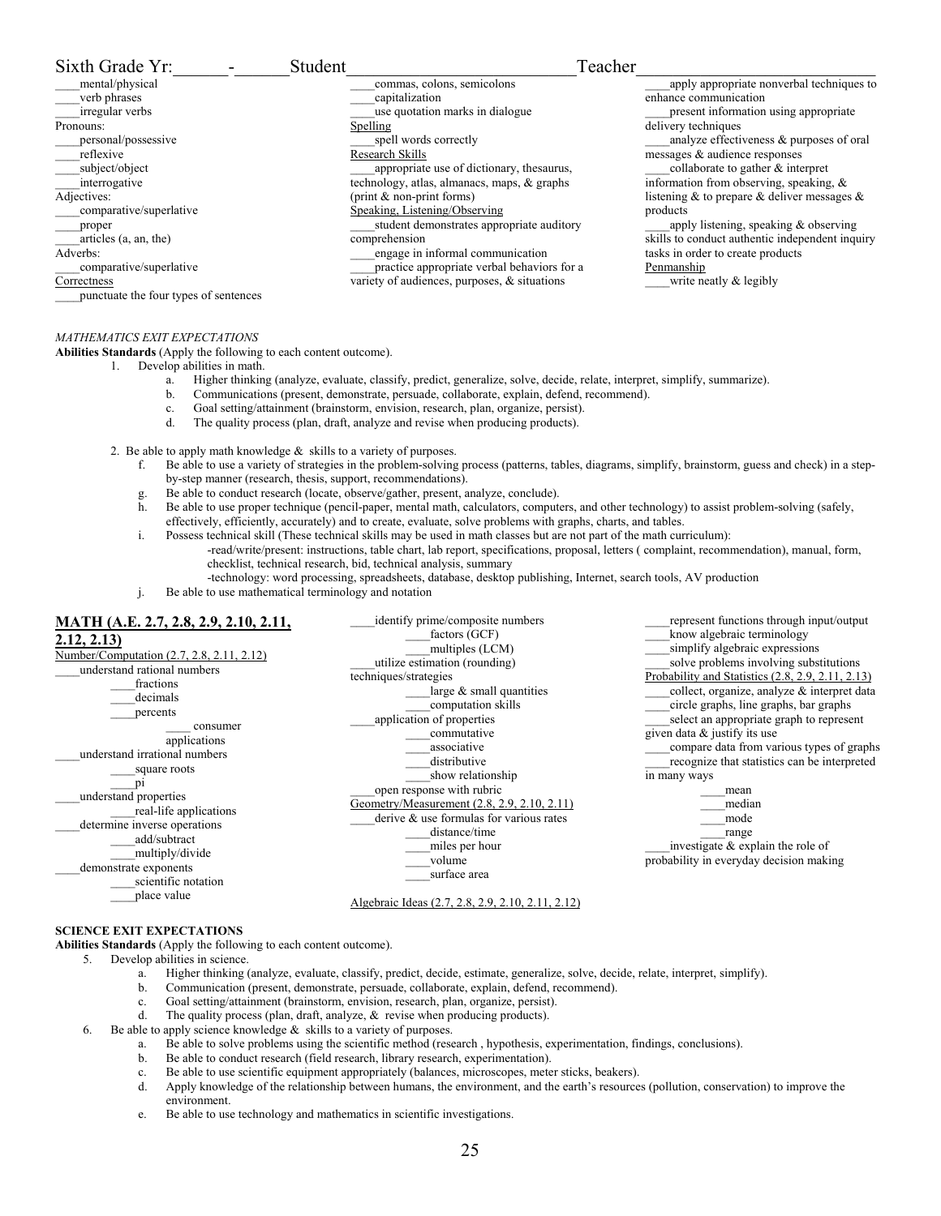Sixth Grade Yr:______-______Student__________________________Teacher__________________________

____mental/physical
____verb phrases
____irregular verbs
Pronouns:
____personal/possessive
____reflexive
____subject/object
____interrogative
Adjectives:
____comparative/superlative
____proper
____articles (a, an, the)
Adverbs:
____comparative/superlative
Correctness
____punctuate the four types of sentences
____commas, colons, semicolons
____capitalization
____use quotation marks in dialogue
Spelling
____spell words correctly
Research Skills
____appropriate use of dictionary, thesaurus, technology, atlas, almanacs, maps, & graphs (print & non-print forms)
Speaking, Listening/Observing
____student demonstrates appropriate auditory comprehension
____engage in informal communication
____practice appropriate verbal behaviors for a variety of audiences, purposes, & situations
____apply appropriate nonverbal techniques to enhance communication
____present information using appropriate delivery techniques
____analyze effectiveness & purposes of oral messages & audience responses
____collaborate to gather & interpret information from observing, speaking, & listening & to prepare & deliver messages & products
____apply listening, speaking & observing skills to conduct authentic independent inquiry tasks in order to create products
Penmanship
____write neatly & legibly

*MATHEMATICS EXIT EXPECTATIONS*

**Abilities Standards** (Apply the following to each content outcome).

1. Develop abilities in math.
   a. Higher thinking (analyze, evaluate, classify, predict, generalize, solve, decide, relate, interpret, simplify, summarize).
   b. Communications (present, demonstrate, persuade, collaborate, explain, defend, recommend).
   c. Goal setting/attainment (brainstorm, envision, research, plan, organize, persist).
   d. The quality process (plan, draft, analyze and revise when producing products).

2. Be able to apply math knowledge & skills to a variety of purposes.
   f. Be able to use a variety of strategies in the problem-solving process (patterns, tables, diagrams, simplify, brainstorm, guess and check) in a step-by-step manner (research, thesis, support, recommendations).
   g. Be able to conduct research (locate, observe/gather, present, analyze, conclude).
   h. Be able to use proper technique (pencil-paper, mental math, calculators, computers, and other technology) to assist problem-solving (safely, effectively, efficiently, accurately) and to create, evaluate, solve problems with graphs, charts, and tables.
   i. Possess technical skill (These technical skills may be used in math classes but are not part of the math curriculum):
      -read/write/present: instructions, table chart, lab report, specifications, proposal, letters ( complaint, recommendation), manual, form, checklist, technical research, bid, technical analysis, summary
      -technology: word processing, spreadsheets, database, desktop publishing, Internet, search tools, AV production
   j. Be able to use mathematical terminology and notation

**MATH (A.E. 2.7, 2.8, 2.9, 2.10, 2.11, 2.12, 2.13)**

Number/Computation (2.7, 2.8, 2.11, 2.12)
____understand rational numbers
    ____fractions
    ____decimals
    ____percents
        ____ consumer applications
____understand irrational numbers
    ____square roots
    ____pi
____understand properties
    ____real-life applications
____determine inverse operations
    ____add/subtract
    ____multiply/divide
____demonstrate exponents
    ____scientific notation
    ____place value
____identify prime/composite numbers
    ____factors (GCF)
    ____multiples (LCM)
____utilize estimation (rounding) techniques/strategies
    ____large & small quantities
    ____computation skills
____application of properties
    ____commutative
    ____associative
    ____distributive
    ____show relationship
____open response with rubric

Geometry/Measurement (2.8, 2.9, 2.10, 2.11)
____derive & use formulas for various rates
    ____distance/time
    ____miles per hour
    ____volume
    ____surface area

Algebraic Ideas (2.7, 2.8, 2.9, 2.10, 2.11, 2.12)
____represent functions through input/output
____know algebraic terminology
____simplify algebraic expressions
____solve problems involving substitutions

Probability and Statistics (2.8, 2.9, 2.11, 2.13)
____collect, organize, analyze & interpret data
____circle graphs, line graphs, bar graphs
____select an appropriate graph to represent given data & justify its use
____compare data from various types of graphs
____recognize that statistics can be interpreted in many ways
    ____mean
    ____median
    ____mode
    ____range
____investigate & explain the role of probability in everyday decision making

**SCIENCE EXIT EXPECTATIONS**

**Abilities Standards** (Apply the following to each content outcome).

5. Develop abilities in science.
   a. Higher thinking (analyze, evaluate, classify, predict, decide, estimate, generalize, solve, decide, relate, interpret, simplify).
   b. Communication (present, demonstrate, persuade, collaborate, explain, defend, recommend).
   c. Goal setting/attainment (brainstorm, envision, research, plan, organize, persist).
   d. The quality process (plan, draft, analyze, & revise when producing products).
6. Be able to apply science knowledge & skills to a variety of purposes.
   a. Be able to solve problems using the scientific method (research , hypothesis, experimentation, findings, conclusions).
   b. Be able to conduct research (field research, library research, experimentation).
   c. Be able to use scientific equipment appropriately (balances, microscopes, meter sticks, beakers).
   d. Apply knowledge of the relationship between humans, the environment, and the earth's resources (pollution, conservation) to improve the environment.
   e. Be able to use technology and mathematics in scientific investigations.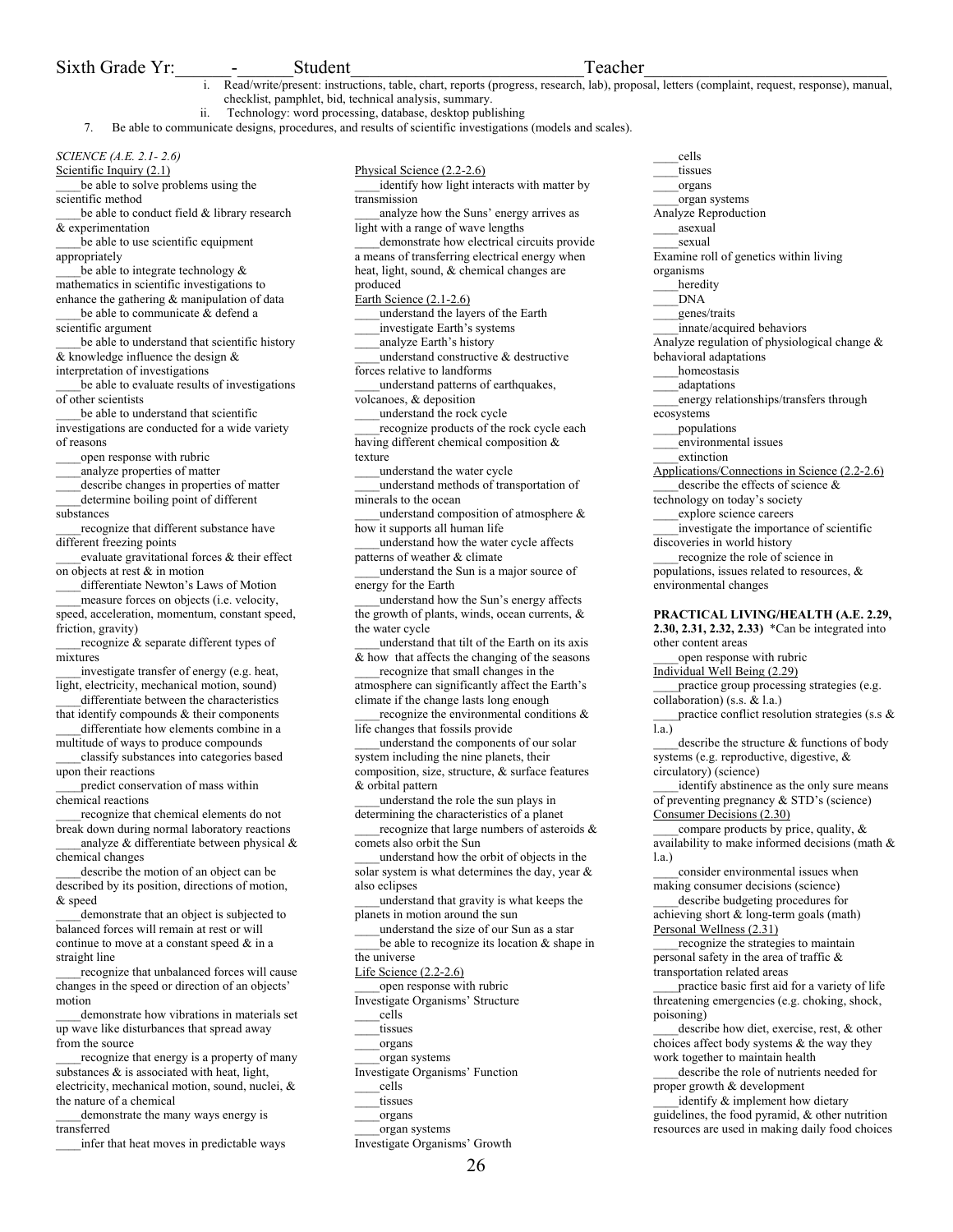Sixth Grade Yr:______-______Student__________________________Teacher__________________________

i. Read/write/present: instructions, table, chart, reports (progress, research, lab), proposal, letters (complaint, request, response), manual, checklist, pamphlet, bid, technical analysis, summary.
ii. Technology: word processing, database, desktop publishing

7. Be able to communicate designs, procedures, and results of scientific investigations (models and scales).

*SCIENCE (A.E. 2.1- 2.6)*

Scientific Inquiry (2.1)

____be able to solve problems using the scientific method
____be able to conduct field & library research & experimentation
____be able to use scientific equipment appropriately
____be able to integrate technology & mathematics in scientific investigations to enhance the gathering & manipulation of data
____be able to communicate & defend a scientific argument
____be able to understand that scientific history & knowledge influence the design & interpretation of investigations
____be able to evaluate results of investigations of other scientists
____be able to understand that scientific investigations are conducted for a wide variety of reasons
____open response with rubric
____analyze properties of matter
____describe changes in properties of matter
____determine boiling point of different substances
____recognize that different substance have different freezing points
____evaluate gravitational forces & their effect on objects at rest & in motion
____differentiate Newton's Laws of Motion
____measure forces on objects (i.e. velocity, speed, acceleration, momentum, constant speed, friction, gravity)
____recognize & separate different types of mixtures
____investigate transfer of energy (e.g. heat, light, electricity, mechanical motion, sound)
____differentiate between the characteristics that identify compounds & their components
____differentiate how elements combine in a multitude of ways to produce compounds
____classify substances into categories based upon their reactions
____predict conservation of mass within chemical reactions
____recognize that chemical elements do not break down during normal laboratory reactions
____analyze & differentiate between physical & chemical changes
____describe the motion of an object can be described by its position, directions of motion, & speed
____demonstrate that an object is subjected to balanced forces will remain at rest or will continue to move at a constant speed & in a straight line
____recognize that unbalanced forces will cause changes in the speed or direction of an objects' motion
____demonstrate how vibrations in materials set up wave like disturbances that spread away from the source
____recognize that energy is a property of many substances & is associated with heat, light, electricity, mechanical motion, sound, nuclei, & the nature of a chemical
____demonstrate the many ways energy is transferred
____infer that heat moves in predictable ways

Physical Science (2.2-2.6)

____identify how light interacts with matter by transmission
____analyze how the Suns' energy arrives as light with a range of wave lengths
____demonstrate how electrical circuits provide a means of transferring electrical energy when heat, light, sound, & chemical changes are produced

Earth Science (2.1-2.6)

____understand the layers of the Earth
____investigate Earth's systems
____analyze Earth's history
____understand constructive & destructive forces relative to landforms
____understand patterns of earthquakes, volcanoes, & deposition
____understand the rock cycle
____recognize products of the rock cycle each having different chemical composition & texture
____understand the water cycle
____understand methods of transportation of minerals to the ocean
____understand composition of atmosphere & how it supports all human life
____understand how the water cycle affects patterns of weather & climate
____understand the Sun is a major source of energy for the Earth
____understand how the Sun's energy affects the growth of plants, winds, ocean currents, & the water cycle
____understand that tilt of the Earth on its axis & how that affects the changing of the seasons
____recognize that small changes in the atmosphere can significantly affect the Earth's climate if the change lasts long enough
____recognize the environmental conditions & life changes that fossils provide
____understand the components of our solar system including the nine planets, their composition, size, structure, & surface features & orbital pattern
____understand the role the sun plays in determining the characteristics of a planet
____recognize that large numbers of asteroids & comets also orbit the Sun
____understand how the orbit of objects in the solar system is what determines the day, year & also eclipses
____understand that gravity is what keeps the planets in motion around the sun
____understand the size of our Sun as a star
____be able to recognize its location & shape in the universe

Life Science (2.2-2.6)

____open response with rubric

Investigate Organisms' Structure
____cells
____tissues
____organs
____organ systems

Investigate Organisms' Function
____cells
____tissues
____organs
____organ systems

Investigate Organisms' Growth
____cells
____tissues
____organs
____organ systems

Analyze Reproduction
____asexual
____sexual

Examine roll of genetics within living organisms
____heredity
____DNA
____genes/traits
____innate/acquired behaviors

Analyze regulation of physiological change & behavioral adaptations
____homeostasis
____adaptations
____energy relationships/transfers through ecosystems
____populations
____environmental issues
____extinction

Applications/Connections in Science (2.2-2.6)

____describe the effects of science & technology on today's society
____explore science careers
____investigate the importance of scientific discoveries in world history
____recognize the role of science in populations, issues related to resources, & environmental changes

**PRACTICAL LIVING/HEALTH (A.E. 2.29, 2.30, 2.31, 2.32, 2.33)** \*Can be integrated into other content areas

____open response with rubric

Individual Well Being (2.29)

____practice group processing strategies (e.g. collaboration) (s.s. & l.a.)
____practice conflict resolution strategies (s.s & l.a.)
____describe the structure & functions of body systems (e.g. reproductive, digestive, & circulatory) (science)
____identify abstinence as the only sure means of preventing pregnancy & STD's (science)

Consumer Decisions (2.30)

____compare products by price, quality, & availability to make informed decisions (math & l.a.)
____consider environmental issues when making consumer decisions (science)
____describe budgeting procedures for achieving short & long-term goals (math)

Personal Wellness (2.31)

____recognize the strategies to maintain personal safety in the area of traffic & transportation related areas
____practice basic first aid for a variety of life threatening emergencies (e.g. choking, shock, poisoning)
____describe how diet, exercise, rest, & other choices affect body systems & the way they work together to maintain health
____describe the role of nutrients needed for proper growth & development
____identify & implement how dietary guidelines, the food pyramid, & other nutrition resources are used in making daily food choices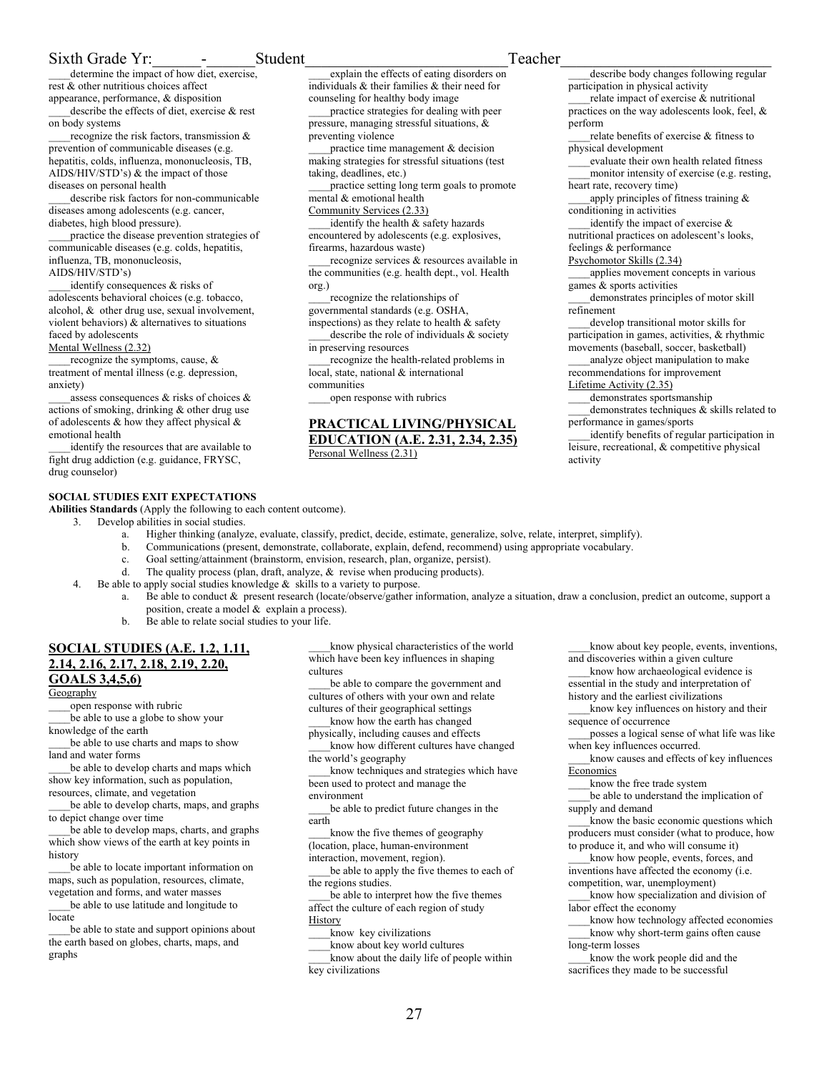Sixth Grade Yr:______-______Student__________________________Teacher__________________________

____determine the impact of how diet, exercise, rest & other nutritious choices affect appearance, performance, & disposition

____describe the effects of diet, exercise & rest on body systems

____recognize the risk factors, transmission & prevention of communicable diseases (e.g. hepatitis, colds, influenza, mononucleosis, TB, AIDS/HIV/STD's) & the impact of those diseases on personal health

____describe risk factors for non-communicable diseases among adolescents (e.g. cancer, diabetes, high blood pressure).

____practice the disease prevention strategies of communicable diseases (e.g. colds, hepatitis, influenza, TB, mononucleosis, AIDS/HIV/STD's)

____identify consequences & risks of adolescents behavioral choices (e.g. tobacco, alcohol, & other drug use, sexual involvement, violent behaviors) & alternatives to situations faced by adolescents

Mental Wellness (2.32)

____recognize the symptoms, cause, & treatment of mental illness (e.g. depression, anxiety)

____assess consequences & risks of choices & actions of smoking, drinking & other drug use of adolescents & how they affect physical & emotional health

____identify the resources that are available to fight drug addiction (e.g. guidance, FRYSC, drug counselor)

____explain the effects of eating disorders on individuals & their families & their need for counseling for healthy body image

____practice strategies for dealing with peer pressure, managing stressful situations, & preventing violence

____practice time management & decision making strategies for stressful situations (test taking, deadlines, etc.)

____practice setting long term goals to promote mental & emotional health

Community Services (2.33)

____identify the health & safety hazards encountered by adolescents (e.g. explosives, firearms, hazardous waste)

____recognize services & resources available in the communities (e.g. health dept., vol. Health org.)

____recognize the relationships of governmental standards (e.g. OSHA, inspections) as they relate to health & safety

____describe the role of individuals & society in preserving resources

____recognize the health-related problems in local, state, national & international communities

____open response with rubrics

## PRACTICAL LIVING/PHYSICAL EDUCATION (A.E. 2.31, 2.34, 2.35)

Personal Wellness (2.31)

____describe body changes following regular participation in physical activity

____relate impact of exercise & nutritional practices on the way adolescents look, feel, & perform

____relate benefits of exercise & fitness to physical development

____evaluate their own health related fitness

____monitor intensity of exercise (e.g. resting, heart rate, recovery time)

____apply principles of fitness training & conditioning in activities

____identify the impact of exercise & nutritional practices on adolescent's looks, feelings & performance

Psychomotor Skills (2.34)

____applies movement concepts in various games & sports activities

____demonstrates principles of motor skill refinement

____develop transitional motor skills for participation in games, activities, & rhythmic movements (baseball, soccer, basketball)

____analyze object manipulation to make recommendations for improvement

Lifetime Activity (2.35)

____demonstrates sportsmanship

____demonstrates techniques & skills related to performance in games/sports

____identify benefits of regular participation in leisure, recreational, & competitive physical activity

**SOCIAL STUDIES EXIT EXPECTATIONS**

**Abilities Standards** (Apply the following to each content outcome).

3. Develop abilities in social studies.
   a. Higher thinking (analyze, evaluate, classify, predict, decide, estimate, generalize, solve, relate, interpret, simplify).
   b. Communications (present, demonstrate, collaborate, explain, defend, recommend) using appropriate vocabulary.
   c. Goal setting/attainment (brainstorm, envision, research, plan, organize, persist).
   d. The quality process (plan, draft, analyze, & revise when producing products).
4. Be able to apply social studies knowledge & skills to a variety to purpose.
   a. Be able to conduct & present research (locate/observe/gather information, analyze a situation, draw a conclusion, predict an outcome, support a position, create a model & explain a process).
   b. Be able to relate social studies to your life.

## SOCIAL STUDIES (A.E. 1.2, 1.11, 2.14, 2.16, 2.17, 2.18, 2.19, 2.20, GOALS 3,4,5,6)

Geography

____open response with rubric

____be able to use a globe to show your knowledge of the earth

____be able to use charts and maps to show land and water forms

____be able to develop charts and maps which show key information, such as population, resources, climate, and vegetation

____be able to develop charts, maps, and graphs to depict change over time

____be able to develop maps, charts, and graphs which show views of the earth at key points in history

____be able to locate important information on maps, such as population, resources, climate, vegetation and forms, and water masses

____be able to use latitude and longitude to locate

____be able to state and support opinions about the earth based on globes, charts, maps, and graphs

____know physical characteristics of the world which have been key influences in shaping cultures

____be able to compare the government and cultures of others with your own and relate cultures of their geographical settings

____know how the earth has changed physically, including causes and effects

____know how different cultures have changed the world's geography

____know techniques and strategies which have been used to protect and manage the environment

____be able to predict future changes in the earth

____know the five themes of geography (location, place, human-environment interaction, movement, region).

____be able to apply the five themes to each of the regions studies.

____be able to interpret how the five themes affect the culture of each region of study

History

____know key civilizations

____know about key world cultures

____know about the daily life of people within key civilizations

____know about key people, events, inventions, and discoveries within a given culture

____know how archaeological evidence is essential in the study and interpretation of history and the earliest civilizations

____know key influences on history and their sequence of occurrence

____posses a logical sense of what life was like when key influences occurred.

____know causes and effects of key influences

Economics

____know the free trade system

____be able to understand the implication of supply and demand

____know the basic economic questions which producers must consider (what to produce, how to produce it, and who will consume it)

____know how people, events, forces, and inventions have affected the economy (i.e. competition, war, unemployment)

____know how specialization and division of labor effect the economy

____know how technology affected economies

____know why short-term gains often cause long-term losses

____know the work people did and the sacrifices they made to be successful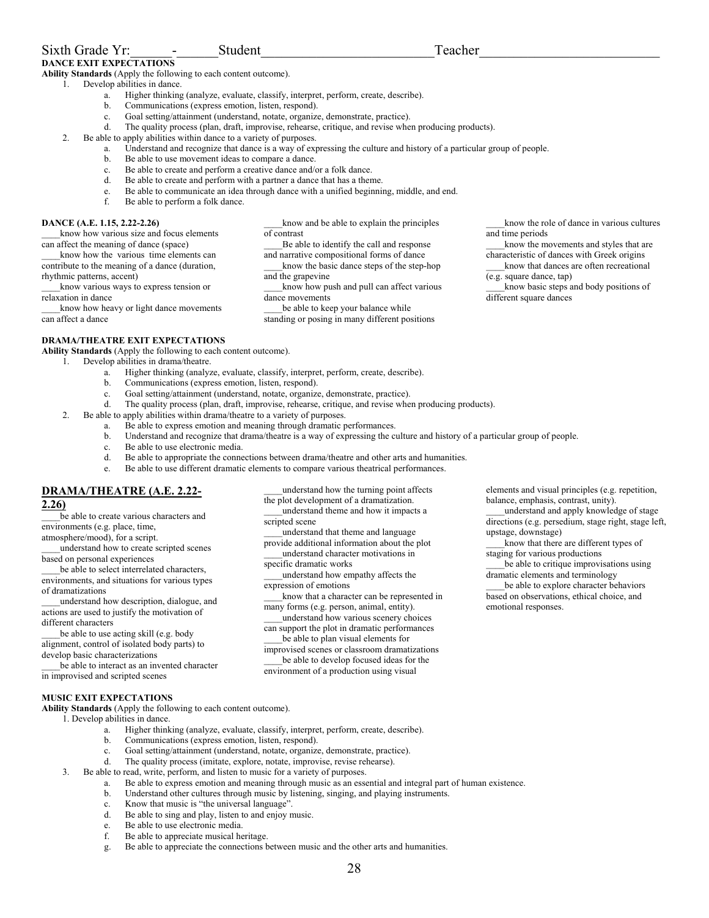Sixth Grade Yr:______-______Student__________________________Teacher___________________________

**DANCE EXIT EXPECTATIONS**

**Ability Standards** (Apply the following to each content outcome).

1. Develop abilities in dance.
   a. Higher thinking (analyze, evaluate, classify, interpret, perform, create, describe).
   b. Communications (express emotion, listen, respond).
   c. Goal setting/attainment (understand, notate, organize, demonstrate, practice).
   d. The quality process (plan, draft, improvise, rehearse, critique, and revise when producing products).
2. Be able to apply abilities within dance to a variety of purposes.
   a. Understand and recognize that dance is a way of expressing the culture and history of a particular group of people.
   b. Be able to use movement ideas to compare a dance.
   c. Be able to create and perform a creative dance and/or a folk dance.
   d. Be able to create and perform with a partner a dance that has a theme.
   e. Be able to communicate an idea through dance with a unified beginning, middle, and end.
   f. Be able to perform a folk dance.

**DANCE (A.E. 1.15, 2.22-2.26)**

____know how various size and focus elements can affect the meaning of dance (space)

____know how the various time elements can contribute to the meaning of a dance (duration, rhythmic patterns, accent)

____know various ways to express tension or relaxation in dance

____know how heavy or light dance movements can affect a dance

____know and be able to explain the principles of contrast

____Be able to identify the call and response and narrative compositional forms of dance

____know the basic dance steps of the step-hop and the grapevine

____know how push and pull can affect various dance movements

____be able to keep your balance while standing or posing in many different positions

____know the role of dance in various cultures and time periods

____know the movements and styles that are characteristic of dances with Greek origins

____know that dances are often recreational (e.g. square dance, tap)

____know basic steps and body positions of different square dances

**DRAMA/THEATRE EXIT EXPECTATIONS**

**Ability Standards** (Apply the following to each content outcome).

1. Develop abilities in drama/theatre.
   a. Higher thinking (analyze, evaluate, classify, interpret, perform, create, describe).
   b. Communications (express emotion, listen, respond).
   c. Goal setting/attainment (understand, notate, organize, demonstrate, practice).
   d. The quality process (plan, draft, improvise, rehearse, critique, and revise when producing products).
2. Be able to apply abilities within drama/theatre to a variety of purposes.
   a. Be able to express emotion and meaning through dramatic performances.
   b. Understand and recognize that drama/theatre is a way of expressing the culture and history of a particular group of people.
   c. Be able to use electronic media.
   d. Be able to appropriate the connections between drama/theatre and other arts and humanities.
   e. Be able to use different dramatic elements to compare various theatrical performances.

## DRAMA/THEATRE (A.E. 2.22-2.26)

____be able to create various characters and environments (e.g. place, time, atmosphere/mood), for a script.

____understand how to create scripted scenes based on personal experiences

____be able to select interrelated characters, environments, and situations for various types of dramatizations

____understand how description, dialogue, and actions are used to justify the motivation of different characters

____be able to use acting skill (e.g. body alignment, control of isolated body parts) to develop basic characterizations

____be able to interact as an invented character in improvised and scripted scenes

____understand how the turning point affects the plot development of a dramatization.

____understand theme and how it impacts a scripted scene

____understand that theme and language provide additional information about the plot

____understand character motivations in specific dramatic works

____understand how empathy affects the expression of emotions

____know that a character can be represented in many forms (e.g. person, animal, entity).

____understand how various scenery choices can support the plot in dramatic performances

____be able to plan visual elements for improvised scenes or classroom dramatizations

____be able to develop focused ideas for the environment of a production using visual elements and visual principles (e.g. repetition, balance, emphasis, contrast, unity).

____understand and apply knowledge of stage directions (e.g. persedium, stage right, stage left, upstage, downstage)

____know that there are different types of staging for various productions

____be able to critique improvisations using dramatic elements and terminology

____be able to explore character behaviors based on observations, ethical choice, and emotional responses.

**MUSIC EXIT EXPECTATIONS**

**Ability Standards** (Apply the following to each content outcome).

1. Develop abilities in dance.
   a. Higher thinking (analyze, evaluate, classify, interpret, perform, create, describe).
   b. Communications (express emotion, listen, respond).
   c. Goal setting/attainment (understand, notate, organize, demonstrate, practice).
   d. The quality process (imitate, explore, notate, improvise, revise rehearse).
3. Be able to read, write, perform, and listen to music for a variety of purposes.
   a. Be able to express emotion and meaning through music as an essential and integral part of human existence.
   b. Understand other cultures through music by listening, singing, and playing instruments.
   c. Know that music is "the universal language".
   d. Be able to sing and play, listen to and enjoy music.
   e. Be able to use electronic media.
   f. Be able to appreciate musical heritage.
   g. Be able to appreciate the connections between music and the other arts and humanities.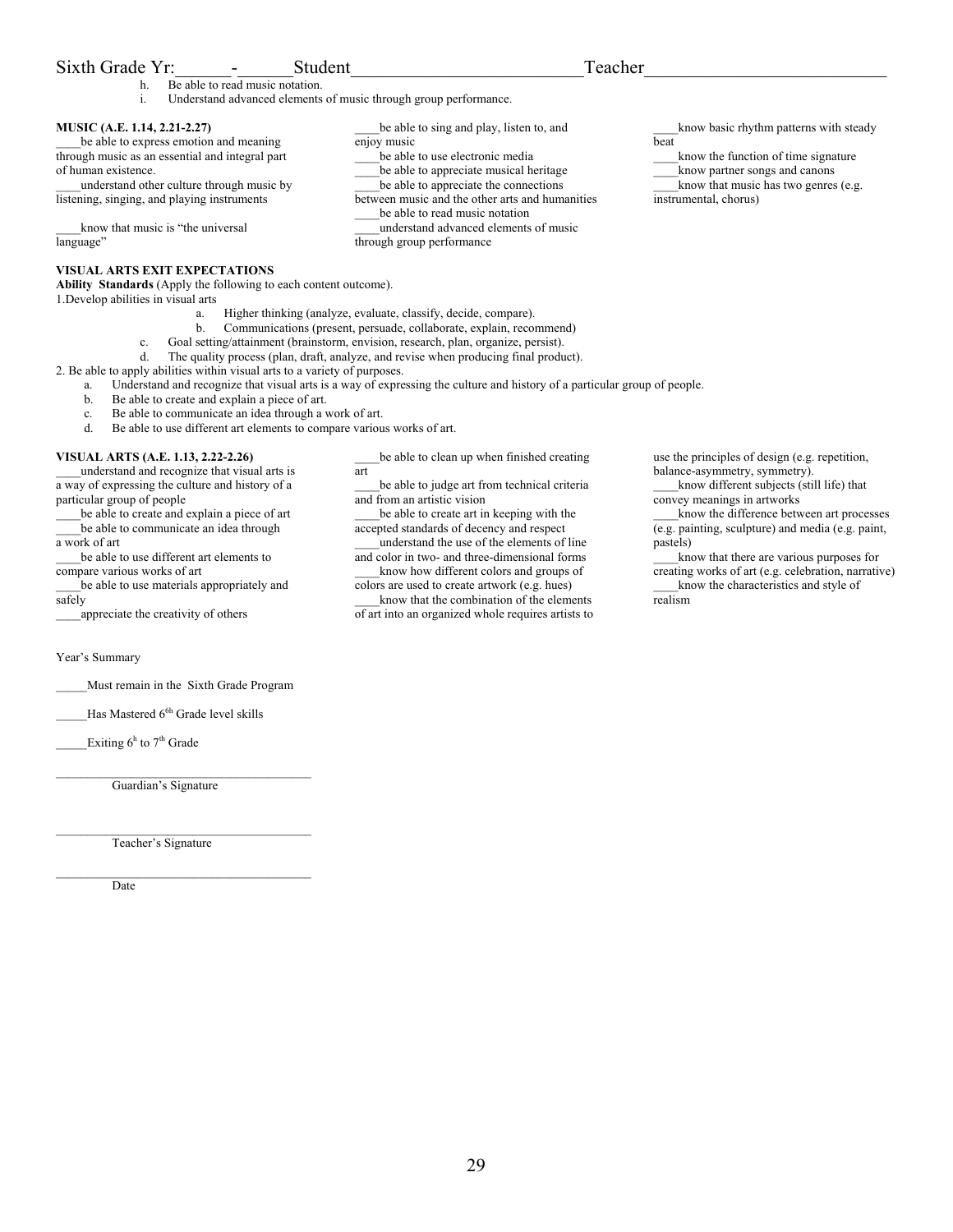Sixth Grade Yr:______-______Student__________________________Teacher___________________________

h. Be able to read music notation.
i. Understand advanced elements of music through group performance.

**MUSIC (A.E. 1.14, 2.21-2.27)**

____be able to express emotion and meaning through music as an essential and integral part of human existence.
____understand other culture through music by listening, singing, and playing instruments

____know that music is "the universal language"

____be able to sing and play, listen to, and enjoy music
____be able to use electronic media
____be able to appreciate musical heritage
____be able to appreciate the connections between music and the other arts and humanities
____be able to read music notation
____understand advanced elements of music through group performance

____know basic rhythm patterns with steady beat
____know the function of time signature
____know partner songs and canons
____know that music has two genres (e.g. instrumental, chorus)

**VISUAL ARTS EXIT EXPECTATIONS**
**Ability Standards** (Apply the following to each content outcome).

1. Develop abilities in visual arts
   a. Higher thinking (analyze, evaluate, classify, decide, compare).
   b. Communications (present, persuade, collaborate, explain, recommend)
   c. Goal setting/attainment (brainstorm, envision, research, plan, organize, persist).
   d. The quality process (plan, draft, analyze, and revise when producing final product).
2. Be able to apply abilities within visual arts to a variety of purposes.
   a. Understand and recognize that visual arts is a way of expressing the culture and history of a particular group of people.
   b. Be able to create and explain a piece of art.
   c. Be able to communicate an idea through a work of art.
   d. Be able to use different art elements to compare various works of art.

**VISUAL ARTS (A.E. 1.13, 2.22-2.26)**

____understand and recognize that visual arts is a way of expressing the culture and history of a particular group of people
____be able to create and explain a piece of art
____be able to communicate an idea through a work of art
____be able to use different art elements to compare various works of art
____be able to use materials appropriately and safely
____appreciate the creativity of others

____be able to clean up when finished creating art
____be able to judge art from technical criteria and from an artistic vision
____be able to create art in keeping with the accepted standards of decency and respect
____understand the use of the elements of line and color in two- and three-dimensional forms
____know how different colors and groups of colors are used to create artwork (e.g. hues)
____know that the combination of the elements of art into an organized whole requires artists to use the principles of design (e.g. repetition, balance-asymmetry, symmetry).
____know different subjects (still life) that convey meanings in artworks
____know the difference between art processes (e.g. painting, sculpture) and media (e.g. paint, pastels)
____know that there are various purposes for creating works of art (e.g. celebration, narrative)
____know the characteristics and style of realism

Year's Summary

_____Must remain in the Sixth Grade Program

_____Has Mastered 6th Grade level skills

_____Exiting 6h to 7th Grade

________________________________________
Guardian's Signature

________________________________________
Teacher's Signature

________________________________________
Date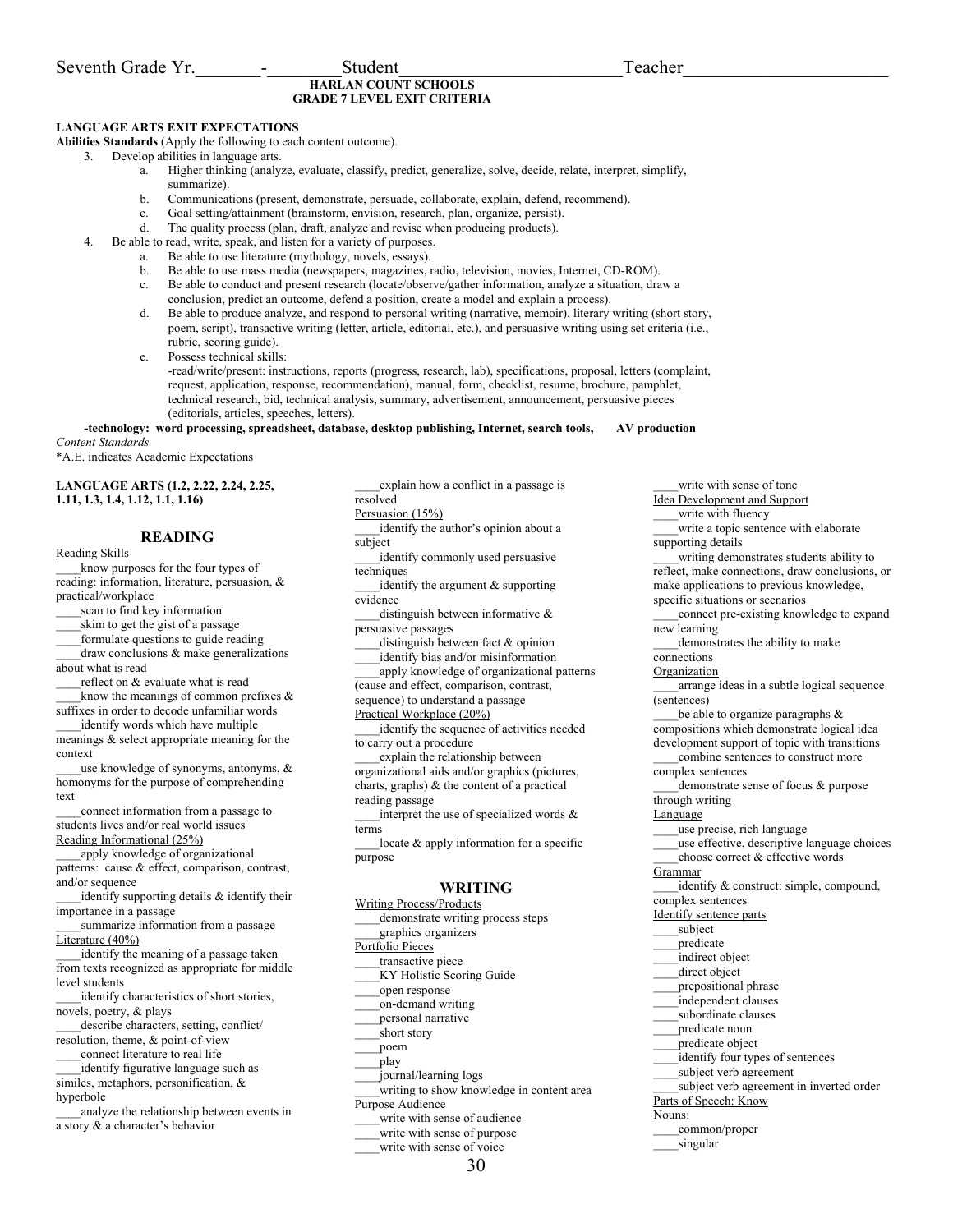Seventh Grade Yr.\_\_\_\_\_\_\_-\_\_\_\_\_\_\_\_Student\_\_\_\_\_\_\_\_\_\_\_\_\_\_\_\_\_\_\_\_\_\_\_\_Teacher\_\_\_\_\_\_\_\_\_\_\_\_\_\_\_\_\_\_\_\_\_\_

**HARLAN COUNT SCHOOLS**
**GRADE 7 LEVEL EXIT CRITERIA**

**LANGUAGE ARTS EXIT EXPECTATIONS**

**Abilities Standards** (Apply the following to each content outcome).

3. Develop abilities in language arts.
   a. Higher thinking (analyze, evaluate, classify, predict, generalize, solve, decide, relate, interpret, simplify, summarize).
   b. Communications (present, demonstrate, persuade, collaborate, explain, defend, recommend).
   c. Goal setting/attainment (brainstorm, envision, research, plan, organize, persist).
   d. The quality process (plan, draft, analyze and revise when producing products).
4. Be able to read, write, speak, and listen for a variety of purposes.
   a. Be able to use literature (mythology, novels, essays).
   b. Be able to use mass media (newspapers, magazines, radio, television, movies, Internet, CD-ROM).
   c. Be able to conduct and present research (locate/observe/gather information, analyze a situation, draw a conclusion, predict an outcome, defend a position, create a model and explain a process).
   d. Be able to produce analyze, and respond to personal writing (narrative, memoir), literary writing (short story, poem, script), transactive writing (letter, article, editorial, etc.), and persuasive writing using set criteria (i.e., rubric, scoring guide).
   e. Possess technical skills:
      -read/write/present: instructions, reports (progress, research, lab), specifications, proposal, letters (complaint, request, application, response, recommendation), manual, form, checklist, resume, brochure, pamphlet, technical research, bid, technical analysis, summary, advertisement, announcement, persuasive pieces (editorials, articles, speeches, letters).

**-technology: word processing, spreadsheet, database, desktop publishing, Internet, search tools, AV production**

*Content Standards*

*A.E. indicates Academic Expectations

**LANGUAGE ARTS (1.2, 2.22, 2.24, 2.25, 1.11, 1.3, 1.4, 1.12, 1.1, 1.16)**

## READING

Reading Skills

\_\_\_\_know purposes for the four types of reading: information, literature, persuasion, & practical/workplace
\_\_\_\_scan to find key information
\_\_\_\_skim to get the gist of a passage
\_\_\_\_formulate questions to guide reading
\_\_\_\_draw conclusions & make generalizations about what is read
\_\_\_\_reflect on & evaluate what is read
\_\_\_\_know the meanings of common prefixes & suffixes in order to decode unfamiliar words
\_\_\_\_identify words which have multiple meanings & select appropriate meaning for the context
\_\_\_\_use knowledge of synonyms, antonyms, & homonyms for the purpose of comprehending text
\_\_\_\_connect information from a passage to students lives and/or real world issues

Reading Informational (25%)

\_\_\_\_apply knowledge of organizational patterns: cause & effect, comparison, contrast, and/or sequence
\_\_\_\_identify supporting details & identify their importance in a passage
\_\_\_\_summarize information from a passage

Literature (40%)

\_\_\_\_identify the meaning of a passage taken from texts recognized as appropriate for middle level students
\_\_\_\_identify characteristics of short stories, novels, poetry, & plays
\_\_\_\_describe characters, setting, conflict/ resolution, theme, & point-of-view
\_\_\_\_connect literature to real life
\_\_\_\_identify figurative language such as similes, metaphors, personification, & hyperbole
\_\_\_\_analyze the relationship between events in a story & a character's behavior
\_\_\_\_explain how a conflict in a passage is resolved

Persuasion (15%)

\_\_\_\_identify the author's opinion about a subject
\_\_\_\_identify commonly used persuasive techniques
\_\_\_\_identify the argument & supporting evidence
\_\_\_\_distinguish between informative & persuasive passages
\_\_\_\_distinguish between fact & opinion
\_\_\_\_identify bias and/or misinformation
\_\_\_\_apply knowledge of organizational patterns (cause and effect, comparison, contrast, sequence) to understand a passage

Practical Workplace (20%)

\_\_\_\_identify the sequence of activities needed to carry out a procedure
\_\_\_\_explain the relationship between organizational aids and/or graphics (pictures, charts, graphs) & the content of a practical reading passage
\_\_\_\_interpret the use of specialized words & terms
\_\_\_\_locate & apply information for a specific purpose

## WRITING

Writing Process/Products

\_\_\_\_demonstrate writing process steps
\_\_\_\_graphics organizers

Portfolio Pieces

\_\_\_\_transactive piece
\_\_\_\_KY Holistic Scoring Guide
\_\_\_\_open response
\_\_\_\_on-demand writing
\_\_\_\_personal narrative
\_\_\_\_short story
\_\_\_\_poem
\_\_\_\_play
\_\_\_\_journal/learning logs
\_\_\_\_writing to show knowledge in content area

Purpose Audience

\_\_\_\_write with sense of audience
\_\_\_\_write with sense of purpose
\_\_\_\_write with sense of voice
\_\_\_\_write with sense of tone

Idea Development and Support

\_\_\_\_write with fluency
\_\_\_\_write a topic sentence with elaborate supporting details
\_\_\_\_writing demonstrates students ability to reflect, make connections, draw conclusions, or make applications to previous knowledge, specific situations or scenarios
\_\_\_\_connect pre-existing knowledge to expand new learning
\_\_\_\_demonstrates the ability to make connections

Organization

\_\_\_\_arrange ideas in a subtle logical sequence (sentences)
\_\_\_\_be able to organize paragraphs & compositions which demonstrate logical idea development support of topic with transitions
\_\_\_\_combine sentences to construct more complex sentences
\_\_\_\_demonstrate sense of focus & purpose through writing

Language

\_\_\_\_use precise, rich language
\_\_\_\_use effective, descriptive language choices
\_\_\_\_choose correct & effective words

Grammar

\_\_\_\_identify & construct: simple, compound, complex sentences

Identify sentence parts

\_\_\_\_subject
\_\_\_\_predicate
\_\_\_\_indirect object
\_\_\_\_direct object
\_\_\_\_prepositional phrase
\_\_\_\_independent clauses
\_\_\_\_subordinate clauses
\_\_\_\_predicate noun
\_\_\_\_predicate object
\_\_\_\_identify four types of sentences
\_\_\_\_subject verb agreement
\_\_\_\_subject verb agreement in inverted order

Parts of Speech: Know

Nouns:

\_\_\_\_common/proper
\_\_\_\_singular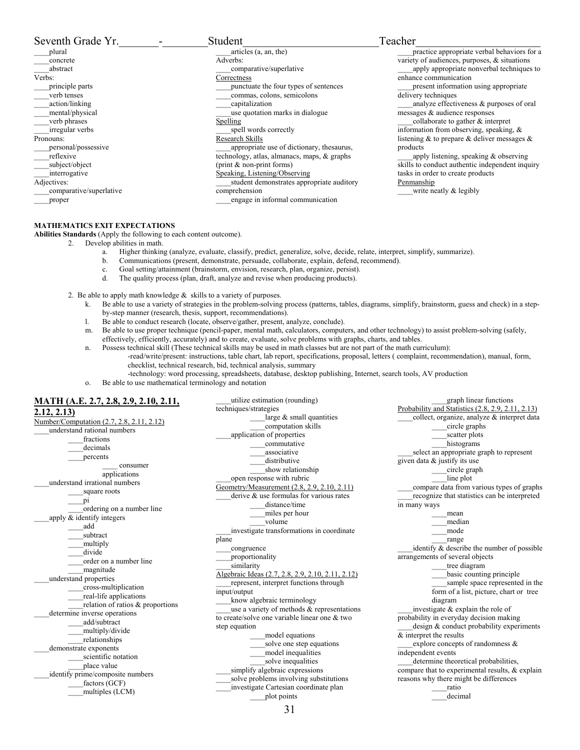# Seventh Grade Yr.\_\_\_\_\_\_\_-\_\_\_\_\_\_\_\_Student\_\_\_\_\_\_\_\_\_\_\_\_\_\_\_\_\_\_\_\_\_\_\_\_Teacher\_\_\_\_\_\_\_\_\_\_\_\_\_\_\_\_\_\_\_\_\_\_\_

\_\_\_\_plural
\_\_\_\_concrete
\_\_\_\_abstract

Verbs:
\_\_\_\_principle parts
\_\_\_\_verb tenses
\_\_\_\_action/linking
\_\_\_\_mental/physical
\_\_\_\_verb phrases
\_\_\_\_irregular verbs

Pronouns:
\_\_\_\_personal/possessive
\_\_\_\_reflexive
\_\_\_\_subject/object
\_\_\_\_interrogative

Adjectives:
\_\_\_\_comparative/superlative
\_\_\_\_proper
\_\_\_\_articles (a, an, the)

Adverbs:
\_\_\_\_comparative/superlative

Correctness
\_\_\_\_punctuate the four types of sentences
\_\_\_\_commas, colons, semicolons
\_\_\_\_capitalization
\_\_\_\_use quotation marks in dialogue

Spelling
\_\_\_\_spell words correctly

Research Skills
\_\_\_\_appropriate use of dictionary, thesaurus, technology, atlas, almanacs, maps, & graphs (print & non-print forms)

Speaking, Listening/Observing
\_\_\_\_student demonstrates appropriate auditory comprehension
\_\_\_\_engage in informal communication
\_\_\_\_practice appropriate verbal behaviors for a variety of audiences, purposes, & situations
\_\_\_\_apply appropriate nonverbal techniques to enhance communication
\_\_\_\_present information using appropriate delivery techniques
\_\_\_\_analyze effectiveness & purposes of oral messages & audience responses
\_\_\_\_collaborate to gather & interpret information from observing, speaking, & listening & to prepare & deliver messages & products
\_\_\_\_apply listening, speaking & observing skills to conduct authentic independent inquiry tasks in order to create products

Penmanship
\_\_\_\_write neatly & legibly

**MATHEMATICS EXIT EXPECTATIONS**

**Abilities Standards** (Apply the following to each content outcome).

2. Develop abilities in math.
   a. Higher thinking (analyze, evaluate, classify, predict, generalize, solve, decide, relate, interpret, simplify, summarize).
   b. Communications (present, demonstrate, persuade, collaborate, explain, defend, recommend).
   c. Goal setting/attainment (brainstorm, envision, research, plan, organize, persist).
   d. The quality process (plan, draft, analyze and revise when producing products).

2. Be able to apply math knowledge & skills to a variety of purposes.
   k. Be able to use a variety of strategies in the problem-solving process (patterns, tables, diagrams, simplify, brainstorm, guess and check) in a step-by-step manner (research, thesis, support, recommendations).
   l. Be able to conduct research (locate, observe/gather, present, analyze, conclude).
   m. Be able to use proper technique (pencil-paper, mental math, calculators, computers, and other technology) to assist problem-solving (safely, effectively, efficiently, accurately) and to create, evaluate, solve problems with graphs, charts, and tables.
   n. Possess technical skill (These technical skills may be used in math classes but are not part of the math curriculum):
      -read/write/present: instructions, table chart, lab report, specifications, proposal, letters ( complaint, recommendation), manual, form, checklist, technical research, bid, technical analysis, summary
      -technology: word processing, spreadsheets, database, desktop publishing, Internet, search tools, AV production
   o. Be able to use mathematical terminology and notation

**MATH (A.E. 2.7, 2.8, 2.9, 2.10, 2.11, 2.12, 2.13)**

Number/Computation (2.7, 2.8, 2.11, 2.12)
\_\_\_\_understand rational numbers
- \_\_\_\_fractions
- \_\_\_\_decimals
- \_\_\_\_percents
  - \_\_\_\_ consumer applications

\_\_\_\_understand irrational numbers
- \_\_\_\_square roots
- \_\_\_\_pi
- \_\_\_\_ordering on a number line

\_\_\_\_apply & identify integers
- \_\_\_\_add
- \_\_\_\_subtract
- \_\_\_\_multiply
- \_\_\_\_divide
- \_\_\_\_order on a number line
- \_\_\_\_magnitude

\_\_\_\_understand properties
- \_\_\_\_cross-multiplication
- \_\_\_\_real-life applications
- \_\_\_\_relation of ratios & proportions

\_\_\_\_determine inverse operations
- \_\_\_\_add/subtract
- \_\_\_\_multiply/divide
- \_\_\_\_relationships

\_\_\_\_demonstrate exponents
- \_\_\_\_scientific notation
- \_\_\_\_place value

\_\_\_\_identify prime/composite numbers
- \_\_\_\_factors (GCF)
- \_\_\_\_multiples (LCM)

\_\_\_\_utilize estimation (rounding) techniques/strategies
- \_\_\_\_large & small quantities
- \_\_\_\_computation skills

\_\_\_\_application of properties
- \_\_\_\_commutative
- \_\_\_\_associative
- \_\_\_\_distributive
- \_\_\_\_show relationship

\_\_\_\_open response with rubric

Geometry/Measurement (2.8, 2.9, 2.10, 2.11)
\_\_\_\_derive & use formulas for various rates
- \_\_\_\_distance/time
- \_\_\_\_miles per hour
- \_\_\_\_volume

\_\_\_\_investigate transformations in coordinate plane
\_\_\_\_congruence
\_\_\_\_proportionality
\_\_\_\_similarity

Algebraic Ideas (2.7, 2.8, 2.9, 2.10, 2.11, 2.12)
\_\_\_\_represent, interpret functions through input/output
\_\_\_\_know algebraic terminology
\_\_\_\_use a variety of methods & representations to create/solve one variable linear one & two step equation
- \_\_\_\_model equations
- \_\_\_\_solve one step equations
- \_\_\_\_model inequalities
- \_\_\_\_solve inequalities

\_\_\_\_simplify algebraic expressions
\_\_\_\_solve problems involving substitutions
\_\_\_\_investigate Cartesian coordinate plan
- \_\_\_\_plot points
- \_\_\_\_graph linear functions

Probability and Statistics (2.8, 2.9, 2.11, 2.13)
\_\_\_\_collect, organize, analyze & interpret data
- \_\_\_\_circle graphs
- \_\_\_\_scatter plots
- \_\_\_\_histograms

\_\_\_\_select an appropriate graph to represent given data & justify its use
- \_\_\_\_circle graph
- \_\_\_\_line plot

\_\_\_\_compare data from various types of graphs
\_\_\_\_recognize that statistics can be interpreted in many ways
- \_\_\_\_mean
- \_\_\_\_median
- \_\_\_\_mode
- \_\_\_\_range

\_\_\_\_identify & describe the number of possible arrangements of several objects
- \_\_\_\_tree diagram
- \_\_\_\_basic counting principle
- \_\_\_\_sample space represented in the form of a list, picture, chart or tree diagram

\_\_\_\_investigate & explain the role of probability in everyday decision making
\_\_\_\_design & conduct probability experiments & interpret the results
\_\_\_\_explore concepts of randomness & independent events
\_\_\_\_determine theoretical probabilities, compare that to experimental results, & explain reasons why there might be differences
- \_\_\_\_ratio
- \_\_\_\_decimal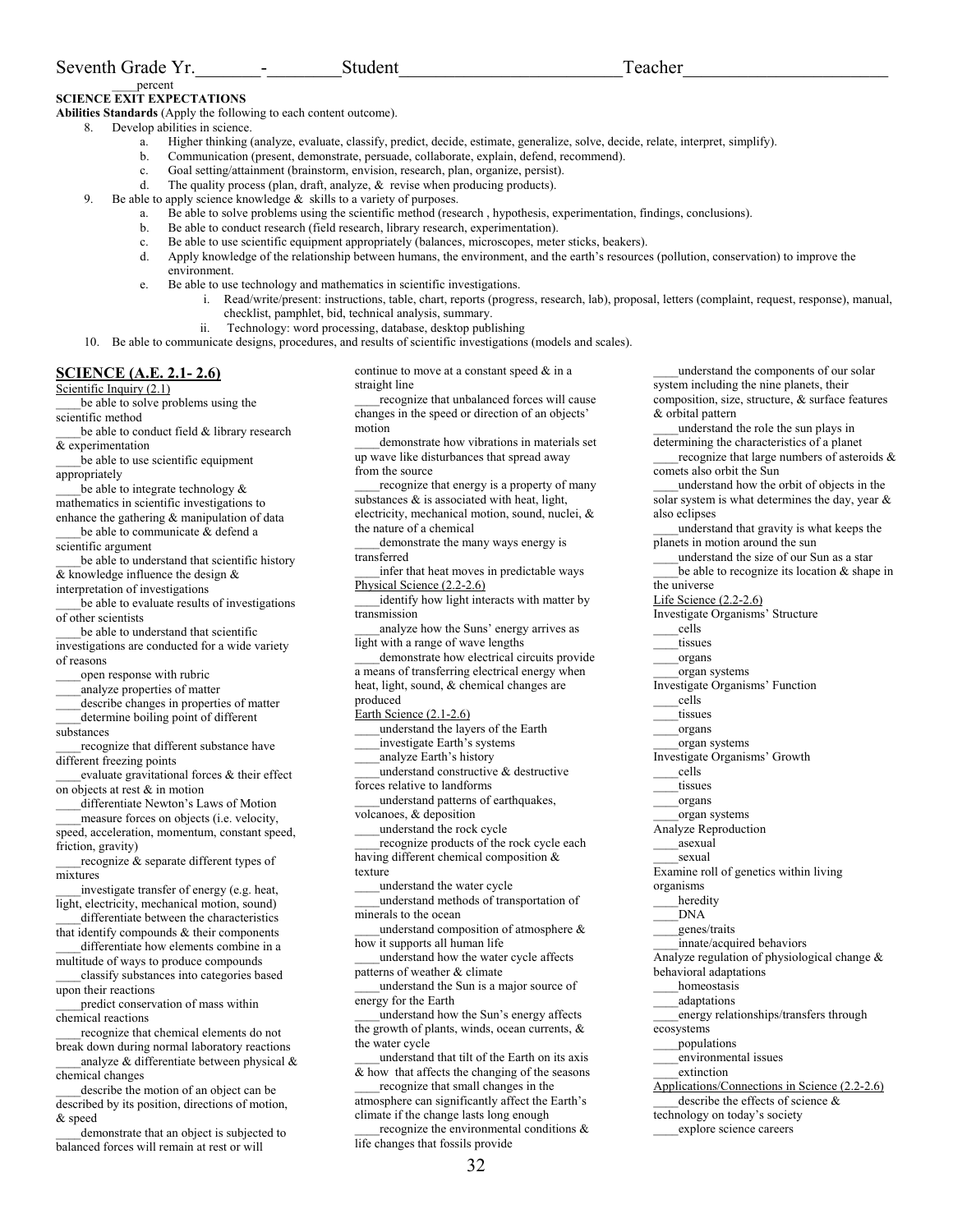Seventh Grade Yr.\_\_\_\_\_\_\_-\_\_\_\_\_\_\_\_Student\_\_\_\_\_\_\_\_\_\_\_\_\_\_\_\_\_\_\_\_\_\_\_\_Teacher\_\_\_\_\_\_\_\_\_\_\_\_\_\_\_\_\_\_\_\_\_\_

\_\_\_\_percent

**SCIENCE EXIT EXPECTATIONS**

**Abilities Standards** (Apply the following to each content outcome).

8. Develop abilities in science.
   a. Higher thinking (analyze, evaluate, classify, predict, decide, estimate, generalize, solve, decide, relate, interpret, simplify).
   b. Communication (present, demonstrate, persuade, collaborate, explain, defend, recommend).
   c. Goal setting/attainment (brainstorm, envision, research, plan, organize, persist).
   d. The quality process (plan, draft, analyze, & revise when producing products).
9. Be able to apply science knowledge & skills to a variety of purposes.
   a. Be able to solve problems using the scientific method (research , hypothesis, experimentation, findings, conclusions).
   b. Be able to conduct research (field research, library research, experimentation).
   c. Be able to use scientific equipment appropriately (balances, microscopes, meter sticks, beakers).
   d. Apply knowledge of the relationship between humans, the environment, and the earth's resources (pollution, conservation) to improve the environment.
   e. Be able to use technology and mathematics in scientific investigations.
      i. Read/write/present: instructions, table, chart, reports (progress, research, lab), proposal, letters (complaint, request, response), manual, checklist, pamphlet, bid, technical analysis, summary.
      ii. Technology: word processing, database, desktop publishing
10. Be able to communicate designs, procedures, and results of scientific investigations (models and scales).

## SCIENCE (A.E. 2.1- 2.6)

Scientific Inquiry (2.1)

\_\_\_\_be able to solve problems using the scientific method
\_\_\_\_be able to conduct field & library research & experimentation
\_\_\_\_be able to use scientific equipment appropriately
\_\_\_\_be able to integrate technology & mathematics in scientific investigations to enhance the gathering & manipulation of data
\_\_\_\_be able to communicate & defend a scientific argument
\_\_\_\_be able to understand that scientific history & knowledge influence the design & interpretation of investigations
\_\_\_\_be able to evaluate results of investigations of other scientists
\_\_\_\_be able to understand that scientific investigations are conducted for a wide variety of reasons
\_\_\_\_open response with rubric
\_\_\_\_analyze properties of matter
\_\_\_\_describe changes in properties of matter
\_\_\_\_determine boiling point of different substances
\_\_\_\_recognize that different substance have different freezing points
\_\_\_\_evaluate gravitational forces & their effect on objects at rest & in motion
\_\_\_\_differentiate Newton's Laws of Motion
\_\_\_\_measure forces on objects (i.e. velocity, speed, acceleration, momentum, constant speed, friction, gravity)
\_\_\_\_recognize & separate different types of mixtures
\_\_\_\_investigate transfer of energy (e.g. heat, light, electricity, mechanical motion, sound)
\_\_\_\_differentiate between the characteristics that identify compounds & their components
\_\_\_\_differentiate how elements combine in a multitude of ways to produce compounds
\_\_\_\_classify substances into categories based upon their reactions
\_\_\_\_predict conservation of mass within chemical reactions
\_\_\_\_recognize that chemical elements do not break down during normal laboratory reactions
\_\_\_\_analyze & differentiate between physical & chemical changes
\_\_\_\_describe the motion of an object can be described by its position, directions of motion, & speed
\_\_\_\_demonstrate that an object is subjected to balanced forces will remain at rest or will continue to move at a constant speed & in a straight line
\_\_\_\_recognize that unbalanced forces will cause changes in the speed or direction of an objects' motion
\_\_\_\_demonstrate how vibrations in materials set up wave like disturbances that spread away from the source
\_\_\_\_recognize that energy is a property of many substances & is associated with heat, light, electricity, mechanical motion, sound, nuclei, & the nature of a chemical
\_\_\_\_demonstrate the many ways energy is transferred
\_\_\_\_infer that heat moves in predictable ways

Physical Science (2.2-2.6)

\_\_\_\_identify how light interacts with matter by transmission
\_\_\_\_analyze how the Suns' energy arrives as light with a range of wave lengths
\_\_\_\_demonstrate how electrical circuits provide a means of transferring electrical energy when heat, light, sound, & chemical changes are produced

Earth Science (2.1-2.6)

\_\_\_\_understand the layers of the Earth
\_\_\_\_investigate Earth's systems
\_\_\_\_analyze Earth's history
\_\_\_\_understand constructive & destructive forces relative to landforms
\_\_\_\_understand patterns of earthquakes, volcanoes, & deposition
\_\_\_\_understand the rock cycle
\_\_\_\_recognize products of the rock cycle each having different chemical composition & texture
\_\_\_\_understand the water cycle
\_\_\_\_understand methods of transportation of minerals to the ocean
\_\_\_\_understand composition of atmosphere & how it supports all human life
\_\_\_\_understand how the water cycle affects patterns of weather & climate
\_\_\_\_understand the Sun is a major source of energy for the Earth
\_\_\_\_understand how the Sun's energy affects the growth of plants, winds, ocean currents, & the water cycle
\_\_\_\_understand that tilt of the Earth on its axis & how that affects the changing of the seasons
\_\_\_\_recognize that small changes in the atmosphere can significantly affect the Earth's climate if the change lasts long enough
\_\_\_\_recognize the environmental conditions & life changes that fossils provide
\_\_\_\_understand the components of our solar system including the nine planets, their composition, size, structure, & surface features & orbital pattern
\_\_\_\_understand the role the sun plays in determining the characteristics of a planet
\_\_\_\_recognize that large numbers of asteroids & comets also orbit the Sun
\_\_\_\_understand how the orbit of objects in the solar system is what determines the day, year & also eclipses
\_\_\_\_understand that gravity is what keeps the planets in motion around the sun
\_\_\_\_understand the size of our Sun as a star
\_\_\_\_be able to recognize its location & shape in the universe

Life Science (2.2-2.6)

Investigate Organisms' Structure
\_\_\_\_cells
\_\_\_\_tissues
\_\_\_\_organs
\_\_\_\_organ systems

Investigate Organisms' Function
\_\_\_\_cells
\_\_\_\_tissues
\_\_\_\_organs
\_\_\_\_organ systems

Investigate Organisms' Growth
\_\_\_\_cells
\_\_\_\_tissues
\_\_\_\_organs
\_\_\_\_organ systems

Analyze Reproduction
\_\_\_\_asexual
\_\_\_\_sexual

Examine roll of genetics within living organisms
\_\_\_\_heredity
\_\_\_\_DNA
\_\_\_\_genes/traits
\_\_\_\_innate/acquired behaviors

Analyze regulation of physiological change & behavioral adaptations
\_\_\_\_homeostasis
\_\_\_\_adaptations
\_\_\_\_energy relationships/transfers through ecosystems
\_\_\_\_populations
\_\_\_\_environmental issues
\_\_\_\_extinction

Applications/Connections in Science (2.2-2.6)

\_\_\_\_describe the effects of science & technology on today's society
\_\_\_\_explore science careers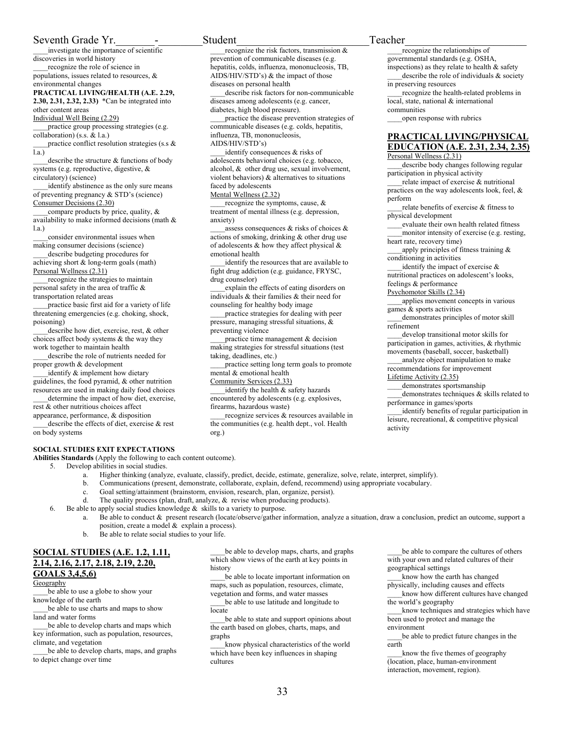Seventh Grade Yr.\_\_\_\_\_\_\_-\_\_\_\_\_\_\_\_Student\_\_\_\_\_\_\_\_\_\_\_\_\_\_\_\_\_\_\_\_\_\_\_\_\_Teacher\_\_\_\_\_\_\_\_\_\_\_\_\_\_\_\_\_\_\_\_\_\_

\_\_\_\_investigate the importance of scientific discoveries in world history

\_\_\_\_recognize the role of science in populations, issues related to resources, & environmental changes

**PRACTICAL LIVING/HEALTH (A.E. 2.29, 2.30, 2.31, 2.32, 2.33)** *Can be integrated into other content areas

Individual Well Being (2.29)

\_\_\_\_practice group processing strategies (e.g. collaboration) (s.s. & l.a.)

\_\_\_\_practice conflict resolution strategies (s.s & l.a.)

\_\_\_\_describe the structure & functions of body systems (e.g. reproductive, digestive, & circulatory) (science)

\_\_\_\_identify abstinence as the only sure means of preventing pregnancy & STD's (science)

Consumer Decisions (2.30)

\_\_\_\_compare products by price, quality, & availability to make informed decisions (math & l.a.)

\_\_\_\_consider environmental issues when making consumer decisions (science)

\_\_\_\_describe budgeting procedures for achieving short & long-term goals (math)

Personal Wellness (2.31)

\_\_\_\_recognize the strategies to maintain personal safety in the area of traffic & transportation related areas

\_\_\_\_practice basic first aid for a variety of life threatening emergencies (e.g. choking, shock, poisoning)

\_\_\_\_describe how diet, exercise, rest, & other choices affect body systems & the way they work together to maintain health

\_\_\_\_describe the role of nutrients needed for proper growth & development

\_\_\_\_identify & implement how dietary guidelines, the food pyramid, & other nutrition resources are used in making daily food choices

\_\_\_\_determine the impact of how diet, exercise, rest & other nutritious choices affect appearance, performance, & disposition

\_\_\_\_describe the effects of diet, exercise & rest on body systems

\_\_\_\_recognize the risk factors, transmission & prevention of communicable diseases (e.g. hepatitis, colds, influenza, mononucleosis, TB, AIDS/HIV/STD's) & the impact of those diseases on personal health

\_\_\_\_describe risk factors for non-communicable diseases among adolescents (e.g. cancer, diabetes, high blood pressure).

\_\_\_\_practice the disease prevention strategies of communicable diseases (e.g. colds, hepatitis, influenza, TB, mononucleosis, AIDS/HIV/STD's)

\_\_\_\_identify consequences & risks of adolescents behavioral choices (e.g. tobacco, alcohol, & other drug use, sexual involvement, violent behaviors) & alternatives to situations faced by adolescents

Mental Wellness (2.32)

\_\_\_\_recognize the symptoms, cause, & treatment of mental illness (e.g. depression, anxiety)

\_\_\_\_assess consequences & risks of choices & actions of smoking, drinking & other drug use of adolescents & how they affect physical & emotional health

\_\_\_\_identify the resources that are available to fight drug addiction (e.g. guidance, FRYSC, drug counselor)

\_\_\_\_explain the effects of eating disorders on individuals & their families & their need for counseling for healthy body image

\_\_\_\_practice strategies for dealing with peer pressure, managing stressful situations, & preventing violence

\_\_\_\_practice time management & decision making strategies for stressful situations (test taking, deadlines, etc.)

\_\_\_\_practice setting long term goals to promote mental & emotional health

Community Services (2.33)

\_\_\_\_identify the health & safety hazards encountered by adolescents (e.g. explosives, firearms, hazardous waste)

\_\_\_\_recognize services & resources available in the communities (e.g. health dept., vol. Health org.)

\_\_\_\_recognize the relationships of governmental standards (e.g. OSHA, inspections) as they relate to health & safety

\_\_\_\_describe the role of individuals & society in preserving resources

\_\_\_\_recognize the health-related problems in local, state, national & international communities

\_\_\_\_open response with rubrics

## PRACTICAL LIVING/PHYSICAL EDUCATION (A.E. 2.31, 2.34, 2.35)

Personal Wellness (2.31)

\_\_\_\_describe body changes following regular participation in physical activity

\_\_\_\_relate impact of exercise & nutritional practices on the way adolescents look, feel, & perform

\_\_\_\_relate benefits of exercise & fitness to physical development

\_\_\_\_evaluate their own health related fitness

\_\_\_\_monitor intensity of exercise (e.g. resting, heart rate, recovery time)

\_\_\_\_apply principles of fitness training & conditioning in activities

\_\_\_\_identify the impact of exercise & nutritional practices on adolescent's looks, feelings & performance

Psychomotor Skills (2.34)

\_\_\_\_applies movement concepts in various games & sports activities

\_\_\_\_demonstrates principles of motor skill refinement

\_\_\_\_develop transitional motor skills for participation in games, activities, & rhythmic movements (baseball, soccer, basketball)

\_\_\_\_analyze object manipulation to make recommendations for improvement

Lifetime Activity (2.35)

\_\_\_\_demonstrates sportsmanship

\_\_\_\_demonstrates techniques & skills related to performance in games/sports

\_\_\_\_identify benefits of regular participation in leisure, recreational, & competitive physical activity

**SOCIAL STUDIES EXIT EXPECTATIONS**

**Abilities Standards** (Apply the following to each content outcome).

5. Develop abilities in social studies.
   a. Higher thinking (analyze, evaluate, classify, predict, decide, estimate, generalize, solve, relate, interpret, simplify).
   b. Communications (present, demonstrate, collaborate, explain, defend, recommend) using appropriate vocabulary.
   c. Goal setting/attainment (brainstorm, envision, research, plan, organize, persist).
   d. The quality process (plan, draft, analyze, & revise when producing products).
6. Be able to apply social studies knowledge & skills to a variety to purpose.
   a. Be able to conduct & present research (locate/observe/gather information, analyze a situation, draw a conclusion, predict an outcome, support a position, create a model & explain a process).
   b. Be able to relate social studies to your life.

## SOCIAL STUDIES (A.E. 1.2, 1.11, 2.14, 2.16, 2.17, 2.18, 2.19, 2.20, GOALS 3,4,5,6)

Geography

\_\_\_\_be able to use a globe to show your knowledge of the earth

\_\_\_\_be able to use charts and maps to show land and water forms

\_\_\_\_be able to develop charts and maps which key information, such as population, resources, climate, and vegetation

\_\_\_\_be able to develop charts, maps, and graphs to depict change over time

\_\_\_\_be able to develop maps, charts, and graphs which show views of the earth at key points in history

\_\_\_\_be able to locate important information on maps, such as population, resources, climate, vegetation and forms, and water masses

\_\_\_\_be able to use latitude and longitude to locate

\_\_\_\_be able to state and support opinions about the earth based on globes, charts, maps, and graphs

\_\_\_\_know physical characteristics of the world which have been key influences in shaping cultures

\_\_\_\_be able to compare the cultures of others with your own and related cultures of their geographical settings

\_\_\_\_know how the earth has changed physically, including causes and effects

\_\_\_\_know how different cultures have changed the world's geography

\_\_\_\_know techniques and strategies which have been used to protect and manage the environment

\_\_\_\_be able to predict future changes in the earth

\_\_\_\_know the five themes of geography (location, place, human-environment interaction, movement, region).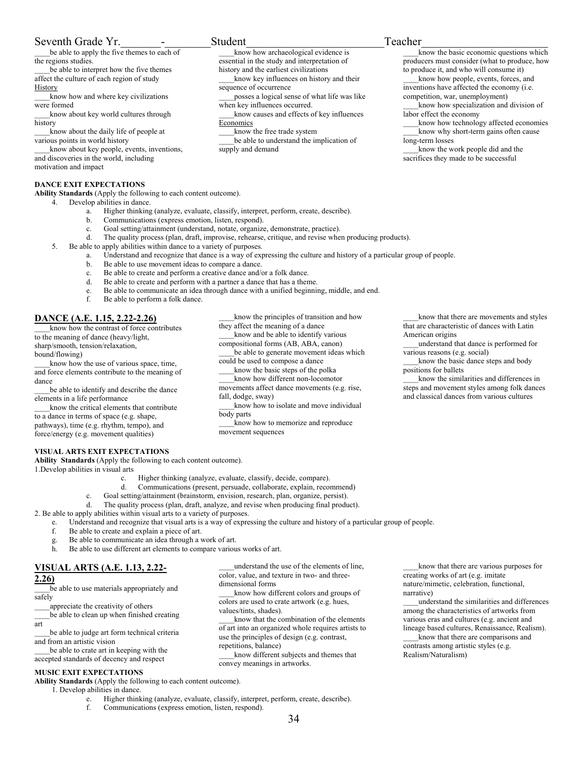Seventh Grade Yr.\_\_\_\_\_\_\_-\_\_\_\_\_\_\_\_Student\_\_\_\_\_\_\_\_\_\_\_\_\_\_\_\_\_\_\_\_\_\_\_\_Teacher\_\_\_\_\_\_\_\_\_\_\_\_\_\_\_\_\_\_\_\_\_\_

\_\_\_\_be able to apply the five themes to each of the regions studies.

\_\_\_\_be able to interpret how the five themes affect the culture of each region of study

History

\_\_\_\_know how and where key civilizations were formed

\_\_\_\_know about key world cultures through history

\_\_\_\_know about the daily life of people at various points in world history

\_\_\_\_know about key people, events, inventions, and discoveries in the world, including motivation and impact

\_\_\_\_know how archaeological evidence is essential in the study and interpretation of history and the earliest civilizations

\_\_\_\_know key influences on history and their sequence of occurrence

\_\_\_\_posses a logical sense of what life was like when key influences occurred.

\_\_\_\_know causes and effects of key influences

Economics

\_\_\_\_know the free trade system

\_\_\_\_be able to understand the implication of supply and demand

\_\_\_\_know the basic economic questions which producers must consider (what to produce, how to produce it, and who will consume it)

\_\_\_\_know how people, events, forces, and inventions have affected the economy (i.e. competition, war, unemployment)

\_\_\_\_know how specialization and division of labor effect the economy

\_\_\_\_know how technology affected economies

\_\_\_\_know why short-term gains often cause long-term losses

\_\_\_\_know the work people did and the sacrifices they made to be successful

**DANCE EXIT EXPECTATIONS**

**Ability Standards** (Apply the following to each content outcome).

4. Develop abilities in dance.
   a. Higher thinking (analyze, evaluate, classify, interpret, perform, create, describe).
   b. Communications (express emotion, listen, respond).
   c. Goal setting/attainment (understand, notate, organize, demonstrate, practice).
   d. The quality process (plan, draft, improvise, rehearse, critique, and revise when producing products).
5. Be able to apply abilities within dance to a variety of purposes.
   a. Understand and recognize that dance is a way of expressing the culture and history of a particular group of people.
   b. Be able to use movement ideas to compare a dance.
   c. Be able to create and perform a creative dance and/or a folk dance.
   d. Be able to create and perform with a partner a dance that has a theme.
   e. Be able to communicate an idea through dance with a unified beginning, middle, and end.
   f. Be able to perform a folk dance.

## DANCE (A.E. 1.15, 2.22-2.26)

\_\_\_\_know how the contrast of force contributes to the meaning of dance (heavy/light, sharp/smooth, tension/relaxation, bound/flowing)

\_\_\_\_know how the use of various space, time, and force elements contribute to the meaning of dance

\_\_\_\_be able to identify and describe the dance elements in a life performance

\_\_\_\_know the critical elements that contribute to a dance in terms of space (e.g. shape, pathways), time (e.g. rhythm, tempo), and force/energy (e.g. movement qualities)

\_\_\_\_know the principles of transition and how they affect the meaning of a dance

\_\_\_\_know and be able to identify various compositional forms (AB, ABA, canon)

\_\_\_\_be able to generate movement ideas which could be used to compose a dance

\_\_\_\_know the basic steps of the polka

\_\_\_\_know how different non-locomotor movements affect dance movements (e.g. rise, fall, dodge, sway)

\_\_\_\_know how to isolate and move individual body parts

\_\_\_\_know how to memorize and reproduce movement sequences

\_\_\_\_know that there are movements and styles that are characteristic of dances with Latin American origins

\_\_\_\_understand that dance is performed for various reasons (e.g. social)

\_\_\_\_know the basic dance steps and body positions for ballets

\_\_\_\_know the similarities and differences in steps and movement styles among folk dances and classical dances from various cultures

**VISUAL ARTS EXIT EXPECTATIONS**

**Ability Standards** (Apply the following to each content outcome).

1.Develop abilities in visual arts

   c. Higher thinking (analyze, evaluate, classify, decide, compare).
   d. Communications (present, persuade, collaborate, explain, recommend)
   c. Goal setting/attainment (brainstorm, envision, research, plan, organize, persist).
   d. The quality process (plan, draft, analyze, and revise when producing final product).

2. Be able to apply abilities within visual arts to a variety of purposes.
   e. Understand and recognize that visual arts is a way of expressing the culture and history of a particular group of people.
   f. Be able to create and explain a piece of art.
   g. Be able to communicate an idea through a work of art.
   h. Be able to use different art elements to compare various works of art.

## VISUAL ARTS (A.E. 1.13, 2.22-2.26)

\_\_\_\_be able to use materials appropriately and safely

\_\_\_\_appreciate the creativity of others

\_\_\_\_be able to clean up when finished creating art

\_\_\_\_be able to judge art form technical criteria and from an artistic vision

\_\_\_\_be able to crate art in keeping with the accepted standards of decency and respect

\_\_\_\_understand the use of the elements of line, color, value, and texture in two- and three-dimensional forms

\_\_\_\_know how different colors and groups of colors are used to crate artwork (e.g. hues, values/tints, shades).

\_\_\_\_know that the combination of the elements of art into an organized whole requires artists to use the principles of design (e.g. contrast, repetitions, balance)

\_\_\_\_know different subjects and themes that convey meanings in artworks.

\_\_\_\_know that there are various purposes for creating works of art (e.g. imitate nature/mimetic, celebration, functional, narrative)

\_\_\_\_understand the similarities and differences among the characteristics of artworks from various eras and cultures (e.g. ancient and lineage based cultures, Renaissance, Realism).

\_\_\_\_know that there are comparisons and contrasts among artistic styles (e.g. Realism/Naturalism)

**MUSIC EXIT EXPECTATIONS**

**Ability Standards** (Apply the following to each content outcome).

1. Develop abilities in dance.
   e. Higher thinking (analyze, evaluate, classify, interpret, perform, create, describe).
   f. Communications (express emotion, listen, respond).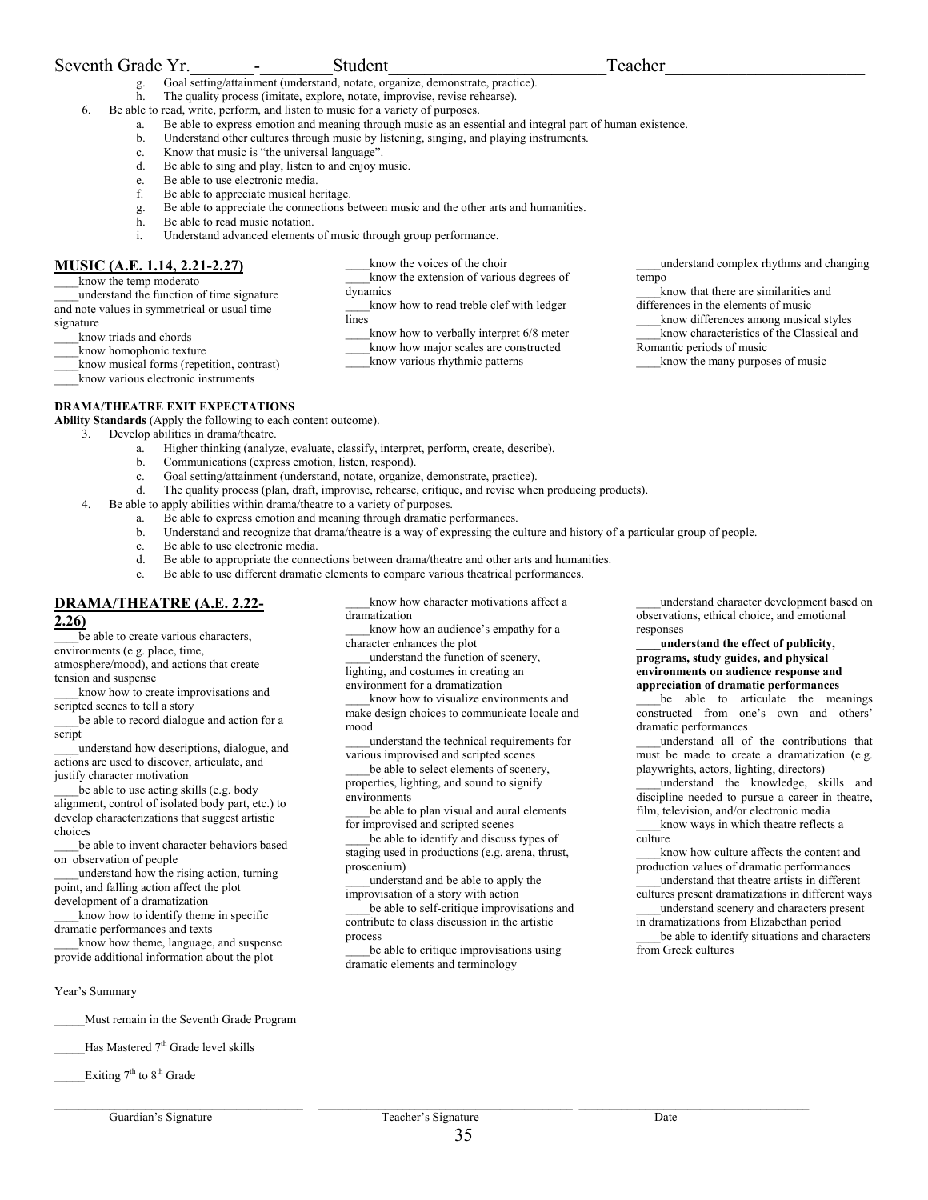Seventh Grade Yr.\_\_\_\_\_\_\_-\_\_\_\_\_\_\_\_Student\_\_\_\_\_\_\_\_\_\_\_\_\_\_\_\_\_\_\_\_\_\_\_\_\_Teacher\_\_\_\_\_\_\_\_\_\_\_\_\_\_\_\_\_\_\_\_\_\_\_

   g. Goal setting/attainment (understand, notate, organize, demonstrate, practice).
   h. The quality process (imitate, explore, notate, improvise, revise rehearse).

6. Be able to read, write, perform, and listen to music for a variety of purposes.
   a. Be able to express emotion and meaning through music as an essential and integral part of human existence.
   b. Understand other cultures through music by listening, singing, and playing instruments.
   c. Know that music is "the universal language".
   d. Be able to sing and play, listen to and enjoy music.
   e. Be able to use electronic media.
   f. Be able to appreciate musical heritage.
   g. Be able to appreciate the connections between music and the other arts and humanities.
   h. Be able to read music notation.
   i. Understand advanced elements of music through group performance.

## MUSIC (A.E. 1.14, 2.21-2.27)

\_\_\_\_know the temp moderato
\_\_\_\_understand the function of time signature and note values in symmetrical or usual time signature
\_\_\_\_know triads and chords
\_\_\_\_know homophonic texture
\_\_\_\_know musical forms (repetition, contrast)
\_\_\_\_know various electronic instruments
\_\_\_\_know the voices of the choir
\_\_\_\_know the extension of various degrees of dynamics
\_\_\_\_know how to read treble clef with ledger lines
\_\_\_\_know how to verbally interpret 6/8 meter
\_\_\_\_know how major scales are constructed
\_\_\_\_know various rhythmic patterns
\_\_\_\_understand complex rhythms and changing tempo
\_\_\_\_know that there are similarities and differences in the elements of music
\_\_\_\_know differences among musical styles
\_\_\_\_know characteristics of the Classical and Romantic periods of music
\_\_\_\_know the many purposes of music

**DRAMA/THEATRE EXIT EXPECTATIONS**

**Ability Standards** (Apply the following to each content outcome).

3. Develop abilities in drama/theatre.
   a. Higher thinking (analyze, evaluate, classify, interpret, perform, create, describe).
   b. Communications (express emotion, listen, respond).
   c. Goal setting/attainment (understand, notate, organize, demonstrate, practice).
   d. The quality process (plan, draft, improvise, rehearse, critique, and revise when producing products).
4. Be able to apply abilities within drama/theatre to a variety of purposes.
   a. Be able to express emotion and meaning through dramatic performances.
   b. Understand and recognize that drama/theatre is a way of expressing the culture and history of a particular group of people.
   c. Be able to use electronic media.
   d. Be able to appropriate the connections between drama/theatre and other arts and humanities.
   e. Be able to use different dramatic elements to compare various theatrical performances.

## DRAMA/THEATRE (A.E. 2.22-2.26)

\_\_\_\_be able to create various characters, environments (e.g. place, time, atmosphere/mood), and actions that create tension and suspense
\_\_\_\_know how to create improvisations and scripted scenes to tell a story
\_\_\_\_be able to record dialogue and action for a script
\_\_\_\_understand how descriptions, dialogue, and actions are used to discover, articulate, and justify character motivation
\_\_\_\_be able to use acting skills (e.g. body alignment, control of isolated body part, etc.) to develop characterizations that suggest artistic choices
\_\_\_\_be able to invent character behaviors based on observation of people
\_\_\_\_understand how the rising action, turning point, and falling action affect the plot development of a dramatization
\_\_\_\_know how to identify theme in specific dramatic performances and texts
\_\_\_\_know how theme, language, and suspense provide additional information about the plot
\_\_\_\_know how character motivations affect a dramatization
\_\_\_\_know how an audience's empathy for a character enhances the plot
\_\_\_\_understand the function of scenery, lighting, and costumes in creating an environment for a dramatization
\_\_\_\_know how to visualize environments and make design choices to communicate locale and mood
\_\_\_\_understand the technical requirements for various improvised and scripted scenes
\_\_\_\_be able to select elements of scenery, properties, lighting, and sound to signify environments
\_\_\_\_be able to plan visual and aural elements for improvised and scripted scenes
\_\_\_\_be able to identify and discuss types of staging used in productions (e.g. arena, thrust, proscenium)
\_\_\_\_understand and be able to apply the improvisation of a story with action
\_\_\_\_be able to self-critique improvisations and contribute to class discussion in the artistic process
\_\_\_\_be able to critique improvisations using dramatic elements and terminology
\_\_\_\_understand character development based on observations, ethical choice, and emotional responses
**\_\_\_\_understand the effect of publicity, programs, study guides, and physical environments on audience response and appreciation of dramatic performances**
\_\_\_\_be able to articulate the meanings constructed from one's own and others' dramatic performances
\_\_\_\_understand all of the contributions that must be made to create a dramatization (e.g. playwrights, actors, lighting, directors)
\_\_\_\_understand the knowledge, skills and discipline needed to pursue a career in theatre, film, television, and/or electronic media
\_\_\_\_know ways in which theatre reflects a culture
\_\_\_\_know how culture affects the content and production values of dramatic performances
\_\_\_\_understand that theatre artists in different cultures present dramatizations in different ways
\_\_\_\_understand scenery and characters present in dramatizations from Elizabethan period
\_\_\_\_be able to identify situations and characters from Greek cultures

Year's Summary

\_\_\_\_\_Must remain in the Seventh Grade Program

\_\_\_\_\_Has Mastered 7th Grade level skills

\_\_\_\_\_Exiting 7th to 8th Grade

\_\_\_\_\_\_\_\_\_\_\_\_\_\_\_\_\_\_\_\_\_\_\_\_\_\_\_\_ \_\_\_\_\_\_\_\_\_\_\_\_\_\_\_\_\_\_\_\_\_\_\_\_\_\_\_\_ \_\_\_\_\_\_\_\_\_\_\_\_\_\_\_\_\_\_\_\_\_\_\_\_\_\_
Guardian's Signature    Teacher's Signature    Date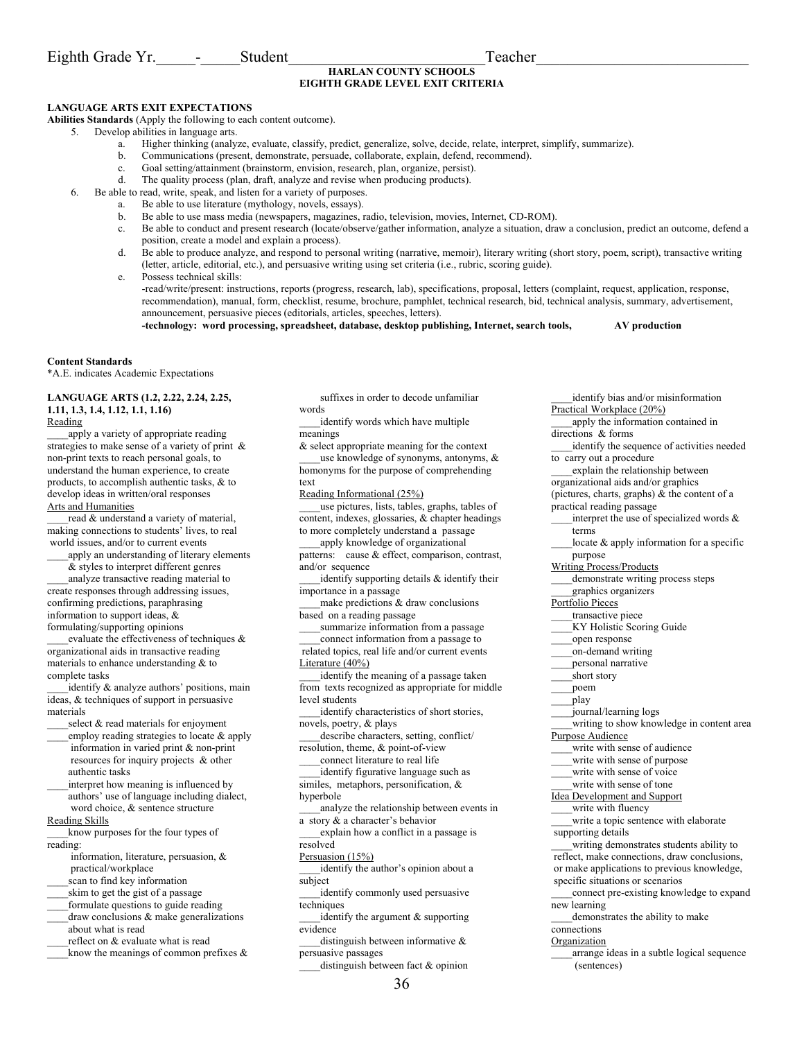Eighth Grade Yr.\_\_\_\_\_-\_\_\_\_\_Student\_\_\_\_\_\_\_\_\_\_\_\_\_\_\_\_\_\_\_\_\_\_\_\_\_Teacher\_\_\_\_\_\_\_\_\_\_\_\_\_\_\_\_\_\_\_\_\_\_\_\_\_\_\_\_

**HARLAN COUNTY SCHOOLS**
**EIGHTH GRADE LEVEL EXIT CRITERIA**

**LANGUAGE ARTS EXIT EXPECTATIONS**

**Abilities Standards** (Apply the following to each content outcome).

5. Develop abilities in language arts.
   a. Higher thinking (analyze, evaluate, classify, predict, generalize, solve, decide, relate, interpret, simplify, summarize).
   b. Communications (present, demonstrate, persuade, collaborate, explain, defend, recommend).
   c. Goal setting/attainment (brainstorm, envision, research, plan, organize, persist).
   d. The quality process (plan, draft, analyze and revise when producing products).
6. Be able to read, write, speak, and listen for a variety of purposes.
   a. Be able to use literature (mythology, novels, essays).
   b. Be able to use mass media (newspapers, magazines, radio, television, movies, Internet, CD-ROM).
   c. Be able to conduct and present research (locate/observe/gather information, analyze a situation, draw a conclusion, predict an outcome, defend a position, create a model and explain a process).
   d. Be able to produce analyze, and respond to personal writing (narrative, memoir), literary writing (short story, poem, script), transactive writing (letter, article, editorial, etc.), and persuasive writing using set criteria (i.e., rubric, scoring guide).
   e. Possess technical skills:
      -read/write/present: instructions, reports (progress, research, lab), specifications, proposal, letters (complaint, request, application, response, recommendation), manual, form, checklist, resume, brochure, pamphlet, technical research, bid, technical analysis, summary, advertisement, announcement, persuasive pieces (editorials, articles, speeches, letters).
      **-technology: word processing, spreadsheet, database, desktop publishing, Internet, search tools, AV production**

**Content Standards**

*A.E. indicates Academic Expectations

**LANGUAGE ARTS (1.2, 2.22, 2.24, 2.25, 1.11, 1.3, 1.4, 1.12, 1.1, 1.16)**

Reading

\_\_\_\_apply a variety of appropriate reading strategies to make sense of a variety of print & non-print texts to reach personal goals, to understand the human experience, to create products, to accomplish authentic tasks, & to develop ideas in written/oral responses

Arts and Humanities

\_\_\_\_read & understand a variety of material, making connections to students' lives, to real world issues, and/or to current events

\_\_\_\_apply an understanding of literary elements & styles to interpret different genres

\_\_\_\_analyze transactive reading material to create responses through addressing issues, confirming predictions, paraphrasing information to support ideas, & formulating/supporting opinions

\_\_\_\_evaluate the effectiveness of techniques & organizational aids in transactive reading materials to enhance understanding & to complete tasks

\_\_\_\_identify & analyze authors' positions, main ideas, & techniques of support in persuasive materials

\_\_\_\_select & read materials for enjoyment

\_\_\_\_employ reading strategies to locate & apply information in varied print & non-print resources for inquiry projects & other authentic tasks

\_\_\_\_interpret how meaning is influenced by authors' use of language including dialect, word choice, & sentence structure

Reading Skills

\_\_\_\_know purposes for the four types of reading:
information, literature, persuasion, & practical/workplace

\_\_\_\_scan to find key information

\_\_\_\_skim to get the gist of a passage

\_\_\_\_formulate questions to guide reading

\_\_\_\_draw conclusions & make generalizations about what is read

\_\_\_\_reflect on & evaluate what is read

\_\_\_\_know the meanings of common prefixes & suffixes in order to decode unfamiliar words

\_\_\_\_identify words which have multiple meanings & select appropriate meaning for the context

\_\_\_\_use knowledge of synonyms, antonyms, & homonyms for the purpose of comprehending text

Reading Informational (25%)

\_\_\_\_use pictures, lists, tables, graphs, tables of content, indexes, glossaries, & chapter headings to more completely understand a passage

\_\_\_\_apply knowledge of organizational patterns: cause & effect, comparison, contrast, and/or sequence

\_\_\_\_identify supporting details & identify their importance in a passage

\_\_\_\_make predictions & draw conclusions based on a reading passage

\_\_\_\_summarize information from a passage

\_\_\_\_connect information from a passage to related topics, real life and/or current events

Literature (40%)

\_\_\_\_identify the meaning of a passage taken from texts recognized as appropriate for middle level students

\_\_\_\_identify characteristics of short stories, novels, poetry, & plays

\_\_\_\_describe characters, setting, conflict/ resolution, theme, & point-of-view

\_\_\_\_connect literature to real life

\_\_\_\_identify figurative language such as similes, metaphors, personification, & hyperbole

\_\_\_\_analyze the relationship between events in a story & a character's behavior

\_\_\_\_explain how a conflict in a passage is resolved

Persuasion (15%)

\_\_\_\_identify the author's opinion about a subject

\_\_\_\_identify commonly used persuasive techniques

\_\_\_\_identify the argument & supporting evidence

\_\_\_\_distinguish between informative & persuasive passages

\_\_\_\_distinguish between fact & opinion

\_\_\_\_identify bias and/or misinformation

Practical Workplace (20%)

\_\_\_\_apply the information contained in directions & forms

\_\_\_\_identify the sequence of activities needed to carry out a procedure

\_\_\_\_explain the relationship between organizational aids and/or graphics (pictures, charts, graphs) & the content of a practical reading passage

\_\_\_\_interpret the use of specialized words & terms

\_\_\_\_locate & apply information for a specific purpose

Writing Process/Products

\_\_\_\_demonstrate writing process steps

\_\_\_\_graphics organizers

Portfolio Pieces

\_\_\_\_transactive piece

\_\_\_\_KY Holistic Scoring Guide

\_\_\_\_open response

\_\_\_\_on-demand writing

\_\_\_\_personal narrative

\_\_\_\_short story

\_\_\_\_poem

\_\_\_\_play

\_\_\_\_journal/learning logs

\_\_\_\_writing to show knowledge in content area

Purpose Audience

\_\_\_\_write with sense of audience

\_\_\_\_write with sense of purpose

\_\_\_\_write with sense of voice

\_\_\_\_write with sense of tone

Idea Development and Support

\_\_\_\_write with fluency

\_\_\_\_write a topic sentence with elaborate supporting details

\_\_\_\_writing demonstrates students ability to reflect, make connections, draw conclusions, or make applications to previous knowledge, specific situations or scenarios

\_\_\_\_connect pre-existing knowledge to expand new learning

\_\_\_\_demonstrates the ability to make connections

Organization

\_\_\_\_arrange ideas in a subtle logical sequence (sentences)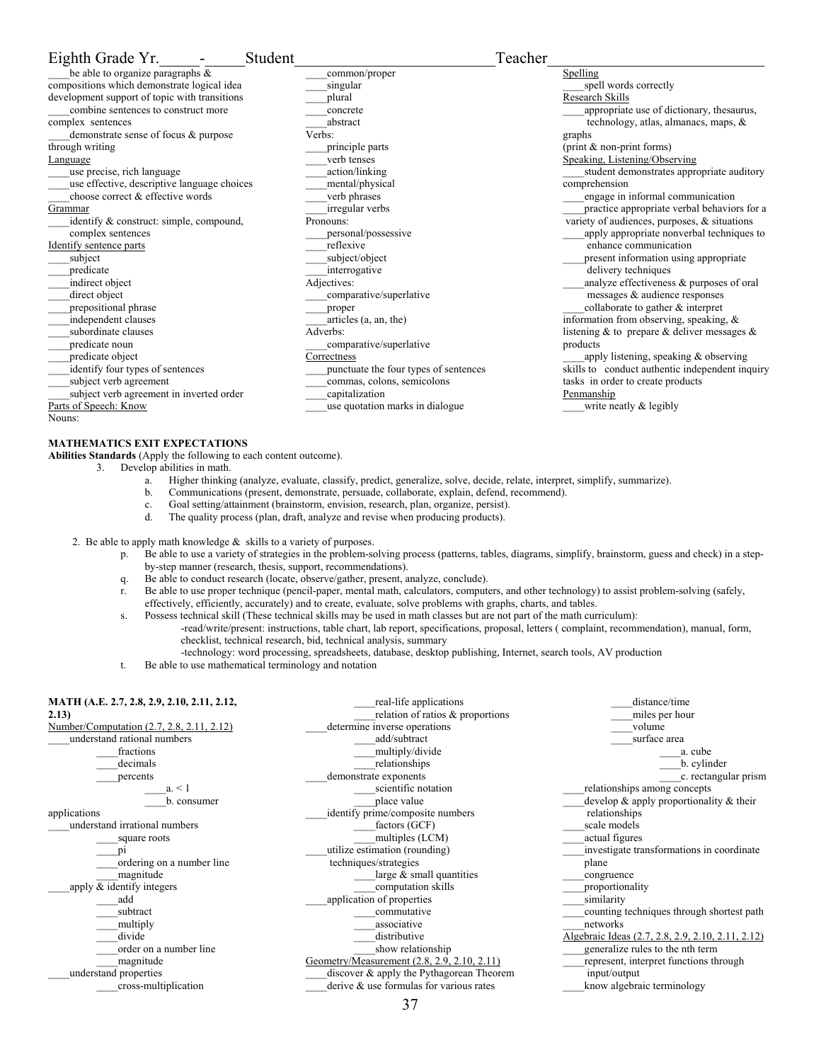Eighth Grade Yr.\_\_\_\_\_-\_\_\_\_\_Student\_\_\_\_\_\_\_\_\_\_\_\_\_\_\_\_\_\_\_\_\_\_\_\_\_\_Teacher\_\_\_\_\_\_\_\_\_\_\_\_\_\_\_\_\_\_\_\_\_\_\_\_\_\_\_

\_\_\_\_be able to organize paragraphs & compositions which demonstrate logical idea development support of topic with transitions

\_\_\_\_combine sentences to construct more complex sentences

\_\_\_\_demonstrate sense of focus & purpose through writing

Language

\_\_\_\_use precise, rich language

\_\_\_\_use effective, descriptive language choices

\_\_\_\_choose correct & effective words

Grammar

\_\_\_\_identify & construct: simple, compound, complex sentences

Identify sentence parts

\_\_\_\_subject

\_\_\_\_predicate

\_\_\_\_indirect object

\_\_\_\_direct object

\_\_\_\_prepositional phrase

\_\_\_\_independent clauses

\_\_\_\_subordinate clauses

\_\_\_\_predicate noun

\_\_\_\_predicate object

\_\_\_\_identify four types of sentences

\_\_\_\_subject verb agreement

\_\_\_\_subject verb agreement in inverted order

Parts of Speech: Know

Nouns:

\_\_\_\_common/proper

\_\_\_\_singular

\_\_\_\_plural

\_\_\_\_concrete

\_\_\_\_abstract

Verbs:

\_\_\_\_principle parts

\_\_\_\_verb tenses

\_\_\_\_action/linking

\_\_\_\_mental/physical

\_\_\_\_verb phrases

\_\_\_\_irregular verbs

Pronouns:

\_\_\_\_personal/possessive

\_\_\_\_reflexive

\_\_\_\_subject/object

\_\_\_\_interrogative

Adjectives:

\_\_\_\_comparative/superlative

\_\_\_\_proper

\_\_\_\_articles (a, an, the)

Adverbs:

\_\_\_\_comparative/superlative

Correctness

\_\_\_\_punctuate the four types of sentences

\_\_\_\_commas, colons, semicolons

\_\_\_\_capitalization

\_\_\_\_use quotation marks in dialogue

Spelling

\_\_\_\_spell words correctly

Research Skills

\_\_\_\_appropriate use of dictionary, thesaurus, technology, atlas, almanacs, maps, & graphs (print & non-print forms)

Speaking, Listening/Observing

\_\_\_\_student demonstrates appropriate auditory comprehension

\_\_\_\_engage in informal communication

\_\_\_\_practice appropriate verbal behaviors for a variety of audiences, purposes, & situations

\_\_\_\_apply appropriate nonverbal techniques to enhance communication

\_\_\_\_present information using appropriate delivery techniques

\_\_\_\_analyze effectiveness & purposes of oral messages & audience responses

\_\_\_\_collaborate to gather & interpret information from observing, speaking, & listening & to prepare & deliver messages & products

\_\_\_\_apply listening, speaking & observing skills to conduct authentic independent inquiry tasks in order to create products

Penmanship

\_\_\_\_write neatly & legibly

**MATHEMATICS EXIT EXPECTATIONS**

**Abilities Standards** (Apply the following to each content outcome).

3. Develop abilities in math.
   a. Higher thinking (analyze, evaluate, classify, predict, generalize, solve, decide, relate, interpret, simplify, summarize).
   b. Communications (present, demonstrate, persuade, collaborate, explain, defend, recommend).
   c. Goal setting/attainment (brainstorm, envision, research, plan, organize, persist).
   d. The quality process (plan, draft, analyze and revise when producing products).

2. Be able to apply math knowledge & skills to a variety of purposes.
   p. Be able to use a variety of strategies in the problem-solving process (patterns, tables, diagrams, simplify, brainstorm, guess and check) in a step-by-step manner (research, thesis, support, recommendations).
   q. Be able to conduct research (locate, observe/gather, present, analyze, conclude).
   r. Be able to use proper technique (pencil-paper, mental math, calculators, computers, and other technology) to assist problem-solving (safely, effectively, efficiently, accurately) and to create, evaluate, solve problems with graphs, charts, and tables.
   s. Possess technical skill (These technical skills may be used in math classes but are not part of the math curriculum):
      -read/write/present: instructions, table chart, lab report, specifications, proposal, letters ( complaint, recommendation), manual, form, checklist, technical research, bid, technical analysis, summary
      -technology: word processing, spreadsheets, database, desktop publishing, Internet, search tools, AV production
   t. Be able to use mathematical terminology and notation

**MATH (A.E. 2.7, 2.8, 2.9, 2.10, 2.11, 2.12, 2.13)**

Number/Computation (2.7, 2.8, 2.11, 2.12)

\_\_\_\_understand rational numbers

- \_\_\_\_fractions
- \_\_\_\_decimals
- \_\_\_\_percents
  - \_\_\_\_a. < 1
  - \_\_\_\_b. consumer applications

\_\_\_\_understand irrational numbers

- \_\_\_\_square roots
- \_\_\_\_pi
- \_\_\_\_ordering on a number line
- \_\_\_\_magnitude

\_\_\_\_apply & identify integers

- \_\_\_\_add
- \_\_\_\_subtract
- \_\_\_\_multiply
- \_\_\_\_divide
- \_\_\_\_order on a number line
- \_\_\_\_magnitude

\_\_\_\_understand properties

- \_\_\_\_cross-multiplication
- \_\_\_\_real-life applications
- \_\_\_\_relation of ratios & proportions

\_\_\_\_determine inverse operations

- \_\_\_\_add/subtract
- \_\_\_\_multiply/divide
- \_\_\_\_relationships

\_\_\_\_demonstrate exponents

- \_\_\_\_scientific notation
- \_\_\_\_place value

\_\_\_\_identify prime/composite numbers

- \_\_\_\_factors (GCF)
- \_\_\_\_multiples (LCM)

\_\_\_\_utilize estimation (rounding) techniques/strategies

- \_\_\_\_large & small quantities
- \_\_\_\_computation skills

\_\_\_\_application of properties

- \_\_\_\_commutative
- \_\_\_\_associative
- \_\_\_\_distributive
- \_\_\_\_show relationship

Geometry/Measurement (2.8, 2.9, 2.10, 2.11)

\_\_\_\_discover & apply the Pythagorean Theorem

\_\_\_\_derive & use formulas for various rates

- \_\_\_\_distance/time
- \_\_\_\_miles per hour
- \_\_\_\_volume
- \_\_\_\_surface area
  - \_\_\_\_a. cube
  - \_\_\_\_b. cylinder
  - \_\_\_\_c. rectangular prism

\_\_\_\_relationships among concepts

\_\_\_\_develop & apply proportionality & their relationships

\_\_\_\_scale models

\_\_\_\_actual figures

\_\_\_\_investigate transformations in coordinate plane

\_\_\_\_congruence

\_\_\_\_proportionality

\_\_\_\_similarity

\_\_\_\_counting techniques through shortest path

\_\_\_\_networks

Algebraic Ideas (2.7, 2.8, 2.9, 2.10, 2.11, 2.12)

\_\_\_\_generalize rules to the nth term

\_\_\_\_represent, interpret functions through input/output

\_\_\_\_know algebraic terminology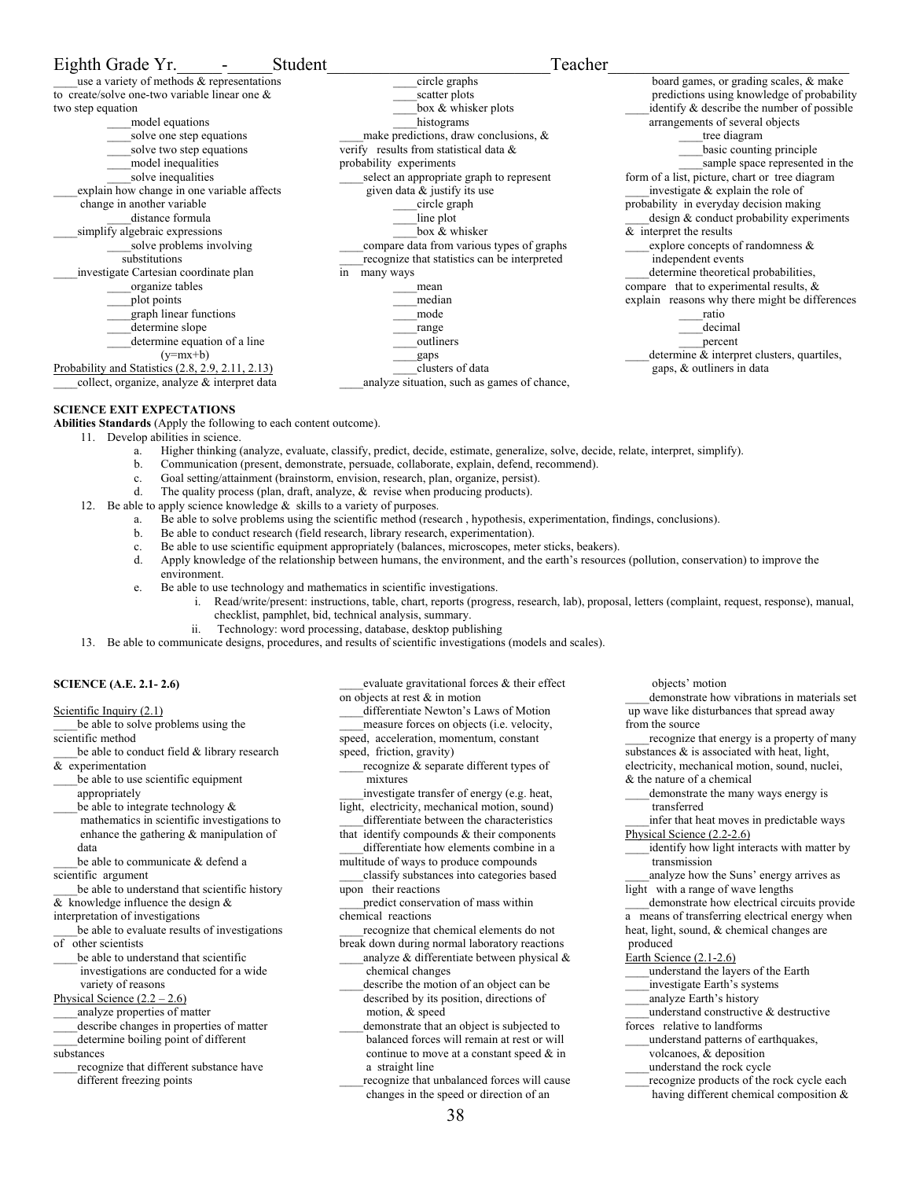Eighth Grade Yr.\_\_\_\_\_-\_\_\_\_\_Student\_\_\_\_\_\_\_\_\_\_\_\_\_\_\_\_\_\_\_\_\_\_\_\_\_\_\_\_Teacher\_\_\_\_\_\_\_\_\_\_\_\_\_\_\_\_\_\_\_\_\_\_\_\_\_\_\_\_

\_\_\_\_use a variety of methods & representations to create/solve one-two variable linear one & two step equation
- \_\_\_\_model equations
- \_\_\_\_solve one step equations
- \_\_\_\_solve two step equations
- \_\_\_\_model inequalities
- \_\_\_\_solve inequalities

\_\_\_\_explain how change in one variable affects change in another variable
- \_\_\_\_distance formula

\_\_\_\_simplify algebraic expressions
- \_\_\_\_solve problems involving substitutions

\_\_\_\_investigate Cartesian coordinate plan
- \_\_\_\_organize tables
- \_\_\_\_plot points
- \_\_\_\_graph linear functions
- \_\_\_\_determine slope
- \_\_\_\_determine equation of a line (y=mx+b)

Probability and Statistics (2.8, 2.9, 2.11, 2.13)

\_\_\_\_collect, organize, analyze & interpret data
- \_\_\_\_circle graphs
- \_\_\_\_scatter plots
- \_\_\_\_box & whisker plots
- \_\_\_\_histograms

\_\_\_\_make predictions, draw conclusions, & verify results from statistical data & probability experiments

\_\_\_\_select an appropriate graph to represent given data & justify its use
- \_\_\_\_circle graph
- \_\_\_\_line plot
- \_\_\_\_box & whisker

\_\_\_\_compare data from various types of graphs

\_\_\_\_recognize that statistics can be interpreted in many ways
- \_\_\_\_mean
- \_\_\_\_median
- \_\_\_\_mode
- \_\_\_\_range
- \_\_\_\_outliners
- \_\_\_\_gaps
- \_\_\_\_clusters of data

\_\_\_\_analyze situation, such as games of chance, board games, or grading scales, & make predictions using knowledge of probability

\_\_\_\_identify & describe the number of possible arrangements of several objects
- \_\_\_\_tree diagram
- \_\_\_\_basic counting principle
- \_\_\_\_sample space represented in the form of a list, picture, chart or tree diagram

\_\_\_\_investigate & explain the role of probability in everyday decision making

\_\_\_\_design & conduct probability experiments & interpret the results

\_\_\_\_explore concepts of randomness & independent events

\_\_\_\_determine theoretical probabilities, compare that to experimental results, & explain reasons why there might be differences
- \_\_\_\_ratio
- \_\_\_\_decimal
- \_\_\_\_percent

\_\_\_\_determine & interpret clusters, quartiles, gaps, & outliners in data

**SCIENCE EXIT EXPECTATIONS**

**Abilities Standards** (Apply the following to each content outcome).

11. Develop abilities in science.
    a. Higher thinking (analyze, evaluate, classify, predict, decide, estimate, generalize, solve, decide, relate, interpret, simplify).
    b. Communication (present, demonstrate, persuade, collaborate, explain, defend, recommend).
    c. Goal setting/attainment (brainstorm, envision, research, plan, organize, persist).
    d. The quality process (plan, draft, analyze, & revise when producing products).
12. Be able to apply science knowledge & skills to a variety of purposes.
    a. Be able to solve problems using the scientific method (research , hypothesis, experimentation, findings, conclusions).
    b. Be able to conduct research (field research, library research, experimentation).
    c. Be able to use scientific equipment appropriately (balances, microscopes, meter sticks, beakers).
    d. Apply knowledge of the relationship between humans, the environment, and the earth's resources (pollution, conservation) to improve the environment.
    e. Be able to use technology and mathematics in scientific investigations.
        i. Read/write/present: instructions, table, chart, reports (progress, research, lab), proposal, letters (complaint, request, response), manual, checklist, pamphlet, bid, technical analysis, summary.
        ii. Technology: word processing, database, desktop publishing
13. Be able to communicate designs, procedures, and results of scientific investigations (models and scales).

**SCIENCE (A.E. 2.1- 2.6)**

Scientific Inquiry (2.1)

\_\_\_\_be able to solve problems using the scientific method

\_\_\_\_be able to conduct field & library research & experimentation

\_\_\_\_be able to use scientific equipment appropriately

\_\_\_\_be able to integrate technology & mathematics in scientific investigations to enhance the gathering & manipulation of data

\_\_\_\_be able to communicate & defend a scientific argument

\_\_\_\_be able to understand that scientific history & knowledge influence the design & interpretation of investigations

\_\_\_\_be able to evaluate results of investigations of other scientists

\_\_\_\_be able to understand that scientific investigations are conducted for a wide variety of reasons

Physical Science (2.2 – 2.6)

\_\_\_\_analyze properties of matter

\_\_\_\_describe changes in properties of matter

\_\_\_\_determine boiling point of different substances

\_\_\_\_recognize that different substance have different freezing points

\_\_\_\_evaluate gravitational forces & their effect on objects at rest & in motion

\_\_\_\_differentiate Newton's Laws of Motion

\_\_\_\_measure forces on objects (i.e. velocity, speed, acceleration, momentum, constant speed, friction, gravity)

\_\_\_\_recognize & separate different types of mixtures

\_\_\_\_investigate transfer of energy (e.g. heat, light, electricity, mechanical motion, sound)

\_\_\_\_differentiate between the characteristics that identify compounds & their components

\_\_\_\_differentiate how elements combine in a multitude of ways to produce compounds

\_\_\_\_classify substances into categories based upon their reactions

\_\_\_\_predict conservation of mass within chemical reactions

\_\_\_\_recognize that chemical elements do not break down during normal laboratory reactions

\_\_\_\_analyze & differentiate between physical & chemical changes

\_\_\_\_describe the motion of an object can be described by its position, directions of motion, & speed

\_\_\_\_demonstrate that an object is subjected to balanced forces will remain at rest or will continue to move at a constant speed & in a straight line

\_\_\_\_recognize that unbalanced forces will cause changes in the speed or direction of an objects' motion

\_\_\_\_demonstrate how vibrations in materials set up wave like disturbances that spread away from the source

\_\_\_\_recognize that energy is a property of many substances & is associated with heat, light, electricity, mechanical motion, sound, nuclei, & the nature of a chemical

\_\_\_\_demonstrate the many ways energy is transferred

\_\_\_\_infer that heat moves in predictable ways

Physical Science (2.2-2.6)

\_\_\_\_identify how light interacts with matter by transmission

\_\_\_\_analyze how the Suns' energy arrives as light with a range of wave lengths

\_\_\_\_demonstrate how electrical circuits provide a means of transferring electrical energy when heat, light, sound, & chemical changes are produced

Earth Science (2.1-2.6)

\_\_\_\_understand the layers of the Earth

\_\_\_\_investigate Earth's systems

\_\_\_\_analyze Earth's history

\_\_\_\_understand constructive & destructive forces relative to landforms

\_\_\_\_understand patterns of earthquakes, volcanoes, & deposition

\_\_\_\_understand the rock cycle

\_\_\_\_recognize products of the rock cycle each having different chemical composition &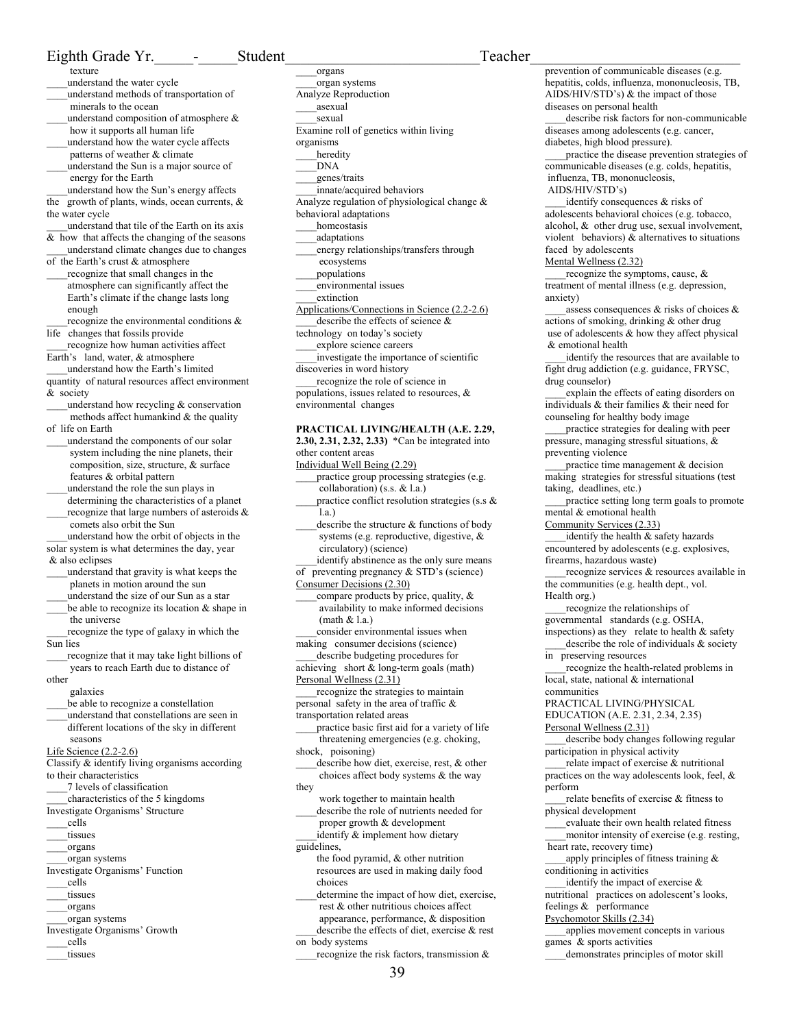Eighth Grade Yr.\_\_\_\_\_-\_\_\_\_\_Student\_\_\_\_\_\_\_\_\_\_\_\_\_\_\_\_\_\_\_\_\_\_\_\_\_\_Teacher\_\_\_\_\_\_\_\_\_\_\_\_\_\_\_\_\_\_\_\_\_\_\_\_\_\_\_

texture
\_\_\_\_understand the water cycle
\_\_\_\_understand methods of transportation of minerals to the ocean
\_\_\_\_understand composition of atmosphere & how it supports all human life
\_\_\_\_understand how the water cycle affects patterns of weather & climate
\_\_\_\_understand the Sun is a major source of energy for the Earth
\_\_\_\_understand how the Sun's energy affects the growth of plants, winds, ocean currents, & the water cycle
\_\_\_\_understand that tile of the Earth on its axis & how that affects the changing of the seasons
\_\_\_\_understand climate changes due to changes of the Earth's crust & atmosphere
\_\_\_\_recognize that small changes in the atmosphere can significantly affect the Earth's climate if the change lasts long enough
\_\_\_\_recognize the environmental conditions & life changes that fossils provide
\_\_\_\_recognize how human activities affect Earth's land, water, & atmosphere
\_\_\_\_understand how the Earth's limited quantity of natural resources affect environment & society
\_\_\_\_understand how recycling & conservation methods affect humankind & the quality of life on Earth
\_\_\_\_understand the components of our solar system including the nine planets, their composition, size, structure, & surface features & orbital pattern
\_\_\_\_understand the role the sun plays in determining the characteristics of a planet
\_\_\_\_recognize that large numbers of asteroids & comets also orbit the Sun
\_\_\_\_understand how the orbit of objects in the solar system is what determines the day, year & also eclipses
\_\_\_\_understand that gravity is what keeps the planets in motion around the sun
\_\_\_\_understand the size of our Sun as a star
\_\_\_\_be able to recognize its location & shape in the universe
\_\_\_\_recognize the type of galaxy in which the Sun lies
\_\_\_\_recognize that it may take light billions of years to reach Earth due to distance of other galaxies
\_\_\_\_be able to recognize a constellation
\_\_\_\_understand that constellations are seen in different locations of the sky in different seasons

Life Science (2.2-2.6)

Classify & identify living organisms according to their characteristics
\_\_\_\_7 levels of classification
\_\_\_\_characteristics of the 5 kingdoms

Investigate Organisms' Structure
\_\_\_\_cells
\_\_\_\_tissues
\_\_\_\_organs
\_\_\_\_organ systems

Investigate Organisms' Function
\_\_\_\_cells
\_\_\_\_tissues
\_\_\_\_organs
\_\_\_\_organ systems

Investigate Organisms' Growth
\_\_\_\_cells
\_\_\_\_tissues
\_\_\_\_organs
\_\_\_\_organ systems

Analyze Reproduction
\_\_\_\_asexual
\_\_\_\_sexual

Examine roll of genetics within living organisms
\_\_\_\_heredity
\_\_\_\_DNA
\_\_\_\_genes/traits
\_\_\_\_innate/acquired behaviors

Analyze regulation of physiological change & behavioral adaptations
\_\_\_\_homeostasis
\_\_\_\_adaptations
\_\_\_\_energy relationships/transfers through ecosystems
\_\_\_\_populations
\_\_\_\_environmental issues
\_\_\_\_extinction

Applications/Connections in Science (2.2-2.6)
\_\_\_\_describe the effects of science & technology on today's society
\_\_\_\_explore science careers
\_\_\_\_investigate the importance of scientific discoveries in word history
\_\_\_\_recognize the role of science in populations, issues related to resources, & environmental changes

**PRACTICAL LIVING/HEALTH (A.E. 2.29, 2.30, 2.31, 2.32, 2.33)** *Can be integrated into other content areas

Individual Well Being (2.29)
\_\_\_\_practice group processing strategies (e.g. collaboration) (s.s. & l.a.)
\_\_\_\_practice conflict resolution strategies (s.s & l.a.)
\_\_\_\_describe the structure & functions of body systems (e.g. reproductive, digestive, & circulatory) (science)
\_\_\_\_identify abstinence as the only sure means of preventing pregnancy & STD's (science)

Consumer Decisions (2.30)
\_\_\_\_compare products by price, quality, & availability to make informed decisions (math & l.a.)
\_\_\_\_consider environmental issues when making consumer decisions (science)
\_\_\_\_describe budgeting procedures for achieving short & long-term goals (math)

Personal Wellness (2.31)
\_\_\_\_recognize the strategies to maintain personal safety in the area of traffic & transportation related areas
\_\_\_\_practice basic first aid for a variety of life threatening emergencies (e.g. choking, shock, poisoning)
\_\_\_\_describe how diet, exercise, rest, & other choices affect body systems & the way they work together to maintain health
\_\_\_\_describe the role of nutrients needed for proper growth & development
\_\_\_\_identify & implement how dietary guidelines, the food pyramid, & other nutrition resources are used in making daily food choices
\_\_\_\_determine the impact of how diet, exercise, rest & other nutritious choices affect appearance, performance, & disposition
\_\_\_\_describe the effects of diet, exercise & rest on body systems
\_\_\_\_recognize the risk factors, transmission & prevention of communicable diseases (e.g. hepatitis, colds, influenza, mononucleosis, TB, AIDS/HIV/STD's) & the impact of those diseases on personal health
\_\_\_\_describe risk factors for non-communicable diseases among adolescents (e.g. cancer, diabetes, high blood pressure).
\_\_\_\_practice the disease prevention strategies of communicable diseases (e.g. colds, hepatitis, influenza, TB, mononucleosis, AIDS/HIV/STD's)
\_\_\_\_identify consequences & risks of adolescents behavioral choices (e.g. tobacco, alcohol, & other drug use, sexual involvement, violent behaviors) & alternatives to situations faced by adolescents

Mental Wellness (2.32)
\_\_\_\_recognize the symptoms, cause, & treatment of mental illness (e.g. depression, anxiety)
\_\_\_\_assess consequences & risks of choices & actions of smoking, drinking & other drug use of adolescents & how they affect physical & emotional health
\_\_\_\_identify the resources that are available to fight drug addiction (e.g. guidance, FRYSC, drug counselor)
\_\_\_\_explain the effects of eating disorders on individuals & their families & their need for counseling for healthy body image
\_\_\_\_practice strategies for dealing with peer pressure, managing stressful situations, & preventing violence
\_\_\_\_practice time management & decision making strategies for stressful situations (test taking, deadlines, etc.)
\_\_\_\_practice setting long term goals to promote mental & emotional health

Community Services (2.33)
\_\_\_\_identify the health & safety hazards encountered by adolescents (e.g. explosives, firearms, hazardous waste)
\_\_\_\_recognize services & resources available in the communities (e.g. health dept., vol. Health org.)
\_\_\_\_recognize the relationships of governmental standards (e.g. OSHA, inspections) as they relate to health & safety
\_\_\_\_describe the role of individuals & society in preserving resources
\_\_\_\_recognize the health-related problems in local, state, national & international communities

PRACTICAL LIVING/PHYSICAL EDUCATION (A.E. 2.31, 2.34, 2.35)

Personal Wellness (2.31)
\_\_\_\_describe body changes following regular participation in physical activity
\_\_\_\_relate impact of exercise & nutritional practices on the way adolescents look, feel, & perform
\_\_\_\_relate benefits of exercise & fitness to physical development
\_\_\_\_evaluate their own health related fitness
\_\_\_\_monitor intensity of exercise (e.g. resting, heart rate, recovery time)
\_\_\_\_apply principles of fitness training & conditioning in activities
\_\_\_\_identify the impact of exercise & nutritional practices on adolescent's looks, feelings & performance

Psychomotor Skills (2.34)
\_\_\_\_applies movement concepts in various games & sports activities
\_\_\_\_demonstrates principles of motor skill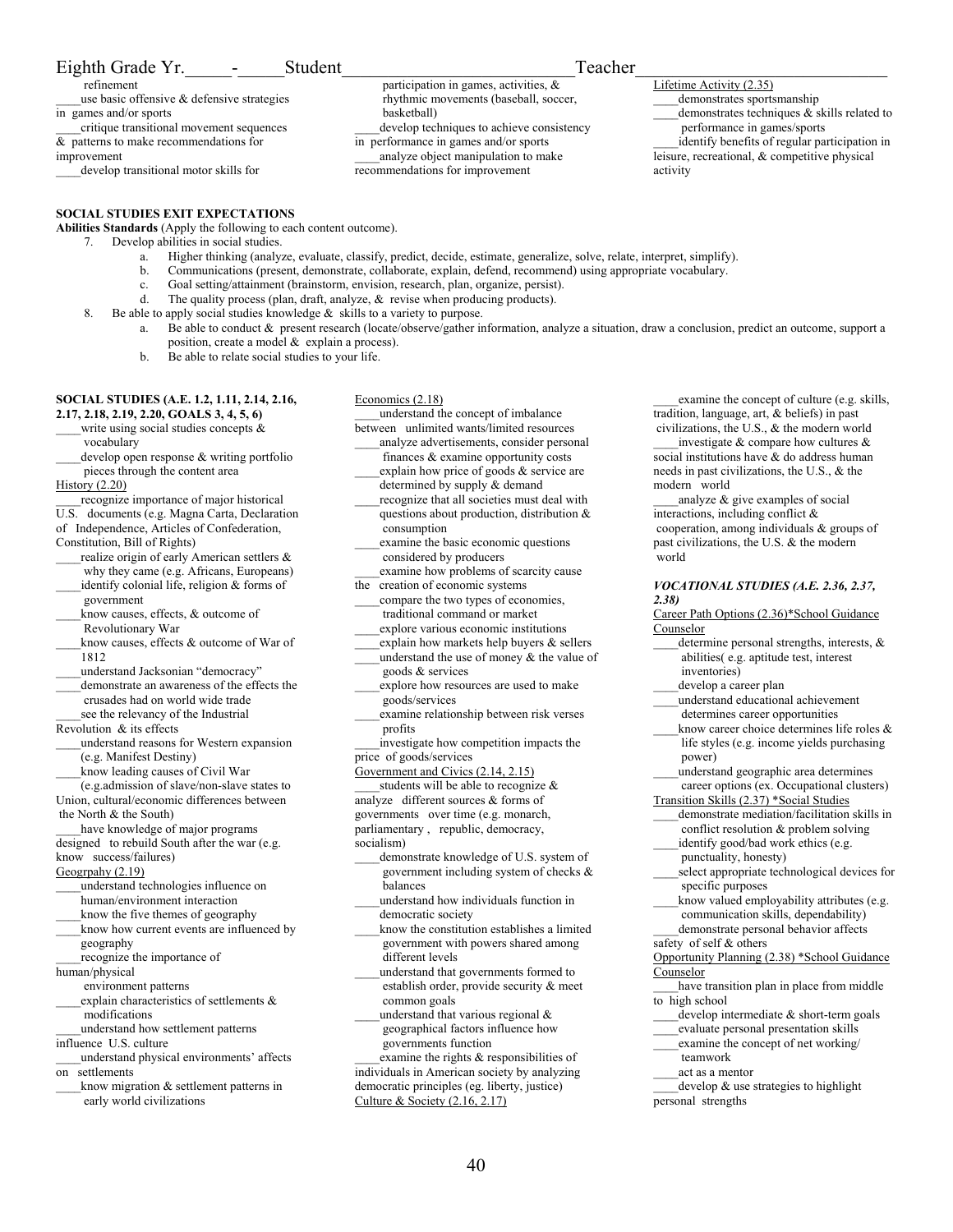Eighth Grade Yr.\_\_\_\_\_-\_\_\_\_\_Student\_\_\_\_\_\_\_\_\_\_\_\_\_\_\_\_\_\_\_\_\_\_\_\_\_\_Teacher\_\_\_\_\_\_\_\_\_\_\_\_\_\_\_\_\_\_\_\_\_\_\_\_\_\_

refinement

\_\_\_\_use basic offensive & defensive strategies in games and/or sports

\_\_\_\_critique transitional movement sequences & patterns to make recommendations for improvement

\_\_\_\_develop transitional motor skills for participation in games, activities, & rhythmic movements (baseball, soccer, basketball)

\_\_\_\_develop techniques to achieve consistency in performance in games and/or sports

\_\_\_\_analyze object manipulation to make recommendations for improvement

Lifetime Activity (2.35)

\_\_\_\_demonstrates sportsmanship

\_\_\_\_demonstrates techniques & skills related to performance in games/sports

\_\_\_\_identify benefits of regular participation in leisure, recreational, & competitive physical activity

**SOCIAL STUDIES EXIT EXPECTATIONS**

**Abilities Standards** (Apply the following to each content outcome).

7. Develop abilities in social studies.
   a. Higher thinking (analyze, evaluate, classify, predict, decide, estimate, generalize, solve, relate, interpret, simplify).
   b. Communications (present, demonstrate, collaborate, explain, defend, recommend) using appropriate vocabulary.
   c. Goal setting/attainment (brainstorm, envision, research, plan, organize, persist).
   d. The quality process (plan, draft, analyze, & revise when producing products).
8. Be able to apply social studies knowledge & skills to a variety to purpose.
   a. Be able to conduct & present research (locate/observe/gather information, analyze a situation, draw a conclusion, predict an outcome, support a position, create a model & explain a process).
   b. Be able to relate social studies to your life.

**SOCIAL STUDIES (A.E. 1.2, 1.11, 2.14, 2.16, 2.17, 2.18, 2.19, 2.20, GOALS 3, 4, 5, 6)**

\_\_\_\_write using social studies concepts & vocabulary

\_\_\_\_develop open response & writing portfolio pieces through the content area

History (2.20)

\_\_\_\_recognize importance of major historical U.S. documents (e.g. Magna Carta, Declaration of Independence, Articles of Confederation, Constitution, Bill of Rights)

\_\_\_\_realize origin of early American settlers & why they came (e.g. Africans, Europeans)

\_\_\_\_identify colonial life, religion & forms of government

\_\_\_\_know causes, effects, & outcome of Revolutionary War

\_\_\_\_know causes, effects & outcome of War of 1812

\_\_\_\_understand Jacksonian "democracy"

\_\_\_\_demonstrate an awareness of the effects the crusades had on world wide trade

\_\_\_\_see the relevancy of the Industrial Revolution & its effects

\_\_\_\_understand reasons for Western expansion (e.g. Manifest Destiny)

\_\_\_\_know leading causes of Civil War (e.g.admission of slave/non-slave states to Union, cultural/economic differences between the North & the South)

\_\_\_\_have knowledge of major programs designed to rebuild South after the war (e.g. know success/failures)

Geogrpahy (2.19)

\_\_\_\_understand technologies influence on human/environment interaction

\_\_\_\_know the five themes of geography

\_\_\_\_know how current events are influenced by geography

\_\_\_\_recognize the importance of human/physical environment patterns

\_\_\_\_explain characteristics of settlements & modifications

\_\_\_\_understand how settlement patterns influence U.S. culture

\_\_\_\_understand physical environments' affects on settlements

\_\_\_\_know migration & settlement patterns in early world civilizations

Economics (2.18)

\_\_\_\_understand the concept of imbalance between unlimited wants/limited resources

\_\_\_\_analyze advertisements, consider personal finances & examine opportunity costs

\_\_\_\_explain how price of goods & service are determined by supply & demand

\_\_\_\_recognize that all societies must deal with questions about production, distribution & consumption

\_\_\_\_examine the basic economic questions considered by producers

\_\_\_\_examine how problems of scarcity cause the creation of economic systems

\_\_\_\_compare the two types of economies, traditional command or market

\_\_\_\_explore various economic institutions

\_\_\_\_explain how markets help buyers & sellers

\_\_\_\_understand the use of money & the value of goods & services

\_\_\_\_explore how resources are used to make goods/services

\_\_\_\_examine relationship between risk verses profits

\_\_\_\_investigate how competition impacts the price of goods/services

Government and Civics (2.14, 2.15)

\_\_\_\_students will be able to recognize & analyze different sources & forms of governments over time (e.g. monarch, parliamentary , republic, democracy, socialism)

\_\_\_\_demonstrate knowledge of U.S. system of government including system of checks & balances

\_\_\_\_understand how individuals function in democratic society

\_\_\_\_know the constitution establishes a limited government with powers shared among different levels

\_\_\_\_understand that governments formed to establish order, provide security & meet common goals

\_\_\_\_understand that various regional & geographical factors influence how governments function

\_\_\_\_examine the rights & responsibilities of individuals in American society by analyzing democratic principles (eg. liberty, justice)

Culture & Society (2.16, 2.17)

\_\_\_\_examine the concept of culture (e.g. skills, tradition, language, art, & beliefs) in past civilizations, the U.S., & the modern world

\_\_\_\_investigate & compare how cultures & social institutions have & do address human needs in past civilizations, the U.S., & the modern world

\_\_\_\_analyze & give examples of social interactions, including conflict & cooperation, among individuals & groups of past civilizations, the U.S. & the modern world

***VOCATIONAL STUDIES (A.E. 2.36, 2.37, 2.38)***

Career Path Options (2.36)*School Guidance Counselor

\_\_\_\_determine personal strengths, interests, & abilities( e.g. aptitude test, interest inventories)

\_\_\_\_develop a career plan

\_\_\_\_understand educational achievement determines career opportunities

\_\_\_\_know career choice determines life roles & life styles (e.g. income yields purchasing power)

\_\_\_\_understand geographic area determines career options (ex. Occupational clusters)

Transition Skills (2.37) *Social Studies

\_\_\_\_demonstrate mediation/facilitation skills in conflict resolution & problem solving

\_\_\_\_identify good/bad work ethics (e.g. punctuality, honesty)

\_\_\_\_select appropriate technological devices for specific purposes

\_\_\_\_know valued employability attributes (e.g. communication skills, dependability)

\_\_\_\_demonstrate personal behavior affects safety of self & others

Opportunity Planning (2.38) *School Guidance Counselor

\_\_\_\_have transition plan in place from middle to high school

\_\_\_\_develop intermediate & short-term goals

\_\_\_\_evaluate personal presentation skills

\_\_\_\_examine the concept of net working/ teamwork

\_\_\_\_act as a mentor

\_\_\_\_develop & use strategies to highlight personal strengths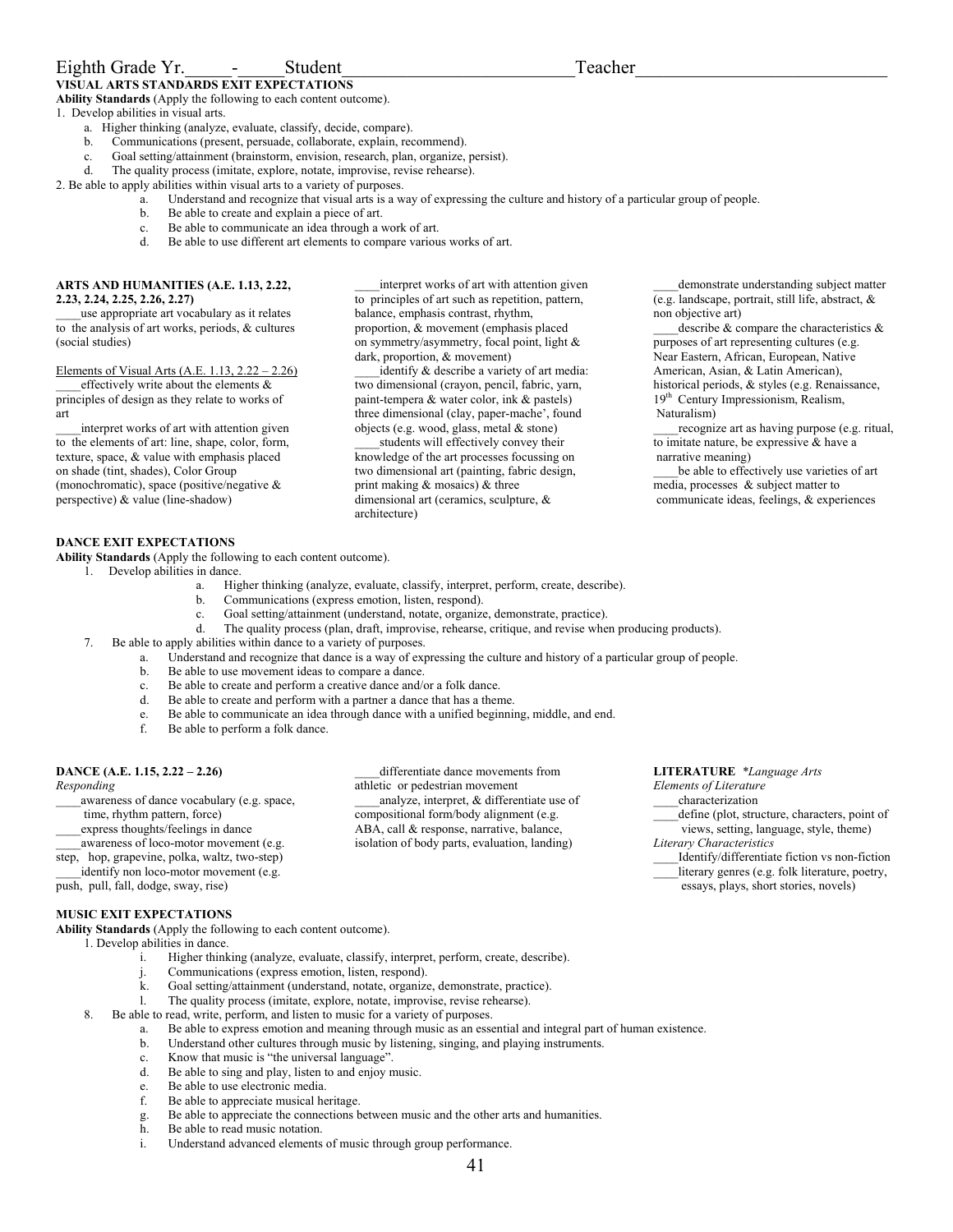Eighth Grade Yr.\_\_\_\_\_-\_\_\_\_\_Student\_\_\_\_\_\_\_\_\_\_\_\_\_\_\_\_\_\_\_\_\_\_\_\_\_\_Teacher\_\_\_\_\_\_\_\_\_\_\_\_\_\_\_\_\_\_\_\_\_\_\_\_\_\_\_

**VISUAL ARTS STANDARDS EXIT EXPECTATIONS**

**Ability Standards** (Apply the following to each content outcome).

1. Develop abilities in visual arts.
   a. Higher thinking (analyze, evaluate, classify, decide, compare).
   b. Communications (present, persuade, collaborate, explain, recommend).
   c. Goal setting/attainment (brainstorm, envision, research, plan, organize, persist).
   d. The quality process (imitate, explore, notate, improvise, revise rehearse).
2. Be able to apply abilities within visual arts to a variety of purposes.
   a. Understand and recognize that visual arts is a way of expressing the culture and history of a particular group of people.
   b. Be able to create and explain a piece of art.
   c. Be able to communicate an idea through a work of art.
   d. Be able to use different art elements to compare various works of art.

**ARTS AND HUMANITIES (A.E. 1.13, 2.22, 2.23, 2.24, 2.25, 2.26, 2.27)**

____use appropriate art vocabulary as it relates to the analysis of art works, periods, & cultures (social studies)

Elements of Visual Arts (A.E. 1.13, 2.22 – 2.26)

____effectively write about the elements & principles of design as they relate to works of art

____interpret works of art with attention given to the elements of art: line, shape, color, form, texture, space, & value with emphasis placed on shade (tint, shades), Color Group (monochromatic), space (positive/negative & perspective) & value (line-shadow)

____interpret works of art with attention given to principles of art such as repetition, pattern, balance, emphasis contrast, rhythm, proportion, & movement (emphasis placed on symmetry/asymmetry, focal point, light & dark, proportion, & movement)

____identify & describe a variety of art media: two dimensional (crayon, pencil, fabric, yarn, paint-tempera & water color, ink & pastels) three dimensional (clay, paper-mache', found objects (e.g. wood, glass, metal & stone)

____students will effectively convey their knowledge of the art processes focussing on two dimensional art (painting, fabric design, print making & mosaics) & three dimensional art (ceramics, sculpture, & architecture)

____demonstrate understanding subject matter (e.g. landscape, portrait, still life, abstract, & non objective art)

____describe & compare the characteristics & purposes of art representing cultures (e.g. Near Eastern, African, European, Native American, Asian, & Latin American), historical periods, & styles (e.g. Renaissance, 19th Century Impressionism, Realism, Naturalism)

____recognize art as having purpose (e.g. ritual, to imitate nature, be expressive & have a narrative meaning)

____be able to effectively use varieties of art media, processes & subject matter to communicate ideas, feelings, & experiences

**DANCE EXIT EXPECTATIONS**

**Ability Standards** (Apply the following to each content outcome).

1. Develop abilities in dance.
   a. Higher thinking (analyze, evaluate, classify, interpret, perform, create, describe).
   b. Communications (express emotion, listen, respond).
   c. Goal setting/attainment (understand, notate, organize, demonstrate, practice).
   d. The quality process (plan, draft, improvise, rehearse, critique, and revise when producing products).
7. Be able to apply abilities within dance to a variety of purposes.
   a. Understand and recognize that dance is a way of expressing the culture and history of a particular group of people.
   b. Be able to use movement ideas to compare a dance.
   c. Be able to create and perform a creative dance and/or a folk dance.
   d. Be able to create and perform with a partner a dance that has a theme.
   e. Be able to communicate an idea through dance with a unified beginning, middle, and end.
   f. Be able to perform a folk dance.

**DANCE (A.E. 1.15, 2.22 – 2.26)**

*Responding*

____awareness of dance vocabulary (e.g. space, time, rhythm pattern, force)

____express thoughts/feelings in dance

____awareness of loco-motor movement (e.g. step, hop, grapevine, polka, waltz, two-step)

____identify non loco-motor movement (e.g. push, pull, fall, dodge, sway, rise)

____differentiate dance movements from athletic or pedestrian movement

____analyze, interpret, & differentiate use of compositional form/body alignment (e.g. ABA, call & response, narrative, balance, isolation of body parts, evaluation, landing)

**LITERATURE** *\*Language Arts*

*Elements of Literature*

____characterization

____define (plot, structure, characters, point of views, setting, language, style, theme)

*Literary Characteristics*

____Identify/differentiate fiction vs non-fiction

____literary genres (e.g. folk literature, poetry, essays, plays, short stories, novels)

**MUSIC EXIT EXPECTATIONS**

**Ability Standards** (Apply the following to each content outcome).

1. Develop abilities in dance.
   i. Higher thinking (analyze, evaluate, classify, interpret, perform, create, describe).
   j. Communications (express emotion, listen, respond).
   k. Goal setting/attainment (understand, notate, organize, demonstrate, practice).
   l. The quality process (imitate, explore, notate, improvise, revise rehearse).
8. Be able to read, write, perform, and listen to music for a variety of purposes.
   a. Be able to express emotion and meaning through music as an essential and integral part of human existence.
   b. Understand other cultures through music by listening, singing, and playing instruments.
   c. Know that music is "the universal language".
   d. Be able to sing and play, listen to and enjoy music.
   e. Be able to use electronic media.
   f. Be able to appreciate musical heritage.
   g. Be able to appreciate the connections between music and the other arts and humanities.
   h. Be able to read music notation.
   i. Understand advanced elements of music through group performance.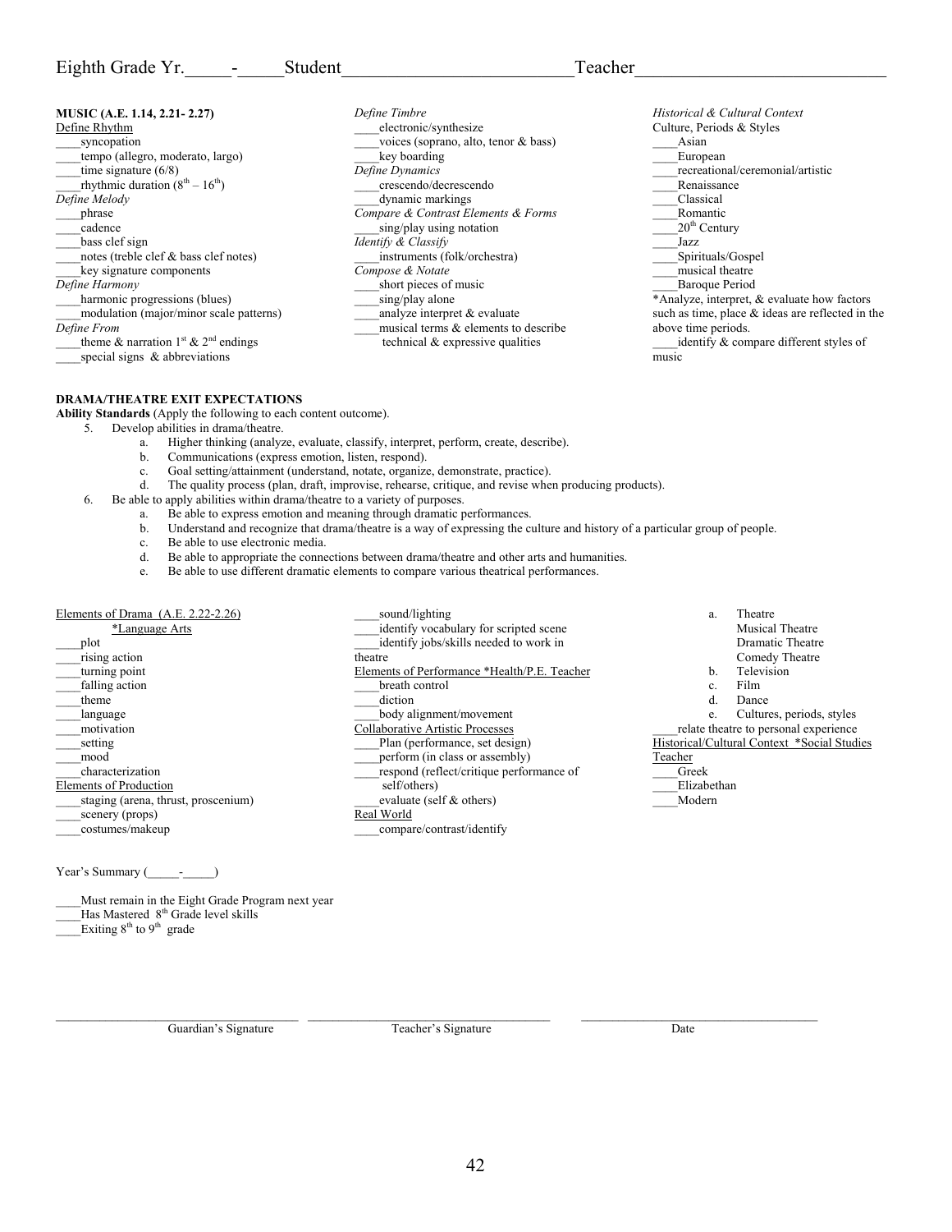Eighth Grade Yr.\_\_\_\_\_-\_\_\_\_\_Student\_\_\_\_\_\_\_\_\_\_\_\_\_\_\_\_\_\_\_\_\_\_\_\_\_\_Teacher\_\_\_\_\_\_\_\_\_\_\_\_\_\_\_\_\_\_\_\_\_\_\_\_\_\_\_

**MUSIC (A.E. 1.14, 2.21- 2.27)**

Define Rhythm

____syncopation
____tempo (allegro, moderato, largo)
____time signature (6/8)
____rhythmic duration ($8^{th}$ – $16^{th}$)

*Define Melody*

____phrase
____cadence
____bass clef sign
____notes (treble clef & bass clef notes)
____key signature components

*Define Harmony*

____harmonic progressions (blues)
____modulation (major/minor scale patterns)

*Define From*

____theme & narration $1^{st}$ & $2^{nd}$ endings
____special signs & abbreviations

*Define Timbre*

____electronic/synthesize
____voices (soprano, alto, tenor & bass)
____key boarding

*Define Dynamics*

____crescendo/decrescendo
____dynamic markings

*Compare & Contrast Elements & Forms*

____sing/play using notation

*Identify & Classify*

____instruments (folk/orchestra)

*Compose & Notate*

____short pieces of music
____sing/play alone
____analyze interpret & evaluate
____musical terms & elements to describe technical & expressive qualities

*Historical & Cultural Context*

Culture, Periods & Styles

____Asian
____European
____recreational/ceremonial/artistic
____Renaissance
____Classical
____Romantic
____$20^{th}$ Century
____Jazz
____Spirituals/Gospel
____musical theatre
____Baroque Period

*Analyze, interpret, & evaluate how factors such as time, place & ideas are reflected in the above time periods.

____identify & compare different styles of music

**DRAMA/THEATRE EXIT EXPECTATIONS**

**Ability Standards** (Apply the following to each content outcome).

5. Develop abilities in drama/theatre.
   a. Higher thinking (analyze, evaluate, classify, interpret, perform, create, describe).
   b. Communications (express emotion, listen, respond).
   c. Goal setting/attainment (understand, notate, organize, demonstrate, practice).
   d. The quality process (plan, draft, improvise, rehearse, critique, and revise when producing products).
6. Be able to apply abilities within drama/theatre to a variety of purposes.
   a. Be able to express emotion and meaning through dramatic performances.
   b. Understand and recognize that drama/theatre is a way of expressing the culture and history of a particular group of people.
   c. Be able to use electronic media.
   d. Be able to appropriate the connections between drama/theatre and other arts and humanities.
   e. Be able to use different dramatic elements to compare various theatrical performances.

Elements of Drama (A.E. 2.22-2.26)
*Language Arts

____plot
____rising action
____turning point
____falling action
____theme
____language
____motivation
____setting
____mood
____characterization

Elements of Production

____staging (arena, thrust, proscenium)
____scenery (props)
____costumes/makeup
____sound/lighting
____identify vocabulary for scripted scene
____identify jobs/skills needed to work in theatre

Elements of Performance *Health/P.E. Teacher

____breath control
____diction
____body alignment/movement

Collaborative Artistic Processes

____Plan (performance, set design)
____perform (in class or assembly)
____respond (reflect/critique performance of self/others)
____evaluate (self & others)

Real World

____compare/contrast/identify

a. Theatre
   Musical Theatre
   Dramatic Theatre
   Comedy Theatre
b. Television
c. Film
d. Dance
e. Cultures, periods, styles

____relate theatre to personal experience

Historical/Cultural Context *Social Studies Teacher

____Greek
____Elizabethan
____Modern

Year's Summary (\_\_\_\_\_-\_\_\_\_\_)

____Must remain in the Eight Grade Program next year
____Has Mastered $8^{th}$ Grade level skills
____Exiting $8^{th}$ to $9^{th}$ grade

\_\_\_\_\_\_\_\_\_\_\_\_\_\_\_\_\_\_\_\_\_\_\_\_\_\_\_\_\_\_ Guardian's Signature

\_\_\_\_\_\_\_\_\_\_\_\_\_\_\_\_\_\_\_\_\_\_\_\_\_\_\_\_\_\_ Teacher's Signature

\_\_\_\_\_\_\_\_\_\_\_\_\_\_\_\_\_\_\_\_\_\_\_\_\_\_\_\_\_\_ Date